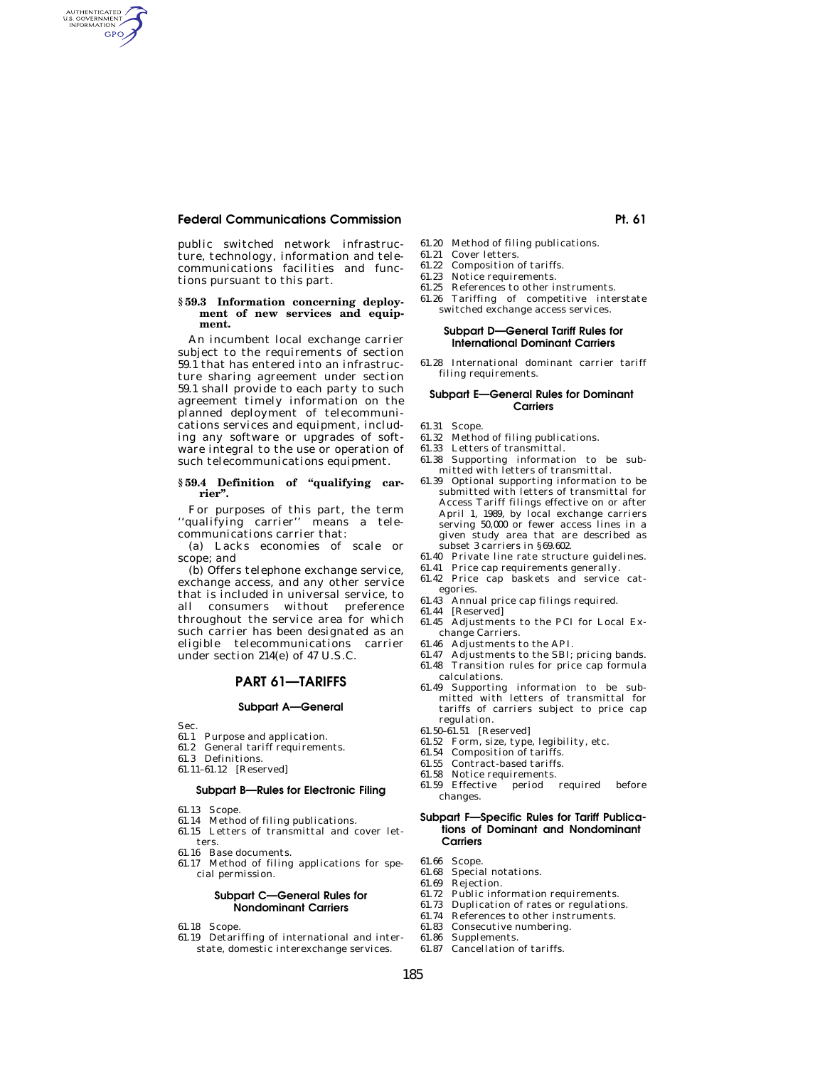public switched network infrastructure, technology, information and telecommunications facilities and functions pursuant to this part.

**§ 59.3 Information concerning deployment of new services and equipment.**

An incumbent local exchange carrier subject to the requirements of section 59.1 that has entered into an infrastructure sharing agreement under section 59.1 shall provide to each party to such agreement timely information on the planned deployment of telecommunications services and equipment, including any software or upgrades of software integral to the use or operation of such telecommunications equipment.

**§ 59.4 Definition of "qualifying carrier".**

For purposes of this part, the term ''qualifying carrier'' means a telecommunications carrier that:

(a) Lacks economies of scale or scope; and

(b) Offers telephone exchange service, exchange access, and any other service that is included in universal service, to all consumers without preference throughout the service area for which such carrier has been designated as an eligible telecommunications carrier under section 214(e) of 47 U.S.C.

# PART 61—TARIFFS

## Subpart A—General

Sec.
61.1 Purpose and application.
61.2 General tariff requirements.
61.3 Definitions.
61.11–61.12 [Reserved]

## Subpart B—Rules for Electronic Filing

61.13 Scope.
61.14 Method of filing publications.
61.15 Letters of transmittal and cover letters.
61.16 Base documents.
61.17 Method of filing applications for special permission.

## Subpart C—General Rules for Nondominant Carriers

61.18 Scope.
61.19 Detariffing of international and interstate, domestic interexchange services.
61.20 Method of filing publications.
61.21 Cover letters.
61.22 Composition of tariffs.
61.23 Notice requirements.
61.25 References to other instruments.
61.26 Tariffing of competitive interstate switched exchange access services.

## Subpart D—General Tariff Rules for International Dominant Carriers

61.28 International dominant carrier tariff filing requirements.

## Subpart E—General Rules for Dominant Carriers

61.31 Scope.
61.32 Method of filing publications.
61.33 Letters of transmittal.
61.38 Supporting information to be submitted with letters of transmittal.
61.39 Optional supporting information to be submitted with letters of transmittal for Access Tariff filings effective on or after April 1, 1989, by local exchange carriers serving 50,000 or fewer access lines in a given study area that are described as subset 3 carriers in §69.602.
61.40 Private line rate structure guidelines.
61.41 Price cap requirements generally.
61.42 Price cap baskets and service categories.
61.43 Annual price cap filings required.
61.44 [Reserved]
61.45 Adjustments to the PCI for Local Exchange Carriers.
61.46 Adjustments to the API.
61.47 Adjustments to the SBI; pricing bands.
61.48 Transition rules for price cap formula calculations.
61.49 Supporting information to be submitted with letters of transmittal for tariffs of carriers subject to price cap regulation.
61.50–61.51 [Reserved]
61.52 Form, size, type, legibility, etc.
61.54 Composition of tariffs.
61.55 Contract-based tariffs.
61.58 Notice requirements.
61.59 Effective period required before changes.

## Subpart F—Specific Rules for Tariff Publications of Dominant and Nondominant Carriers

61.66 Scope.
61.68 Special notations.
61.69 Rejection.
61.72 Public information requirements.
61.73 Duplication of rates or regulations.
61.74 References to other instruments.
61.83 Consecutive numbering.
61.86 Supplements.
61.87 Cancellation of tariffs.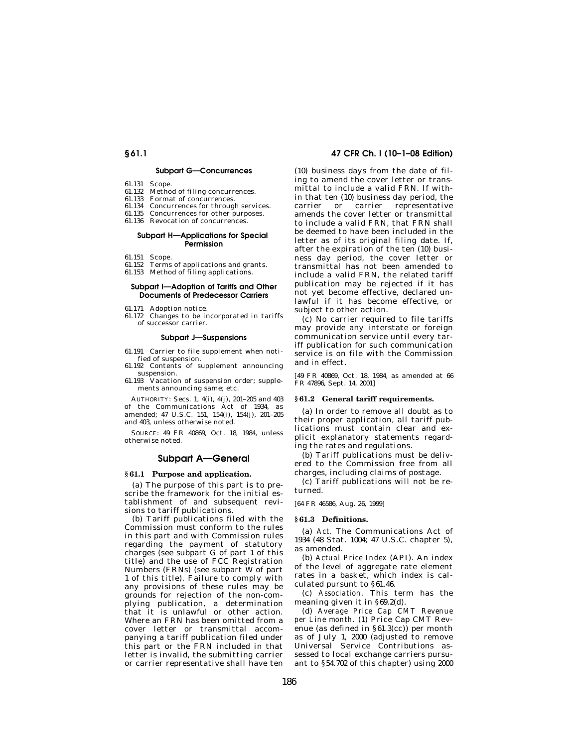#### Subpart G—Concurrences

61.131 Scope.
61.132 Method of filing concurrences.
61.133 Format of concurrences.
61.134 Concurrences for through services.
61.135 Concurrences for other purposes.
61.136 Revocation of concurrences.

#### Subpart H—Applications for Special Permission

61.151 Scope.
61.152 Terms of applications and grants.
61.153 Method of filing applications.

#### Subpart I—Adoption of Tariffs and Other Documents of Predecessor Carriers

61.171 Adoption notice.
61.172 Changes to be incorporated in tariffs of successor carrier.

#### Subpart J—Suspensions

61.191 Carrier to file supplement when notified of suspension.
61.192 Contents of supplement announcing suspension.
61.193 Vacation of suspension order; supplements announcing same; etc.

AUTHORITY: Secs. 1, 4(i), 4(j), 201–205 and 403 of the Communications Act of 1934, as amended; 47 U.S.C. 151, 154(i), 154(j), 201–205 and 403, unless otherwise noted.

SOURCE: 49 FR 40869, Oct. 18, 1984, unless otherwise noted.

## Subpart A—General

### § 61.1 Purpose and application.

(a) The purpose of this part is to prescribe the framework for the initial establishment of and subsequent revisions to tariff publications.

(b) Tariff publications filed with the Commission must conform to the rules in this part and with Commission rules regarding the payment of statutory charges (see subpart G of part 1 of this title) and the use of FCC Registration Numbers (FRNs) (see subpart W of part 1 of this title). Failure to comply with any provisions of these rules may be grounds for rejection of the non-complying publication, a determination that it is unlawful or other action. Where an FRN has been omitted from a cover letter or transmittal accompanying a tariff publication filed under this part or the FRN included in that letter is invalid, the submitting carrier or carrier representative shall have ten (10) business days from the date of filing to amend the cover letter or transmittal to include a valid FRN. If within that ten (10) business day period, the carrier or carrier representative amends the cover letter or transmittal to include a valid FRN, that FRN shall be deemed to have been included in the letter as of its original filing date. If, after the expiration of the ten (10) business day period, the cover letter or transmittal has not been amended to include a valid FRN, the related tariff publication may be rejected if it has not yet become effective, declared unlawful if it has become effective, or subject to other action.

(c) No carrier required to file tariffs may provide any interstate or foreign communication service until every tariff publication for such communication service is on file with the Commission and in effect.

[49 FR 40869, Oct. 18, 1984, as amended at 66 FR 47896, Sept. 14, 2001]

### § 61.2 General tariff requirements.

(a) In order to remove all doubt as to their proper application, all tariff publications must contain clear and explicit explanatory statements regarding the rates and regulations.

(b) Tariff publications must be delivered to the Commission free from all charges, including claims of postage.

(c) Tariff publications will not be returned.

[64 FR 46586, Aug. 26, 1999]

### § 61.3 Definitions.

(a) *Act.* The Communications Act of 1934 (48 Stat. 1004; 47 U.S.C. chapter 5), as amended.

(b) *Actual Price Index* (API). An index of the level of aggregate rate element rates in a basket, which index is calculated pursuant to §61.46.

(c) *Association.* This term has the meaning given it in §69.2(d).

(d) *Average Price Cap CMT Revenue per Line month.* (1) Price Cap CMT Revenue (as defined in §61.3(cc)) per month as of July 1, 2000 (adjusted to remove Universal Service Contributions assessed to local exchange carriers pursuant to §54.702 of this chapter) using 2000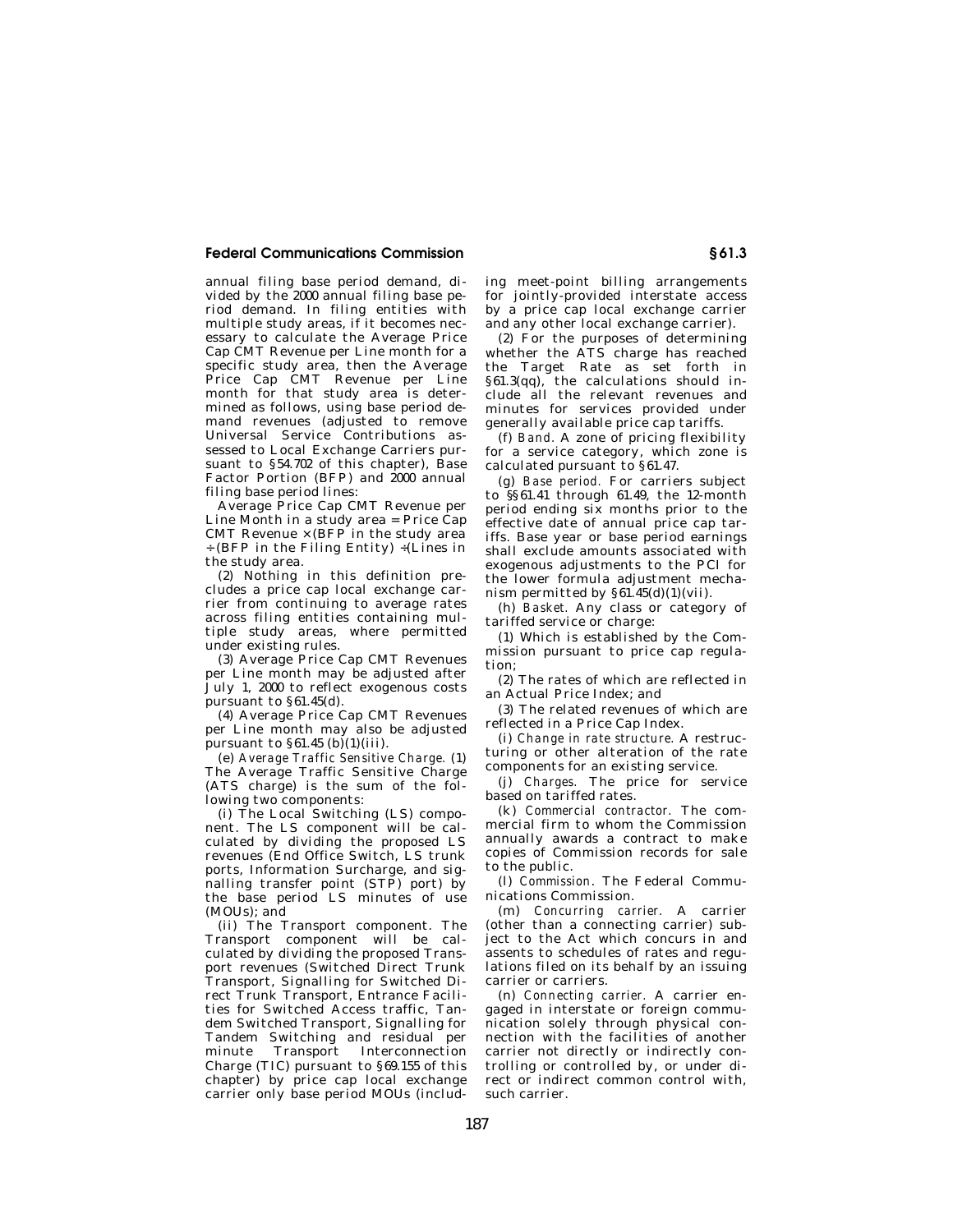annual filing base period demand, divided by the 2000 annual filing base period demand. In filing entities with multiple study areas, if it becomes necessary to calculate the Average Price Cap CMT Revenue per Line month for a specific study area, then the Average Price Cap CMT Revenue per Line month for that study area is determined as follows, using base period demand revenues (adjusted to remove Universal Service Contributions assessed to Local Exchange Carriers pursuant to §54.702 of this chapter), Base Factor Portion (BFP) and 2000 annual filing base period lines:

Average Price Cap CMT Revenue per Line Month in a study area = Price Cap CMT Revenue × (BFP in the study area ÷ (BFP in the Filing Entity) ÷ (Lines in the study area.

(2) Nothing in this definition precludes a price cap local exchange carrier from continuing to average rates across filing entities containing multiple study areas, where permitted under existing rules.

(3) Average Price Cap CMT Revenues per Line month may be adjusted after July 1, 2000 to reflect exogenous costs pursuant to §61.45(d).

(4) Average Price Cap CMT Revenues per Line month may also be adjusted pursuant to §61.45 (b)(1)(iii).

(e) *Average Traffic Sensitive Charge.* (1) The Average Traffic Sensitive Charge (ATS charge) is the sum of the following two components:

(i) The Local Switching (LS) component. The LS component will be calculated by dividing the proposed LS revenues (End Office Switch, LS trunk ports, Information Surcharge, and signalling transfer point (STP) port) by the base period LS minutes of use (MOUs); and

(ii) The Transport component. The Transport component will be calculated by dividing the proposed Transport revenues (Switched Direct Trunk Transport, Signalling for Switched Direct Trunk Transport, Entrance Facilities for Switched Access traffic, Tandem Switched Transport, Signalling for Tandem Switching and residual per minute Transport Interconnection Charge (TIC) pursuant to §69.155 of this chapter) by price cap local exchange carrier only base period MOUs (including meet-point billing arrangements for jointly-provided interstate access by a price cap local exchange carrier and any other local exchange carrier).

(2) For the purposes of determining whether the ATS charge has reached the Target Rate as set forth in §61.3(qq), the calculations should include all the relevant revenues and minutes for services provided under generally available price cap tariffs.

(f) *Band.* A zone of pricing flexibility for a service category, which zone is calculated pursuant to §61.47.

(g) *Base period.* For carriers subject to §§61.41 through 61.49, the 12-month period ending six months prior to the effective date of annual price cap tariffs. Base year or base period earnings shall exclude amounts associated with exogenous adjustments to the PCI for the lower formula adjustment mechanism permitted by §61.45(d)(1)(vii).

(h) *Basket.* Any class or category of tariffed service or charge:

(1) Which is established by the Commission pursuant to price cap regulation;

(2) The rates of which are reflected in an Actual Price Index; and

(3) The related revenues of which are reflected in a Price Cap Index.

(i) *Change in rate structure.* A restructuring or other alteration of the rate components for an existing service.

(j) *Charges.* The price for service based on tariffed rates.

(k) *Commercial contractor.* The commercial firm to whom the Commission annually awards a contract to make copies of Commission records for sale to the public.

(l) *Commission.* The Federal Communications Commission.

(m) *Concurring carrier.* A carrier (other than a connecting carrier) subject to the Act which concurs in and assents to schedules of rates and regulations filed on its behalf by an issuing carrier or carriers.

(n) *Connecting carrier.* A carrier engaged in interstate or foreign communication solely through physical connection with the facilities of another carrier not directly or indirectly controlling or controlled by, or under direct or indirect common control with, such carrier.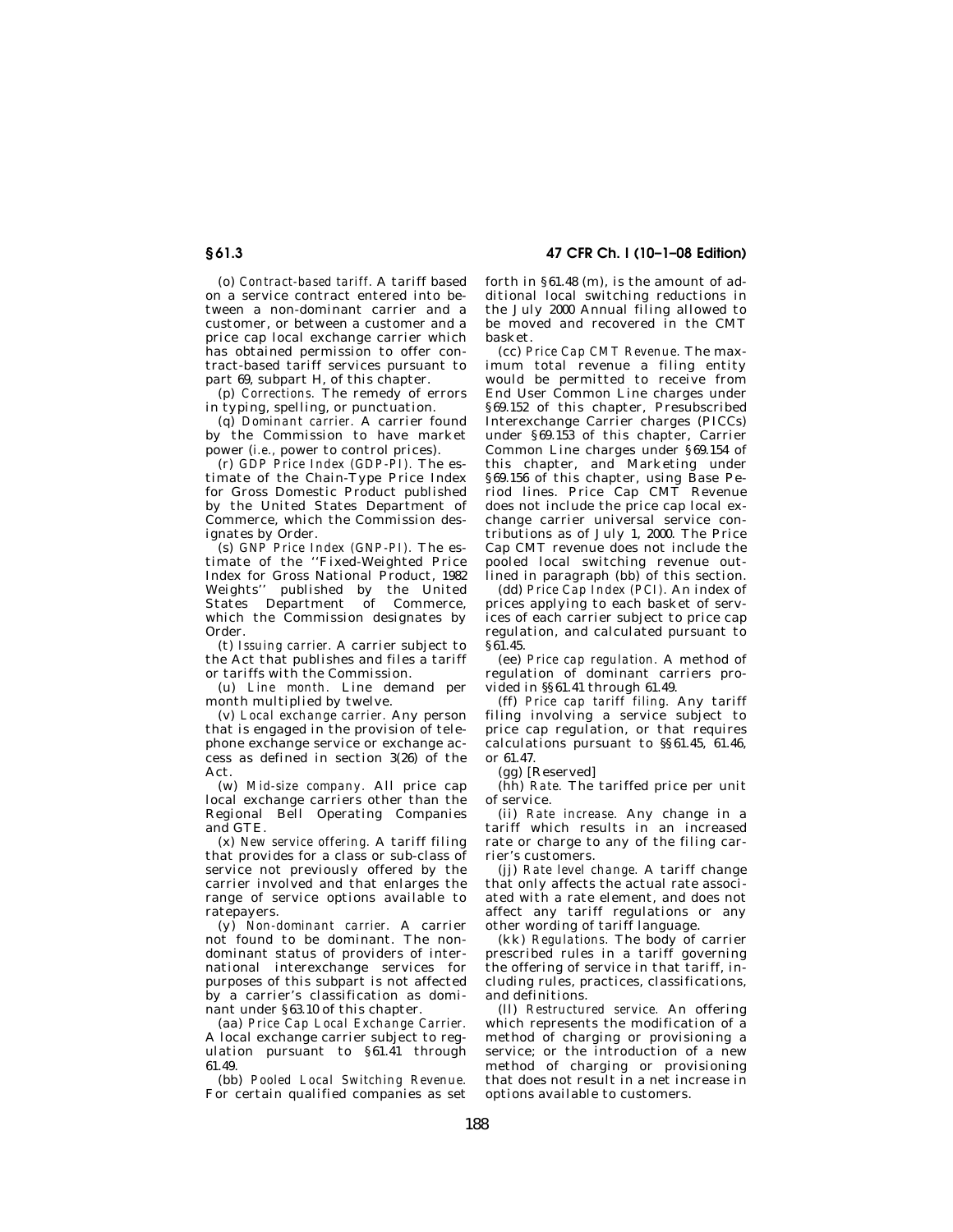(o) *Contract-based tariff.* A tariff based on a service contract entered into between a non-dominant carrier and a customer, or between a customer and a price cap local exchange carrier which has obtained permission to offer contract-based tariff services pursuant to part 69, subpart H, of this chapter.

(p) *Corrections.* The remedy of errors in typing, spelling, or punctuation.

(q) *Dominant carrier.* A carrier found by the Commission to have market power (*i.e.,* power to control prices).

(r) *GDP Price Index (GDP-PI).* The estimate of the Chain-Type Price Index for Gross Domestic Product published by the United States Department of Commerce, which the Commission designates by Order.

(s) *GNP Price Index (GNP-PI).* The estimate of the ''Fixed-Weighted Price Index for Gross National Product, 1982 Weights'' published by the United States Department of Commerce, which the Commission designates by Order.

(t) *Issuing carrier.* A carrier subject to the Act that publishes and files a tariff or tariffs with the Commission.

(u) *Line month.* Line demand per month multiplied by twelve.

(v) *Local exchange carrier.* Any person that is engaged in the provision of telephone exchange service or exchange access as defined in section 3(26) of the Act.

(w) *Mid-size company.* All price cap local exchange carriers other than the Regional Bell Operating Companies and GTE.

(x) *New service offering.* A tariff filing that provides for a class or sub-class of service not previously offered by the carrier involved and that enlarges the range of service options available to ratepayers.

(y) *Non-dominant carrier.* A carrier not found to be dominant. The non-dominant status of providers of international interexchange services for purposes of this subpart is not affected by a carrier's classification as dominant under §63.10 of this chapter.

(aa) *Price Cap Local Exchange Carrier.* A local exchange carrier subject to regulation pursuant to §61.41 through 61.49.

(bb) *Pooled Local Switching Revenue.* For certain qualified companies as set forth in §61.48 (m), is the amount of additional local switching reductions in the July 2000 Annual filing allowed to be moved and recovered in the CMT basket.

(cc) *Price Cap CMT Revenue.* The maximum total revenue a filing entity would be permitted to receive from End User Common Line charges under §69.152 of this chapter, Presubscribed Interexchange Carrier charges (PICCs) under §69.153 of this chapter, Carrier Common Line charges under §69.154 of this chapter, and Marketing under §69.156 of this chapter, using Base Period lines. Price Cap CMT Revenue does not include the price cap local exchange carrier universal service contributions as of July 1, 2000. The Price Cap CMT revenue does not include the pooled local switching revenue outlined in paragraph (bb) of this section.

(dd) *Price Cap Index (PCI).* An index of prices applying to each basket of services of each carrier subject to price cap regulation, and calculated pursuant to §61.45.

(ee) *Price cap regulation.* A method of regulation of dominant carriers provided in §§61.41 through 61.49.

(ff) *Price cap tariff filing.* Any tariff filing involving a service subject to price cap regulation, or that requires calculations pursuant to §§61.45, 61.46, or 61.47.

(gg) [Reserved]

(hh) *Rate.* The tariffed price per unit of service.

(ii) *Rate increase.* Any change in a tariff which results in an increased rate or charge to any of the filing carrier's customers.

(jj) *Rate level change.* A tariff change that only affects the actual rate associated with a rate element, and does not affect any tariff regulations or any other wording of tariff language.

(kk) *Regulations.* The body of carrier prescribed rules in a tariff governing the offering of service in that tariff, including rules, practices, classifications, and definitions.

(ll) *Restructured service.* An offering which represents the modification of a method of charging or provisioning a service; or the introduction of a new method of charging or provisioning that does not result in a net increase in options available to customers.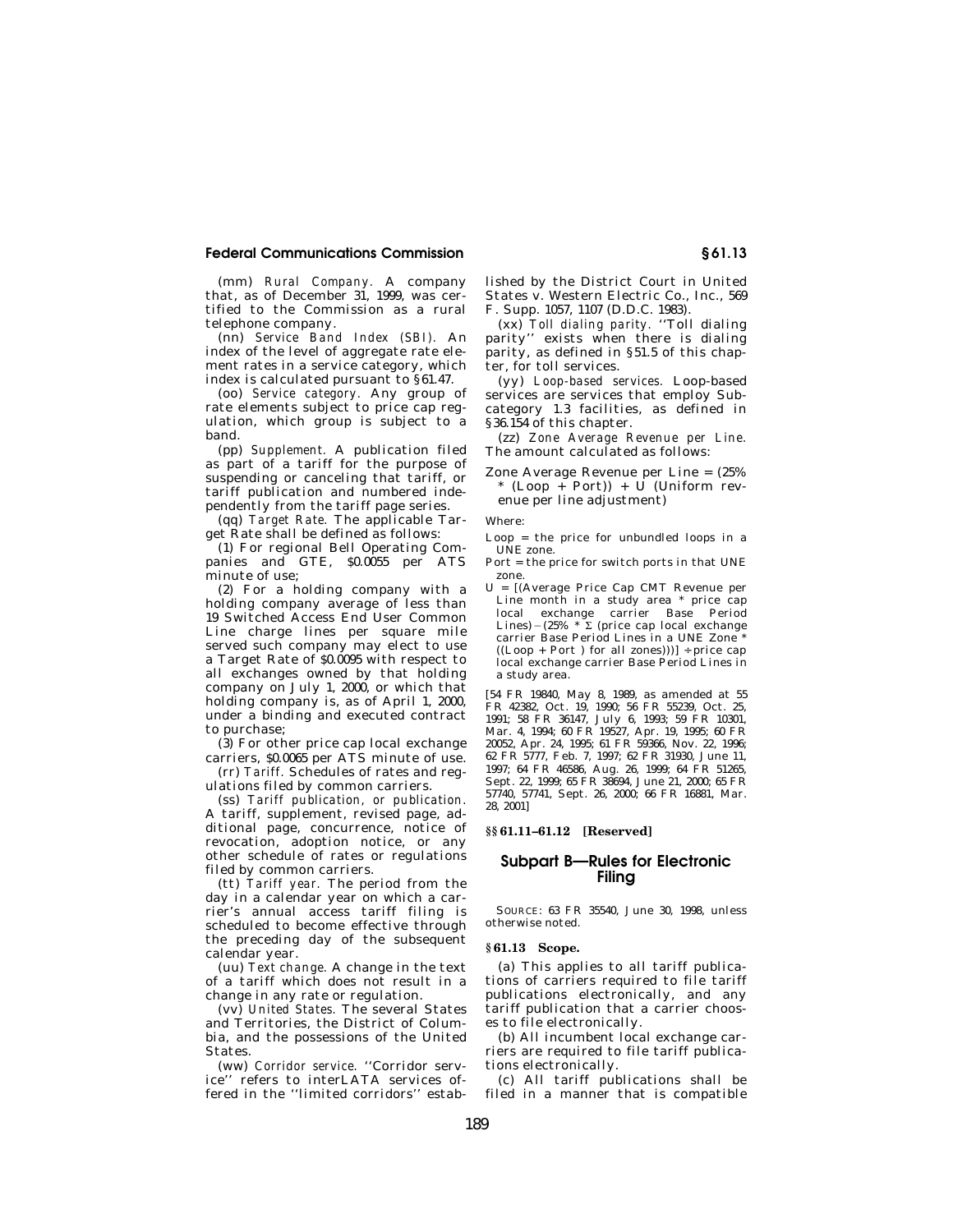(mm) *Rural Company.* A company that, as of December 31, 1999, was certified to the Commission as a rural telephone company.

(nn) *Service Band Index (SBI).* An index of the level of aggregate rate element rates in a service category, which index is calculated pursuant to §61.47.

(oo) *Service category.* Any group of rate elements subject to price cap regulation, which group is subject to a band.

(pp) *Supplement.* A publication filed as part of a tariff for the purpose of suspending or canceling that tariff, or tariff publication and numbered independently from the tariff page series.

(qq) *Target Rate.* The applicable Target Rate shall be defined as follows:

(1) For regional Bell Operating Companies and GTE, $0.0055 per ATS minute of use;

(2) For a holding company with a holding company average of less than 19 Switched Access End User Common Line charge lines per square mile served such company may elect to use a Target Rate of $0.0095 with respect to all exchanges owned by that holding company on July 1, 2000, or which that holding company is, as of April 1, 2000, under a binding and executed contract to purchase;

(3) For other price cap local exchange carriers, $0.0065 per ATS minute of use.

(rr) *Tariff.* Schedules of rates and regulations filed by common carriers.

(ss) *Tariff publication, or publication.* A tariff, supplement, revised page, additional page, concurrence, notice of revocation, adoption notice, or any other schedule of rates or regulations filed by common carriers.

(tt) *Tariff year.* The period from the day in a calendar year on which a carrier's annual access tariff filing is scheduled to become effective through the preceding day of the subsequent calendar year.

(uu) *Text change.* A change in the text of a tariff which does not result in a change in any rate or regulation.

(vv) *United States.* The several States and Territories, the District of Columbia, and the possessions of the United States.

(ww) *Corridor service.* "Corridor service" refers to interLATA services offered in the "limited corridors" established by the District Court in United States v. Western Electric Co., Inc., 569 F. Supp. 1057, 1107 (D.D.C. 1983).

(xx) *Toll dialing parity.* "Toll dialing parity" exists when there is dialing parity, as defined in §51.5 of this chapter, for toll services.

(yy) *Loop-based services.* Loop-based services are services that employ Subcategory 1.3 facilities, as defined in §36.154 of this chapter.

(zz) *Zone Average Revenue per Line.* The amount calculated as follows:

Zone Average Revenue per Line = (25% * (Loop + Port)) + U (Uniform revenue per line adjustment)

Where:

Loop = the price for unbundled loops in a UNE zone.

Port = the price for switch ports in that UNE zone.

U = [(Average Price Cap CMT Revenue per Line month in a study area * price cap local exchange carrier Base Period Lines) − (25% * Σ (price cap local exchange carrier Base Period Lines in a UNE Zone * ((Loop + Port ) for all zones)))] ÷ price cap local exchange carrier Base Period Lines in a study area.

[54 FR 19840, May 8, 1989, as amended at 55 FR 42382, Oct. 19, 1990; 56 FR 55239, Oct. 25, 1991; 58 FR 36147, July 6, 1993; 59 FR 10301, Mar. 4, 1994; 60 FR 19527, Apr. 19, 1995; 60 FR 20052, Apr. 24, 1995; 61 FR 59366, Nov. 22, 1996; 62 FR 5777, Feb. 7, 1997; 62 FR 31930, June 11, 1997; 64 FR 46586, Aug. 26, 1999; 64 FR 51265, Sept. 22, 1999; 65 FR 38694, June 21, 2000; 65 FR 57740, 57741, Sept. 26, 2000; 66 FR 16881, Mar. 28, 2001]

**§§ 61.11–61.12 [Reserved]**

## Subpart B—Rules for Electronic Filing

SOURCE: 63 FR 35540, June 30, 1998, unless otherwise noted.

**§ 61.13 Scope.**

(a) This applies to all tariff publications of carriers required to file tariff publications electronically, and any tariff publication that a carrier chooses to file electronically.

(b) All incumbent local exchange carriers are required to file tariff publications electronically.

(c) All tariff publications shall be filed in a manner that is compatible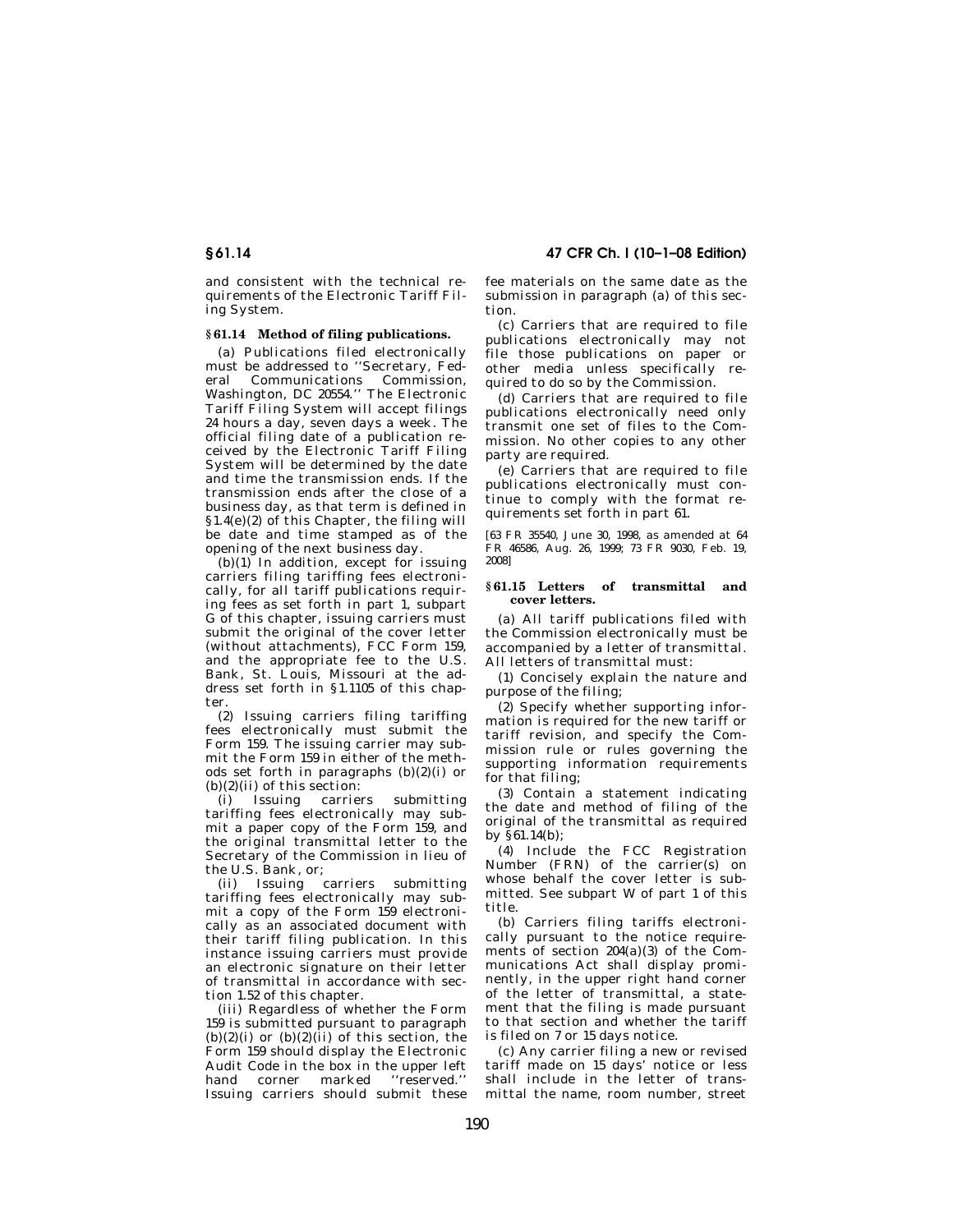and consistent with the technical requirements of the Electronic Tariff Filing System.

### § 61.14 Method of filing publications.

(a) Publications filed electronically must be addressed to ''Secretary, Federal Communications Commission, Washington, DC 20554.'' The Electronic Tariff Filing System will accept filings 24 hours a day, seven days a week. The official filing date of a publication received by the Electronic Tariff Filing System will be determined by the date and time the transmission ends. If the transmission ends after the close of a business day, as that term is defined in §1.4(e)(2) of this Chapter, the filing will be date and time stamped as of the opening of the next business day.

(b)(1) In addition, except for issuing carriers filing tariffing fees electronically, for all tariff publications requiring fees as set forth in part 1, subpart G of this chapter, issuing carriers must submit the original of the cover letter (without attachments), FCC Form 159, and the appropriate fee to the U.S. Bank, St. Louis, Missouri at the address set forth in §1.1105 of this chapter.

(2) Issuing carriers filing tariffing fees electronically must submit the Form 159. The issuing carrier may submit the Form 159 in either of the methods set forth in paragraphs (b)(2)(i) or (b)(2)(ii) of this section:

(i) Issuing carriers submitting tariffing fees electronically may submit a paper copy of the Form 159, and the original transmittal letter to the Secretary of the Commission in lieu of the U.S. Bank, or;

(ii) Issuing carriers submitting tariffing fees electronically may submit a copy of the Form 159 electronically as an associated document with their tariff filing publication. In this instance issuing carriers must provide an electronic signature on their letter of transmittal in accordance with section 1.52 of this chapter.

(iii) Regardless of whether the Form 159 is submitted pursuant to paragraph (b)(2)(i) or (b)(2)(ii) of this section, the Form 159 should display the Electronic Audit Code in the box in the upper left hand corner marked ''reserved.'' Issuing carriers should submit these fee materials on the same date as the submission in paragraph (a) of this section.

(c) Carriers that are required to file publications electronically may not file those publications on paper or other media unless specifically required to do so by the Commission.

(d) Carriers that are required to file publications electronically need only transmit one set of files to the Commission. No other copies to any other party are required.

(e) Carriers that are required to file publications electronically must continue to comply with the format requirements set forth in part 61.

[63 FR 35540, June 30, 1998, as amended at 64 FR 46586, Aug. 26, 1999; 73 FR 9030, Feb. 19, 2008]

### § 61.15 Letters of transmittal and cover letters.

(a) All tariff publications filed with the Commission electronically must be accompanied by a letter of transmittal. All letters of transmittal must:

(1) Concisely explain the nature and purpose of the filing;

(2) Specify whether supporting information is required for the new tariff or tariff revision, and specify the Commission rule or rules governing the supporting information requirements for that filing;

(3) Contain a statement indicating the date and method of filing of the original of the transmittal as required by §61.14(b);

(4) Include the FCC Registration Number (FRN) of the carrier(s) on whose behalf the cover letter is submitted. See subpart W of part 1 of this title.

(b) Carriers filing tariffs electronically pursuant to the notice requirements of section 204(a)(3) of the Communications Act shall display prominently, in the upper right hand corner of the letter of transmittal, a statement that the filing is made pursuant to that section and whether the tariff is filed on 7 or 15 days notice.

(c) Any carrier filing a new or revised tariff made on 15 days' notice or less shall include in the letter of transmittal the name, room number, street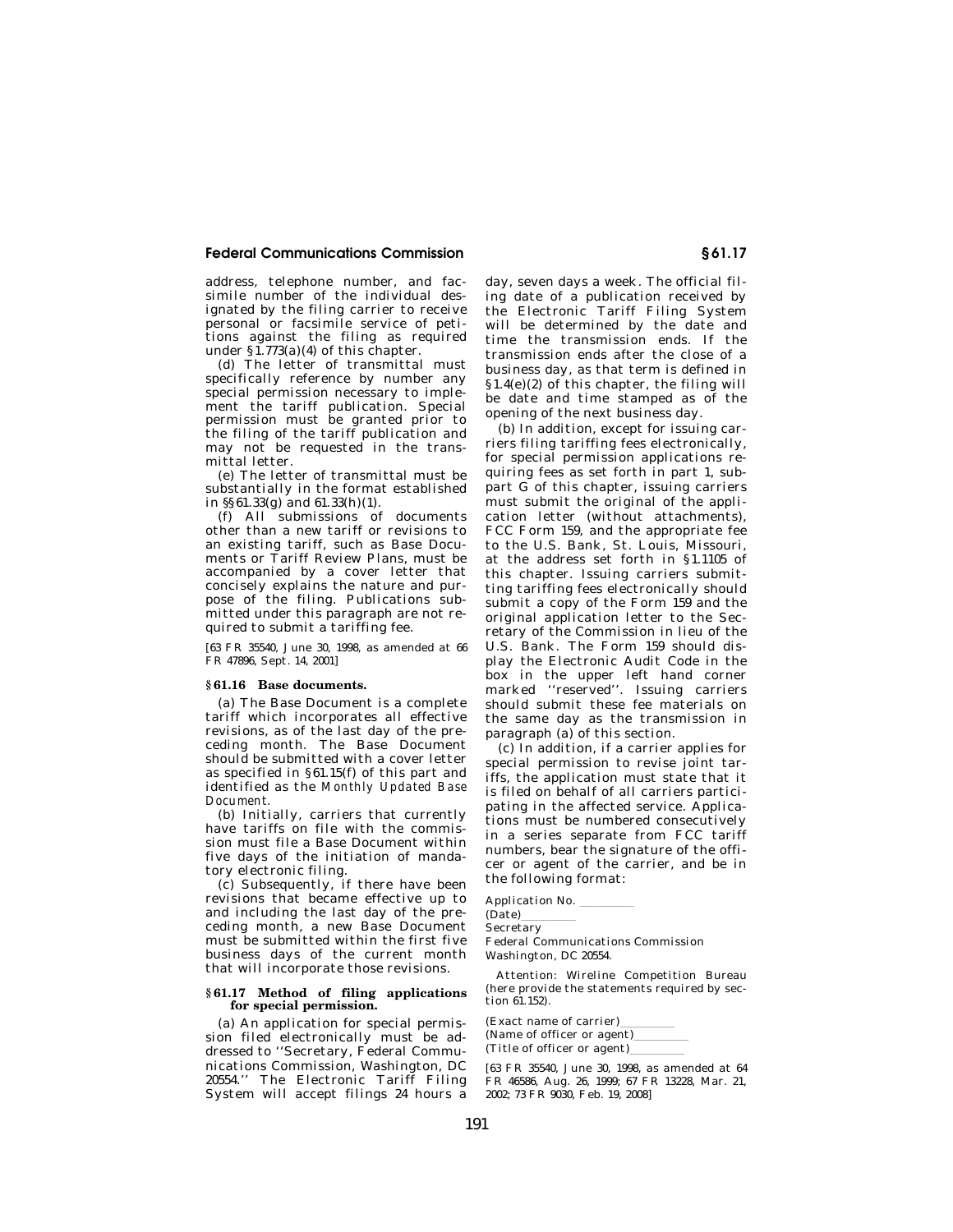address, telephone number, and facsimile number of the individual designated by the filing carrier to receive personal or facsimile service of petitions against the filing as required under §1.773(a)(4) of this chapter.

(d) The letter of transmittal must specifically reference by number any special permission necessary to implement the tariff publication. Special permission must be granted prior to the filing of the tariff publication and may not be requested in the transmittal letter.

(e) The letter of transmittal must be substantially in the format established in §§61.33(g) and 61.33(h)(1).

(f) All submissions of documents other than a new tariff or revisions to an existing tariff, such as Base Documents or Tariff Review Plans, must be accompanied by a cover letter that concisely explains the nature and purpose of the filing. Publications submitted under this paragraph are not required to submit a tariffing fee.

[63 FR 35540, June 30, 1998, as amended at 66 FR 47896, Sept. 14, 2001]

## §61.16 Base documents.

(a) The Base Document is a complete tariff which incorporates all effective revisions, as of the last day of the preceding month. The Base Document should be submitted with a cover letter as specified in §61.15(f) of this part and identified as the *Monthly Updated Base Document.*

(b) Initially, carriers that currently have tariffs on file with the commission must file a Base Document within five days of the initiation of mandatory electronic filing.

(c) Subsequently, if there have been revisions that became effective up to and including the last day of the preceding month, a new Base Document must be submitted within the first five business days of the current month that will incorporate those revisions.

## §61.17 Method of filing applications for special permission.

(a) An application for special permission filed electronically must be addressed to ''Secretary, Federal Communications Commission, Washington, DC 20554.'' The Electronic Tariff Filing System will accept filings 24 hours a day, seven days a week. The official filing date of a publication received by the Electronic Tariff Filing System will be determined by the date and time the transmission ends. If the transmission ends after the close of a business day, as that term is defined in §1.4(e)(2) of this chapter, the filing will be date and time stamped as of the opening of the next business day.

(b) In addition, except for issuing carriers filing tariffing fees electronically, for special permission applications requiring fees as set forth in part 1, subpart G of this chapter, issuing carriers must submit the original of the application letter (without attachments), FCC Form 159, and the appropriate fee to the U.S. Bank, St. Louis, Missouri, at the address set forth in §1.1105 of this chapter. Issuing carriers submitting tariffing fees electronically should submit a copy of the Form 159 and the original application letter to the Secretary of the Commission in lieu of the U.S. Bank. The Form 159 should display the Electronic Audit Code in the box in the upper left hand corner marked ''reserved''. Issuing carriers should submit these fee materials on the same day as the transmission in paragraph (a) of this section.

(c) In addition, if a carrier applies for special permission to revise joint tariffs, the application must state that it is filed on behalf of all carriers participating in the affected service. Applications must be numbered consecutively in a series separate from FCC tariff numbers, bear the signature of the officer or agent of the carrier, and be in the following format:

Application No. \_\_\_\_\_\_\_\_
(Date)\_\_\_\_\_\_\_\_
Secretary
Federal Communications Commission
Washington, DC 20554.

Attention: Wireline Competition Bureau (here provide the statements required by section 61.152).

(Exact name of carrier)\_\_\_\_\_\_\_\_
(Name of officer or agent)\_\_\_\_\_\_\_\_
(Title of officer or agent)\_\_\_\_\_\_\_\_

[63 FR 35540, June 30, 1998, as amended at 64 FR 46586, Aug. 26, 1999; 67 FR 13228, Mar. 21, 2002; 73 FR 9030, Feb. 19, 2008]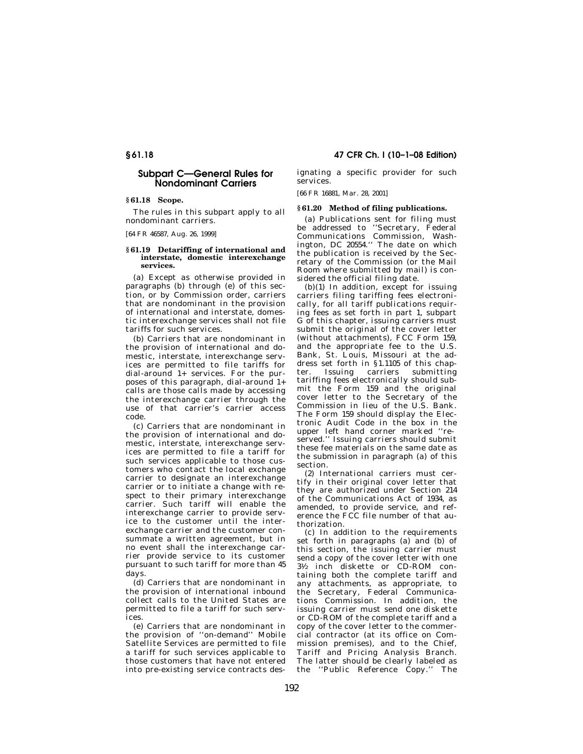## Subpart C—General Rules for Nondominant Carriers

### § 61.18 Scope.

The rules in this subpart apply to all nondominant carriers.

[64 FR 46587, Aug. 26, 1999]

### § 61.19 Detariffing of international and interstate, domestic interexchange services.

(a) Except as otherwise provided in paragraphs (b) through (e) of this section, or by Commission order, carriers that are nondominant in the provision of international and interstate, domestic interexchange services shall not file tariffs for such services.

(b) Carriers that are nondominant in the provision of international and domestic, interstate, interexchange services are permitted to file tariffs for dial-around 1+ services. For the purposes of this paragraph, dial-around 1+ calls are those calls made by accessing the interexchange carrier through the use of that carrier's carrier access code.

(c) Carriers that are nondominant in the provision of international and domestic, interstate, interexchange services are permitted to file a tariff for such services applicable to those customers who contact the local exchange carrier to designate an interexchange carrier or to initiate a change with respect to their primary interexchange carrier. Such tariff will enable the interexchange carrier to provide service to the customer until the interexchange carrier and the customer consummate a written agreement, but in no event shall the interexchange carrier provide service to its customer pursuant to such tariff for more than 45 days.

(d) Carriers that are nondominant in the provision of international inbound collect calls to the United States are permitted to file a tariff for such services.

(e) Carriers that are nondominant in the provision of ''on-demand'' Mobile Satellite Services are permitted to file a tariff for such services applicable to those customers that have not entered into pre-existing service contracts designating a specific provider for such services.

[66 FR 16881, Mar. 28, 2001]

### § 61.20 Method of filing publications.

(a) Publications sent for filing must be addressed to ''Secretary, Federal Communications Commission, Washington, DC 20554.'' The date on which the publication is received by the Secretary of the Commission (or the Mail Room where submitted by mail) is considered the official filing date.

(b)(1) In addition, except for issuing carriers filing tariffing fees electronically, for all tariff publications requiring fees as set forth in part 1, subpart G of this chapter, issuing carriers must submit the original of the cover letter (without attachments), FCC Form 159, and the appropriate fee to the U.S. Bank, St. Louis, Missouri at the address set forth in §1.1105 of this chapter. Issuing carriers submitting tariffing fees electronically should submit the Form 159 and the original cover letter to the Secretary of the Commission in lieu of the U.S. Bank. The Form 159 should display the Electronic Audit Code in the box in the upper left hand corner marked ''reserved.'' Issuing carriers should submit these fee materials on the same date as the submission in paragraph (a) of this section.

(2) International carriers must certify in their original cover letter that they are authorized under Section 214 of the Communications Act of 1934, as amended, to provide service, and reference the FCC file number of that authorization.

(c) In addition to the requirements set forth in paragraphs (a) and (b) of this section, the issuing carrier must send a copy of the cover letter with one 3½ inch diskette or CD-ROM containing both the complete tariff and any attachments, as appropriate, to the Secretary, Federal Communications Commission. In addition, the issuing carrier must send one diskette or CD-ROM of the complete tariff and a copy of the cover letter to the commercial contractor (at its office on Commission premises), and to the Chief, Tariff and Pricing Analysis Branch. The latter should be clearly labeled as the ''Public Reference Copy.'' The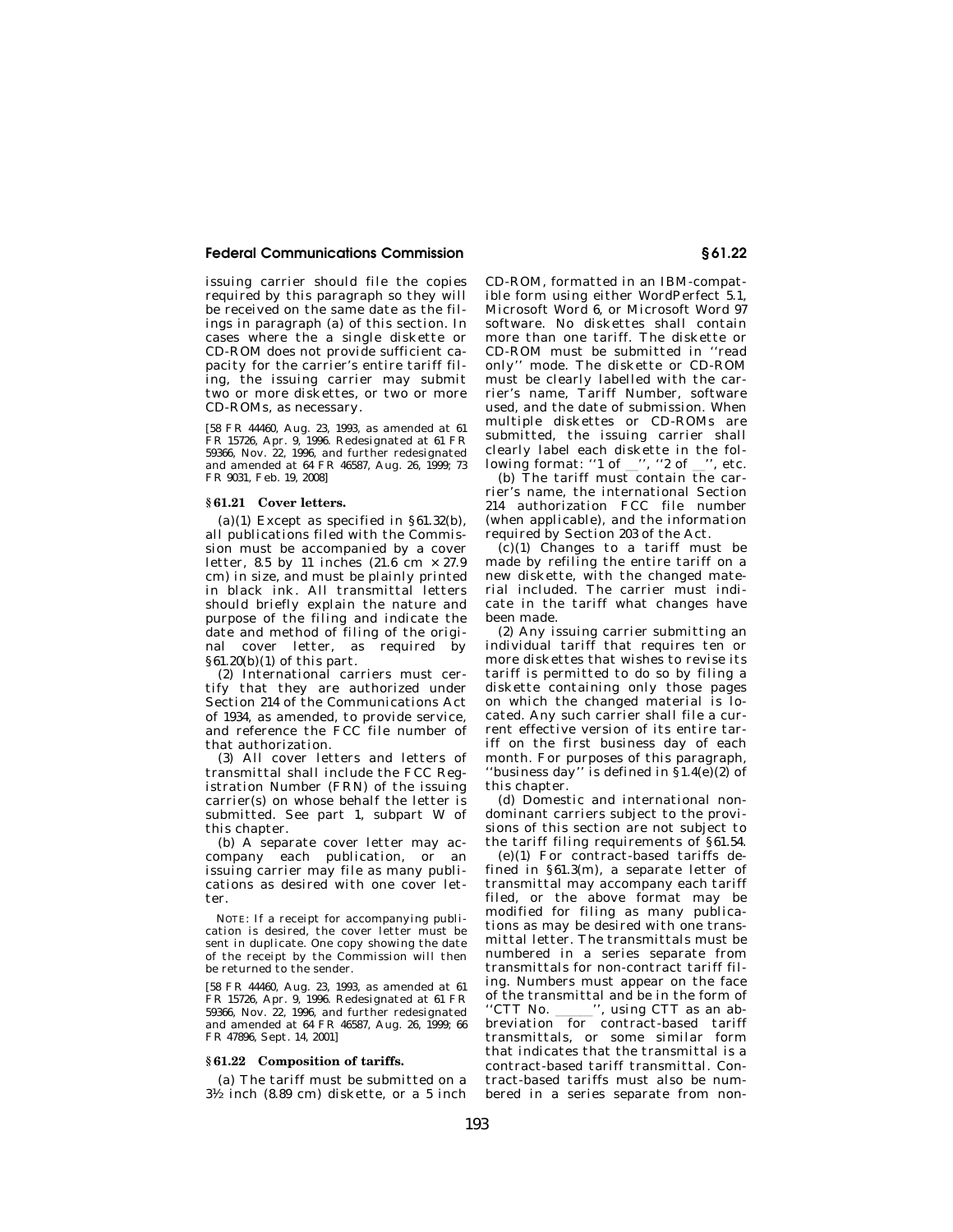issuing carrier should file the copies required by this paragraph so they will be received on the same date as the filings in paragraph (a) of this section. In cases where the a single diskette or CD-ROM does not provide sufficient capacity for the carrier's entire tariff filing, the issuing carrier may submit two or more diskettes, or two or more CD-ROMs, as necessary.

[58 FR 44460, Aug. 23, 1993, as amended at 61 FR 15726, Apr. 9, 1996. Redesignated at 61 FR 59366, Nov. 22, 1996, and further redesignated and amended at 64 FR 46587, Aug. 26, 1999; 73 FR 9031, Feb. 19, 2008]

### § 61.21 Cover letters.

(a)(1) Except as specified in §61.32(b), all publications filed with the Commission must be accompanied by a cover letter, 8.5 by 11 inches (21.6 cm × 27.9 cm) in size, and must be plainly printed in black ink. All transmittal letters should briefly explain the nature and purpose of the filing and indicate the date and method of filing of the original cover letter, as required by §61.20(b)(1) of this part.

(2) International carriers must certify that they are authorized under Section 214 of the Communications Act of 1934, as amended, to provide service, and reference the FCC file number of that authorization.

(3) All cover letters and letters of transmittal shall include the FCC Registration Number (FRN) of the issuing carrier(s) on whose behalf the letter is submitted. See part 1, subpart W of this chapter.

(b) A separate cover letter may accompany each publication, or an issuing carrier may file as many publications as desired with one cover letter.

NOTE: If a receipt for accompanying publication is desired, the cover letter must be sent in duplicate. One copy showing the date of the receipt by the Commission will then be returned to the sender.

[58 FR 44460, Aug. 23, 1993, as amended at 61 FR 15726, Apr. 9, 1996. Redesignated at 61 FR 59366, Nov. 22, 1996, and further redesignated and amended at 64 FR 46587, Aug. 26, 1999; 66 FR 47896, Sept. 14, 2001]

### § 61.22 Composition of tariffs.

(a) The tariff must be submitted on a 3½ inch (8.89 cm) diskette, or a 5 inch CD-ROM, formatted in an IBM-compatible form using either WordPerfect 5.1, Microsoft Word 6, or Microsoft Word 97 software. No diskettes shall contain more than one tariff. The diskette or CD-ROM must be submitted in ''read only'' mode. The diskette or CD-ROM must be clearly labelled with the carrier's name, Tariff Number, software used, and the date of submission. When multiple diskettes or CD-ROMs are submitted, the issuing carrier shall clearly label each diskette in the following format: ''1 of __'', ''2 of __'', etc.

(b) The tariff must contain the carrier's name, the international Section 214 authorization FCC file number (when applicable), and the information required by Section 203 of the Act.

(c)(1) Changes to a tariff must be made by refiling the entire tariff on a new diskette, with the changed material included. The carrier must indicate in the tariff what changes have been made.

(2) Any issuing carrier submitting an individual tariff that requires ten or more diskettes that wishes to revise its tariff is permitted to do so by filing a diskette containing only those pages on which the changed material is located. Any such carrier shall file a current effective version of its entire tariff on the first business day of each month. For purposes of this paragraph, ''business day'' is defined in §1.4(e)(2) of this chapter.

(d) Domestic and international nondominant carriers subject to the provisions of this section are not subject to the tariff filing requirements of §61.54.

(e)(1) For contract-based tariffs defined in §61.3(m), a separate letter of transmittal may accompany each tariff filed, or the above format may be modified for filing as many publications as may be desired with one transmittal letter. The transmittals must be numbered in a series separate from transmittals for non-contract tariff filing. Numbers must appear on the face of the transmittal and be in the form of ''CTT No. ____'', using CTT as an abbreviation for contract-based tariff transmittals, or some similar form that indicates that the transmittal is a contract-based tariff transmittal. Contract-based tariffs must also be numbered in a series separate from non-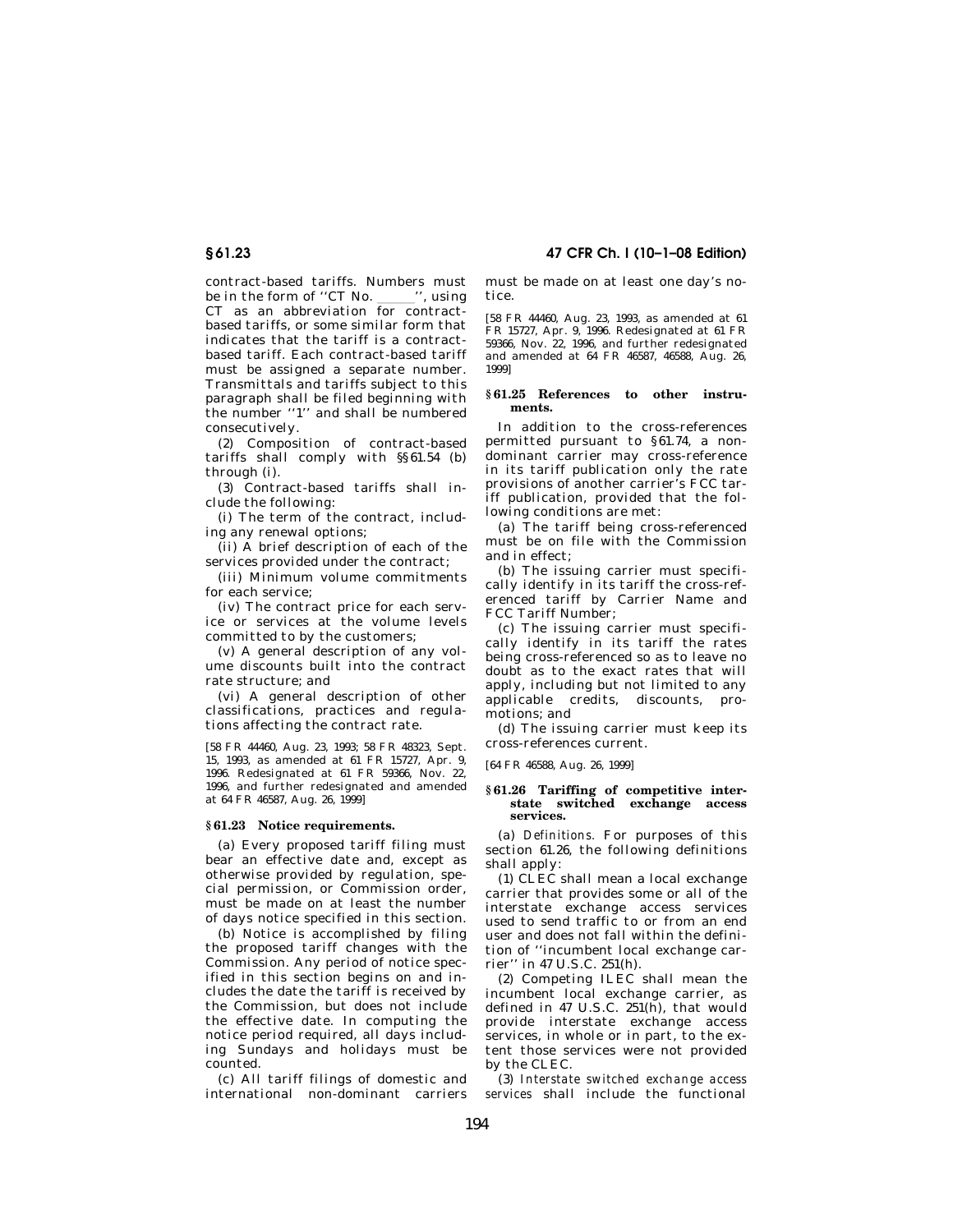contract-based tariffs. Numbers must be in the form of ''CT No. \_\_\_\_\_\_'', using CT as an abbreviation for contract-based tariffs, or some similar form that indicates that the tariff is a contract-based tariff. Each contract-based tariff must be assigned a separate number. Transmittals and tariffs subject to this paragraph shall be filed beginning with the number ''1'' and shall be numbered consecutively.

(2) Composition of contract-based tariffs shall comply with §§61.54 (b) through (i).

(3) Contract-based tariffs shall include the following:

(i) The term of the contract, including any renewal options;

(ii) A brief description of each of the services provided under the contract;

(iii) Minimum volume commitments for each service;

(iv) The contract price for each service or services at the volume levels committed to by the customers;

(v) A general description of any volume discounts built into the contract rate structure; and

(vi) A general description of other classifications, practices and regulations affecting the contract rate.

[58 FR 44460, Aug. 23, 1993; 58 FR 48323, Sept. 15, 1993, as amended at 61 FR 15727, Apr. 9, 1996. Redesignated at 61 FR 59366, Nov. 22, 1996, and further redesignated and amended at 64 FR 46587, Aug. 26, 1999]

### § 61.23 Notice requirements.

(a) Every proposed tariff filing must bear an effective date and, except as otherwise provided by regulation, special permission, or Commission order, must be made on at least the number of days notice specified in this section.

(b) Notice is accomplished by filing the proposed tariff changes with the Commission. Any period of notice specified in this section begins on and includes the date the tariff is received by the Commission, but does not include the effective date. In computing the notice period required, all days including Sundays and holidays must be counted.

(c) All tariff filings of domestic and international non-dominant carriers must be made on at least one day's notice.

[58 FR 44460, Aug. 23, 1993, as amended at 61 FR 15727, Apr. 9, 1996. Redesignated at 61 FR 59366, Nov. 22, 1996, and further redesignated and amended at 64 FR 46587, 46588, Aug. 26, 1999]

### § 61.25 References to other instruments.

In addition to the cross-references permitted pursuant to §61.74, a non-dominant carrier may cross-reference in its tariff publication only the rate provisions of another carrier's FCC tariff publication, provided that the following conditions are met:

(a) The tariff being cross-referenced must be on file with the Commission and in effect;

(b) The issuing carrier must specifically identify in its tariff the cross-referenced tariff by Carrier Name and FCC Tariff Number;

(c) The issuing carrier must specifically identify in its tariff the rates being cross-referenced so as to leave no doubt as to the exact rates that will apply, including but not limited to any applicable credits, discounts, promotions; and

(d) The issuing carrier must keep its cross-references current.

[64 FR 46588, Aug. 26, 1999]

### § 61.26 Tariffing of competitive interstate switched exchange access services.

(a) *Definitions.* For purposes of this section 61.26, the following definitions shall apply:

(1) CLEC shall mean a local exchange carrier that provides some or all of the interstate exchange access services used to send traffic to or from an end user and does not fall within the definition of ''incumbent local exchange carrier'' in 47 U.S.C. 251(h).

(2) Competing ILEC shall mean the incumbent local exchange carrier, as defined in 47 U.S.C. 251(h), that would provide interstate exchange access services, in whole or in part, to the extent those services were not provided by the CLEC.

(3) *Interstate switched exchange access services* shall include the functional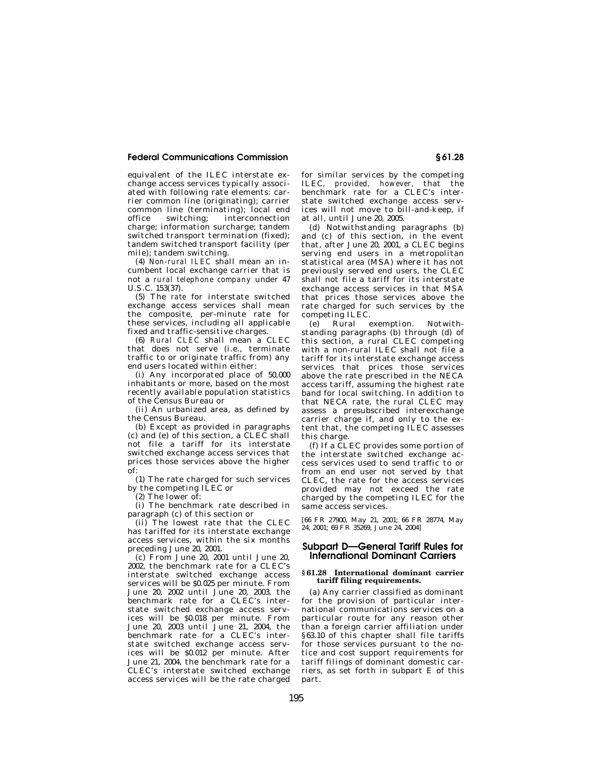equivalent of the ILEC interstate exchange access services typically associated with following rate elements: carrier common line (originating); carrier common line (terminating); local end office switching; interconnection charge; information surcharge; tandem switched transport termination (fixed); tandem switched transport facility (per mile); tandem switching.

(4) *Non-rural ILEC* shall mean an incumbent local exchange carrier that is not a *rural telephone company* under 47 U.S.C. 153(37).

(5) The *rate* for interstate switched exchange access services shall mean the composite, per-minute rate for these services, including all applicable fixed and traffic-sensitive charges.

(6) *Rural CLEC* shall mean a CLEC that does not serve (i.e., terminate traffic to or originate traffic from) any end users located within either:

(i) Any incorporated place of 50,000 inhabitants or more, based on the most recently available population statistics of the Census Bureau or

(ii) An urbanized area, as defined by the Census Bureau.

(b) Except as provided in paragraphs (c) and (e) of this section, a CLEC shall not file a tariff for its interstate switched exchange access services that prices those services above the higher of:

(1) The rate charged for such services by the competing ILEC or

(2) The lower of:

(i) The benchmark rate described in paragraph (c) of this section or

(ii) The lowest rate that the CLEC has tariffed for its interstate exchange access services, within the six months preceding June 20, 2001.

(c) From June 20, 2001 until June 20, 2002, the benchmark rate for a CLEC's interstate switched exchange access services will be $0.025 per minute. From June 20, 2002 until June 20, 2003, the benchmark rate for a CLEC's interstate switched exchange access services will be $0.018 per minute. From June 20, 2003 until June 21, 2004, the benchmark rate for a CLEC's interstate switched exchange access services will be $0.012 per minute. After June 21, 2004, the benchmark rate for a CLEC's interstate switched exchange access services will be the rate charged for similar services by the competing ILEC, *provided, however,* that the benchmark rate for a CLEC's interstate switched exchange access services will not move to bill-and-keep, if at all, until June 20, 2005.

(d) Notwithstanding paragraphs (b) and (c) of this section, in the event that, after June 20, 2001, a CLEC begins serving end users in a metropolitan statistical area (MSA) where it has not previously served end users, the CLEC shall not file a tariff for its interstate exchange access services in that MSA that prices those services above the rate charged for such services by the competing ILEC.

(e) *Rural exemption.* Notwithstanding paragraphs (b) through (d) of this section, a rural CLEC competing with a non-rural ILEC shall not file a tariff for its interstate exchange access services that prices those services above the rate prescribed in the NECA access tariff, assuming the highest rate band for local switching. In addition to that NECA rate, the rural CLEC may assess a presubscribed interexchange carrier charge if, and only to the extent that, the competing ILEC assesses this charge.

(f) If a CLEC provides some portion of the interstate switched exchange access services used to send traffic to or from an end user not served by that CLEC, the rate for the access services provided may not exceed the rate charged by the competing ILEC for the same access services.

[66 FR 27900, May 21, 2001; 66 FR 28774, May 24, 2001; 69 FR 35269, June 24, 2004]

## Subpart D—General Tariff Rules for International Dominant Carriers

### § 61.28 International dominant carrier tariff filing requirements.

(a) Any carrier classified as dominant for the provision of particular international communications services on a particular route for any reason other than a foreign carrier affiliation under §63.10 of this chapter shall file tariffs for those services pursuant to the notice and cost support requirements for tariff filings of dominant domestic carriers, as set forth in subpart E of this part.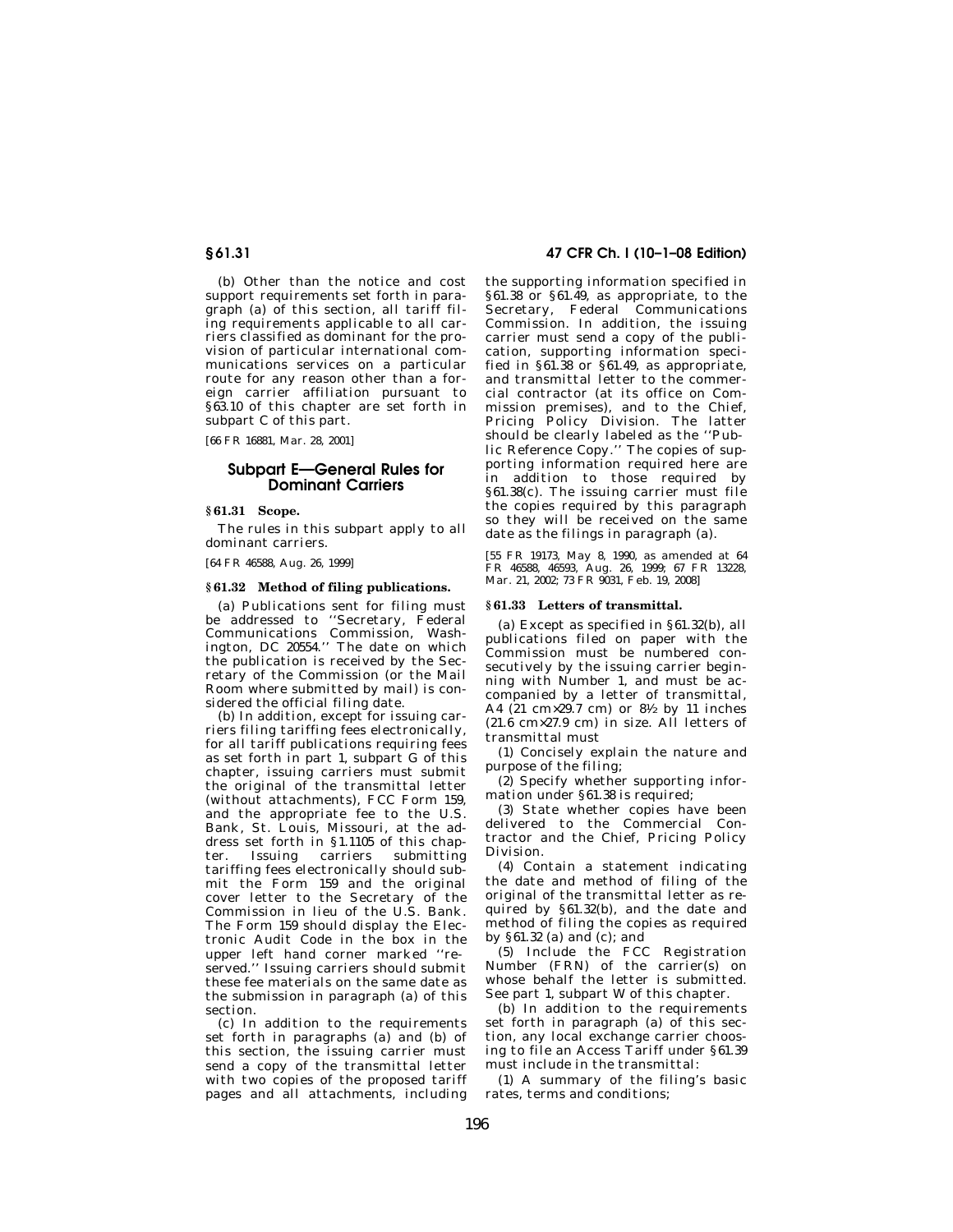(b) Other than the notice and cost support requirements set forth in paragraph (a) of this section, all tariff filing requirements applicable to all carriers classified as dominant for the provision of particular international communications services on a particular route for any reason other than a foreign carrier affiliation pursuant to §63.10 of this chapter are set forth in subpart C of this part.

[66 FR 16881, Mar. 28, 2001]

## Subpart E—General Rules for Dominant Carriers

### § 61.31 Scope.

The rules in this subpart apply to all dominant carriers.

[64 FR 46588, Aug. 26, 1999]

### § 61.32 Method of filing publications.

(a) Publications sent for filing must be addressed to ''Secretary, Federal Communications Commission, Washington, DC 20554.'' The date on which the publication is received by the Secretary of the Commission (or the Mail Room where submitted by mail) is considered the official filing date.

(b) In addition, except for issuing carriers filing tariffing fees electronically, for all tariff publications requiring fees as set forth in part 1, subpart G of this chapter, issuing carriers must submit the original of the transmittal letter (without attachments), FCC Form 159, and the appropriate fee to the U.S. Bank, St. Louis, Missouri, at the address set forth in §1.1105 of this chapter. Issuing carriers submitting tariffing fees electronically should submit the Form 159 and the original cover letter to the Secretary of the Commission in lieu of the U.S. Bank. The Form 159 should display the Electronic Audit Code in the box in the upper left hand corner marked ''reserved.'' Issuing carriers should submit these fee materials on the same date as the submission in paragraph (a) of this section.

(c) In addition to the requirements set forth in paragraphs (a) and (b) of this section, the issuing carrier must send a copy of the transmittal letter with two copies of the proposed tariff pages and all attachments, including the supporting information specified in §61.38 or §61.49, as appropriate, to the Secretary, Federal Communications Commission. In addition, the issuing carrier must send a copy of the publication, supporting information specified in §61.38 or §61.49, as appropriate, and transmittal letter to the commercial contractor (at its office on Commission premises), and to the Chief, Pricing Policy Division. The latter should be clearly labeled as the ''Public Reference Copy.'' The copies of supporting information required here are in addition to those required by §61.38(c). The issuing carrier must file the copies required by this paragraph so they will be received on the same date as the filings in paragraph (a).

[55 FR 19173, May 8, 1990, as amended at 64 FR 46588, 46593, Aug. 26, 1999; 67 FR 13228, Mar. 21, 2002; 73 FR 9031, Feb. 19, 2008]

### § 61.33 Letters of transmittal.

(a) Except as specified in §61.32(b), all publications filed on paper with the Commission must be numbered consecutively by the issuing carrier beginning with Number 1, and must be accompanied by a letter of transmittal, A4 (21 cm×29.7 cm) or 8½ by 11 inches (21.6 cm×27.9 cm) in size. All letters of transmittal must

(1) Concisely explain the nature and purpose of the filing;

(2) Specify whether supporting information under §61.38 is required;

(3) State whether copies have been delivered to the Commercial Contractor and the Chief, Pricing Policy Division.

(4) Contain a statement indicating the date and method of filing of the original of the transmittal letter as required by §61.32(b), and the date and method of filing the copies as required by §61.32 (a) and (c); and

(5) Include the FCC Registration Number (FRN) of the carrier(s) on whose behalf the letter is submitted. See part 1, subpart W of this chapter.

(b) In addition to the requirements set forth in paragraph (a) of this section, any local exchange carrier choosing to file an Access Tariff under §61.39 must include in the transmittal:

(1) A summary of the filing's basic rates, terms and conditions;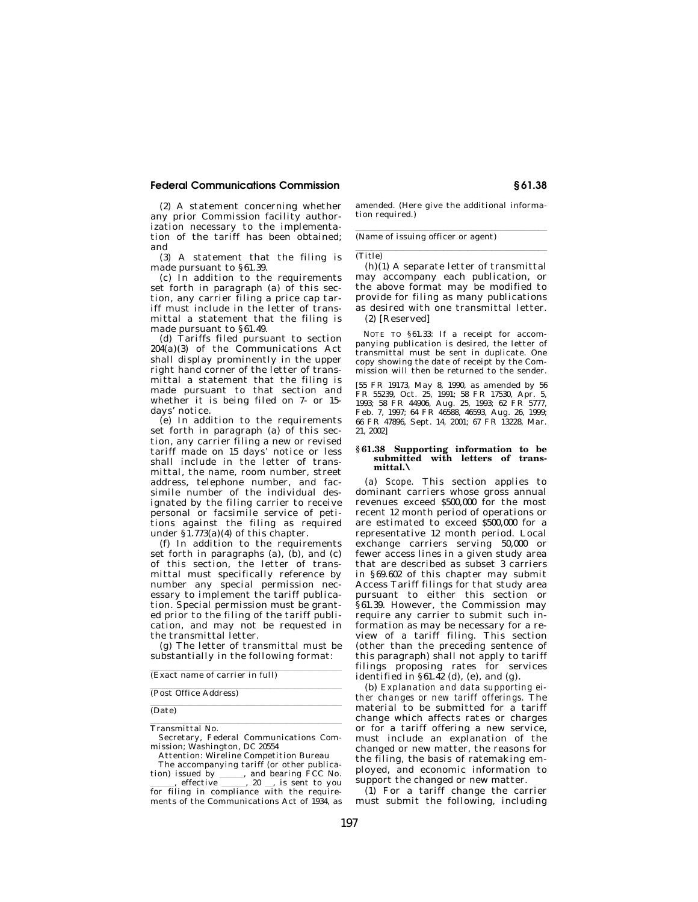(2) A statement concerning whether any prior Commission facility authorization necessary to the implementation of the tariff has been obtained; and

(3) A statement that the filing is made pursuant to §61.39.

(c) In addition to the requirements set forth in paragraph (a) of this section, any carrier filing a price cap tariff must include in the letter of transmittal a statement that the filing is made pursuant to §61.49.

(d) Tariffs filed pursuant to section 204(a)(3) of the Communications Act shall display prominently in the upper right hand corner of the letter of transmittal a statement that the filing is made pursuant to that section and whether it is being filed on 7- or 15-days' notice.

(e) In addition to the requirements set forth in paragraph (a) of this section, any carrier filing a new or revised tariff made on 15 days' notice or less shall include in the letter of transmittal, the name, room number, street address, telephone number, and facsimile number of the individual designated by the filing carrier to receive personal or facsimile service of petitions against the filing as required under §1.773(a)(4) of this chapter.

(f) In addition to the requirements set forth in paragraphs (a), (b), and (c) of this section, the letter of transmittal must specifically reference by number any special permission necessary to implement the tariff publication. Special permission must be granted prior to the filing of the tariff publication, and may not be requested in the transmittal letter.

(g) The letter of transmittal must be substantially in the following format:

(Exact name of carrier in full)

(Post Office Address)

(Date)

Transmittal No.

Secretary, Federal Communications Commission; Washington, DC 20554

Attention: Wireline Competition Bureau

The accompanying tariff (or other publication) issued by \_\_\_\_\_\_, and bearing FCC No. \_\_\_\_\_\_, effective \_\_\_\_\_\_, 20 \_\_, is sent to you for filing in compliance with the requirements of the Communications Act of 1934, as amended. (Here give the additional information required.)

(Name of issuing officer or agent)

(Title)

(h)(1) A separate letter of transmittal may accompany each publication, or the above format may be modified to provide for filing as many publications as desired with one transmittal letter.

(2) [Reserved]

NOTE TO §61.33: If a receipt for accompanying publication is desired, the letter of transmittal must be sent in duplicate. One copy showing the date of receipt by the Commission will then be returned to the sender.

[55 FR 19173, May 8, 1990, as amended by 56 FR 55239, Oct. 25, 1991; 58 FR 17530, Apr. 5, 1993; 58 FR 44906, Aug. 25, 1993; 62 FR 5777, Feb. 7, 1997; 64 FR 46588, 46593, Aug. 26, 1999; 66 FR 47896, Sept. 14, 2001; 67 FR 13228, Mar. 21, 2002]

### §61.38 Supporting information to be submitted with letters of transmittal.\

(a) *Scope.* This section applies to dominant carriers whose gross annual revenues exceed $500,000 for the most recent 12 month period of operations or are estimated to exceed $500,000 for a representative 12 month period. Local exchange carriers serving 50,000 or fewer access lines in a given study area that are described as subset 3 carriers in §69.602 of this chapter may submit Access Tariff filings for that study area pursuant to either this section or §61.39. However, the Commission may require any carrier to submit such information as may be necessary for a review of a tariff filing. This section (other than the preceding sentence of this paragraph) shall not apply to tariff filings proposing rates for services identified in §61.42 (d), (e), and (g).

(b) *Explanation and data supporting either changes or new tariff offerings.* The material to be submitted for a tariff change which affects rates or charges or for a tariff offering a new service, must include an explanation of the changed or new matter, the reasons for the filing, the basis of ratemaking employed, and economic information to support the changed or new matter.

(1) For a tariff change the carrier must submit the following, including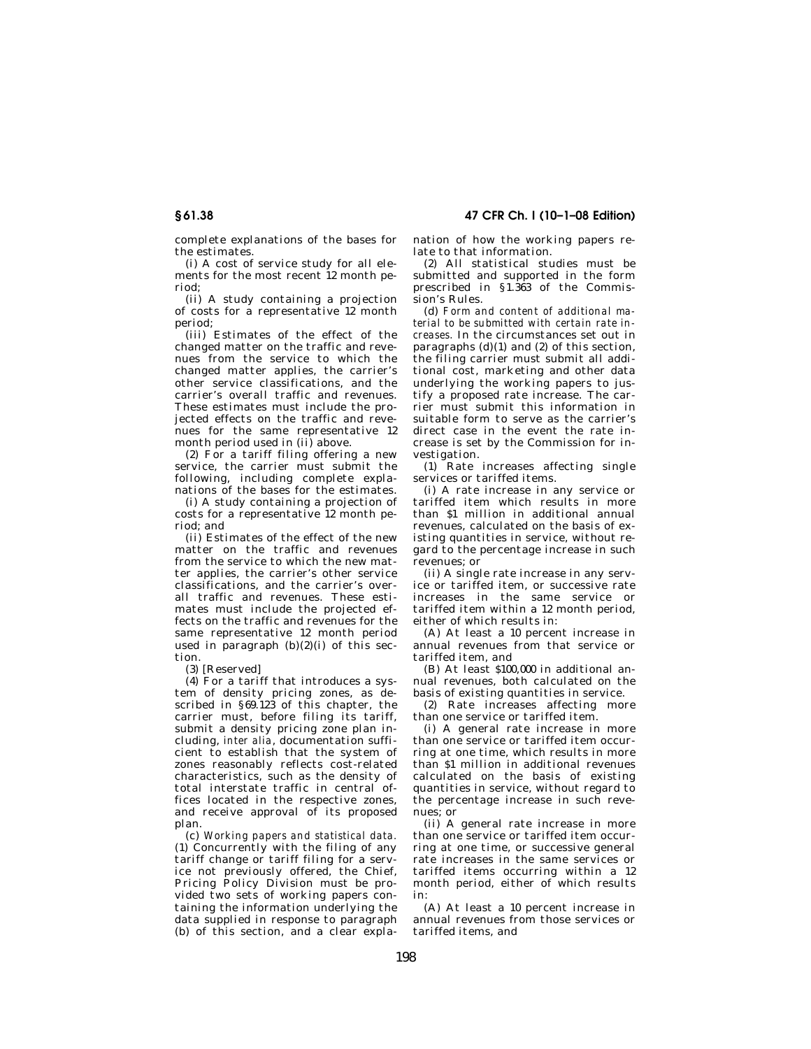complete explanations of the bases for the estimates.

(i) A cost of service study for all elements for the most recent 12 month period;

(ii) A study containing a projection of costs for a representative 12 month period;

(iii) Estimates of the effect of the changed matter on the traffic and revenues from the service to which the changed matter applies, the carrier's other service classifications, and the carrier's overall traffic and revenues. These estimates must include the projected effects on the traffic and revenues for the same representative 12 month period used in (ii) above.

(2) For a tariff filing offering a new service, the carrier must submit the following, including complete explanations of the bases for the estimates.

(i) A study containing a projection of costs for a representative 12 month period; and

(ii) Estimates of the effect of the new matter on the traffic and revenues from the service to which the new matter applies, the carrier's other service classifications, and the carrier's overall traffic and revenues. These estimates must include the projected effects on the traffic and revenues for the same representative 12 month period used in paragraph (b)(2)(i) of this section.

(3) [Reserved]

(4) For a tariff that introduces a system of density pricing zones, as described in §69.123 of this chapter, the carrier must, before filing its tariff, submit a density pricing zone plan including, *inter alia*, documentation sufficient to establish that the system of zones reasonably reflects cost-related characteristics, such as the density of total interstate traffic in central offices located in the respective zones, and receive approval of its proposed plan.

(c) *Working papers and statistical data.* (1) Concurrently with the filing of any tariff change or tariff filing for a service not previously offered, the Chief, Pricing Policy Division must be provided two sets of working papers containing the information underlying the data supplied in response to paragraph (b) of this section, and a clear explanation of how the working papers relate to that information.

(2) All statistical studies must be submitted and supported in the form prescribed in §1.363 of the Commission's Rules.

(d) *Form and content of additional material to be submitted with certain rate increases.* In the circumstances set out in paragraphs (d)(1) and (2) of this section, the filing carrier must submit all additional cost, marketing and other data underlying the working papers to justify a proposed rate increase. The carrier must submit this information in suitable form to serve as the carrier's direct case in the event the rate increase is set by the Commission for investigation.

(1) Rate increases affecting single services or tariffed items.

(i) A rate increase in any service or tariffed item which results in more than $1 million in additional annual revenues, calculated on the basis of existing quantities in service, without regard to the percentage increase in such revenues; or

(ii) A single rate increase in any service or tariffed item, or successive rate increases in the same service or tariffed item within a 12 month period, either of which results in:

(A) At least a 10 percent increase in annual revenues from that service or tariffed item, and

(B) At least $100,000 in additional annual revenues, both calculated on the basis of existing quantities in service.

(2) Rate increases affecting more than one service or tariffed item.

(i) A general rate increase in more than one service or tariffed item occurring at one time, which results in more than $1 million in additional revenues calculated on the basis of existing quantities in service, without regard to the percentage increase in such revenues; or

(ii) A general rate increase in more than one service or tariffed item occurring at one time, or successive general rate increases in the same services or tariffed items occurring within a 12 month period, either of which results in:

(A) At least a 10 percent increase in annual revenues from those services or tariffed items, and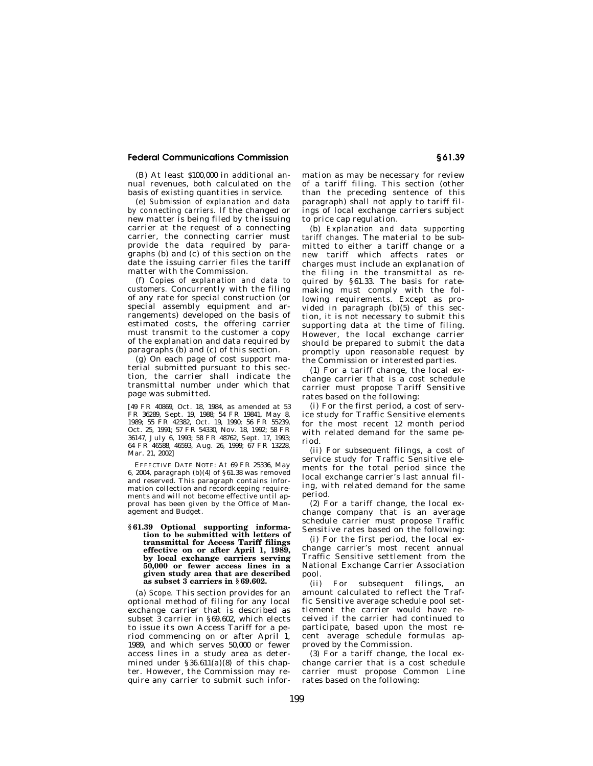(B) At least $100,000 in additional annual revenues, both calculated on the basis of existing quantities in service.

(e) *Submission of explanation and data by connecting carriers.* If the changed or new matter is being filed by the issuing carrier at the request of a connecting carrier, the connecting carrier must provide the data required by paragraphs (b) and (c) of this section on the date the issuing carrier files the tariff matter with the Commission.

(f) *Copies of explanation and data to customers.* Concurrently with the filing of any rate for special construction (or special assembly equipment and arrangements) developed on the basis of estimated costs, the offering carrier must transmit to the customer a copy of the explanation and data required by paragraphs (b) and (c) of this section.

(g) On each page of cost support material submitted pursuant to this section, the carrier shall indicate the transmittal number under which that page was submitted.

[49 FR 40869, Oct. 18, 1984, as amended at 53 FR 36289, Sept. 19, 1988; 54 FR 19841, May 8, 1989; 55 FR 42382, Oct. 19, 1990; 56 FR 55239, Oct. 25, 1991; 57 FR 54330, Nov. 18, 1992; 58 FR 36147, July 6, 1993; 58 FR 48762, Sept. 17, 1993; 64 FR 46588, 46593, Aug. 26, 1999; 67 FR 13228, Mar. 21, 2002]

EFFECTIVE DATE NOTE: At 69 FR 25336, May 6, 2004, paragraph (b)(4) of §61.38 was removed and reserved. This paragraph contains information collection and recordkeeping requirements and will not become effective until approval has been given by the Office of Management and Budget.

### §61.39 Optional supporting information to be submitted with letters of transmittal for Access Tariff filings effective on or after April 1, 1989, by local exchange carriers serving 50,000 or fewer access lines in a given study area that are described as subset 3 carriers in §69.602.

(a) *Scope.* This section provides for an optional method of filing for any local exchange carrier that is described as subset 3 carrier in §69.602, which elects to issue its own Access Tariff for a period commencing on or after April 1, 1989, and which serves 50,000 or fewer access lines in a study area as determined under §36.611(a)(8) of this chapter. However, the Commission may require any carrier to submit such information as may be necessary for review of a tariff filing. This section (other than the preceding sentence of this paragraph) shall not apply to tariff filings of local exchange carriers subject to price cap regulation.

(b) *Explanation and data supporting tariff changes.* The material to be submitted to either a tariff change or a new tariff which affects rates or charges must include an explanation of the filing in the transmittal as required by §61.33. The basis for ratemaking must comply with the following requirements. Except as provided in paragraph (b)(5) of this section, it is not necessary to submit this supporting data at the time of filing. However, the local exchange carrier should be prepared to submit the data promptly upon reasonable request by the Commission or interested parties.

(1) For a tariff change, the local exchange carrier that is a cost schedule carrier must propose Tariff Sensitive rates based on the following:

(i) For the first period, a cost of service study for Traffic Sensitive elements for the most recent 12 month period with related demand for the same period.

(ii) For subsequent filings, a cost of service study for Traffic Sensitive elements for the total period since the local exchange carrier's last annual filing, with related demand for the same period.

(2) For a tariff change, the local exchange company that is an average schedule carrier must propose Traffic Sensitive rates based on the following:

(i) For the first period, the local exchange carrier's most recent annual Traffic Sensitive settlement from the National Exchange Carrier Association pool.

(ii) For subsequent filings, an amount calculated to reflect the Traffic Sensitive average schedule pool settlement the carrier would have received if the carrier had continued to participate, based upon the most recent average schedule formulas approved by the Commission.

(3) For a tariff change, the local exchange carrier that is a cost schedule carrier must propose Common Line rates based on the following: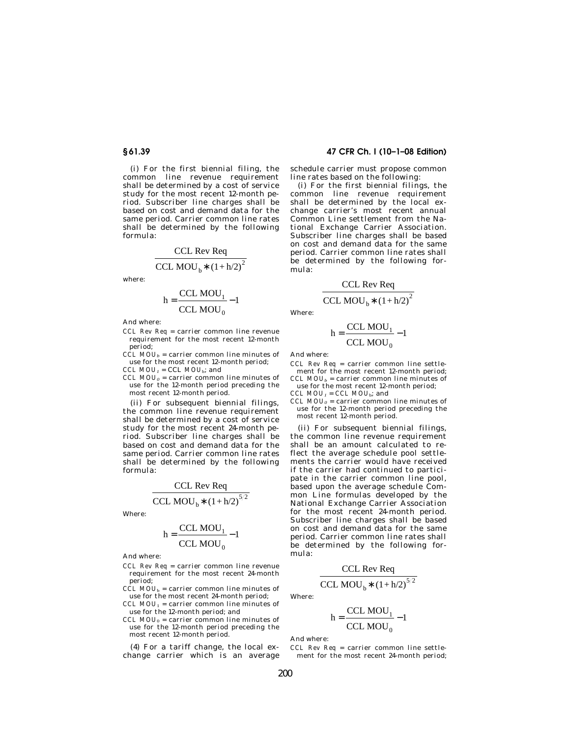(i) For the first biennial filing, the common line revenue requirement shall be determined by a cost of service study for the most recent 12-month period. Subscriber line charges shall be based on cost and demand data for the same period. Carrier common line rates shall be determined by the following formula:

$$\frac{\text{CCL Rev Req}}{\text{CCL MOU}_b * (1 + h/2)^2}$$

where:

$$h = \frac{\text{CCL MOU}_1}{\text{CCL MOU}_0} - 1$$

And where:

*CCL Rev Req* = carrier common line revenue requirement for the most recent 12-month period;

*CCL MOU*$_b$ = carrier common line minutes of use for the most recent 12-month period;

*CCL MOU*$_1$ = *CCL MOU*$_b$; and

*CCL MOU*$_0$ = carrier common line minutes of use for the 12-month period preceding the most recent 12-month period.

(ii) For subsequent biennial filings, the common line revenue requirement shall be determined by a cost of service study for the most recent 24-month period. Subscriber line charges shall be based on cost and demand data for the same period. Carrier common line rates shall be determined by the following formula:

$$\frac{\text{CCL Rev Req}}{\text{CCL MOU}_b * (1 + h/2)^{5/2}}$$

Where:

$$h = \frac{\text{CCL MOU}_1}{\text{CCL MOU}_0} - 1$$

And where:

*CCL Rev Req* = carrier common line revenue requirement for the most recent 24-month period;

*CCL MOU*$_b$ = carrier common line minutes of use for the most recent 24-month period;

*CCL MOU*$_1$ = carrier common line minutes of use for the 12-month period; and

*CCL MOU*$_0$ = carrier common line minutes of use for the 12-month period preceding the most recent 12-month period.

(4) For a tariff change, the local exchange carrier which is an average schedule carrier must propose common line rates based on the following:

(i) For the first biennial filings, the common line revenue requirement shall be determined by the local exchange carrier's most recent annual Common Line settlement from the National Exchange Carrier Association. Subscriber line charges shall be based on cost and demand data for the same period. Carrier common line rates shall be determined by the following formula:

$$\frac{\text{CCL Rev Req}}{\text{CCL MOU}_b * (1 + h/2)^2}$$

Where:

$$h = \frac{\text{CCL MOU}_1}{\text{CCL MOU}_0} - 1$$

And where:

*CCL Rev Req* = carrier common line settlement for the most recent 12-month period;

*CCL MOU*$_b$ = carrier common line minutes of use for the most recent 12-month period;

*CCL MOU*$_1$ = *CCL MOU*$_b$; and

*CCL MOU*$_0$ = carrier common line minutes of use for the 12-month period preceding the most recent 12-month period.

(ii) For subsequent biennial filings, the common line revenue requirement shall be an amount calculated to reflect the average schedule pool settlements the carrier would have received if the carrier had continued to participate in the carrier common line pool, based upon the average schedule Common Line formulas developed by the National Exchange Carrier Association for the most recent 24-month period. Subscriber line charges shall be based on cost and demand data for the same period. Carrier common line rates shall be determined by the following formula:

$$\frac{\text{CCL Rev Req}}{\text{CCL MOU}_b * (1 + h/2)^{5/2}}$$

Where:

$$h = \frac{\text{CCL MOU}_1}{\text{CCL MOU}_0} - 1$$

And where:

*CCL Rev Req* = carrier common line settlement for the most recent 24-month period;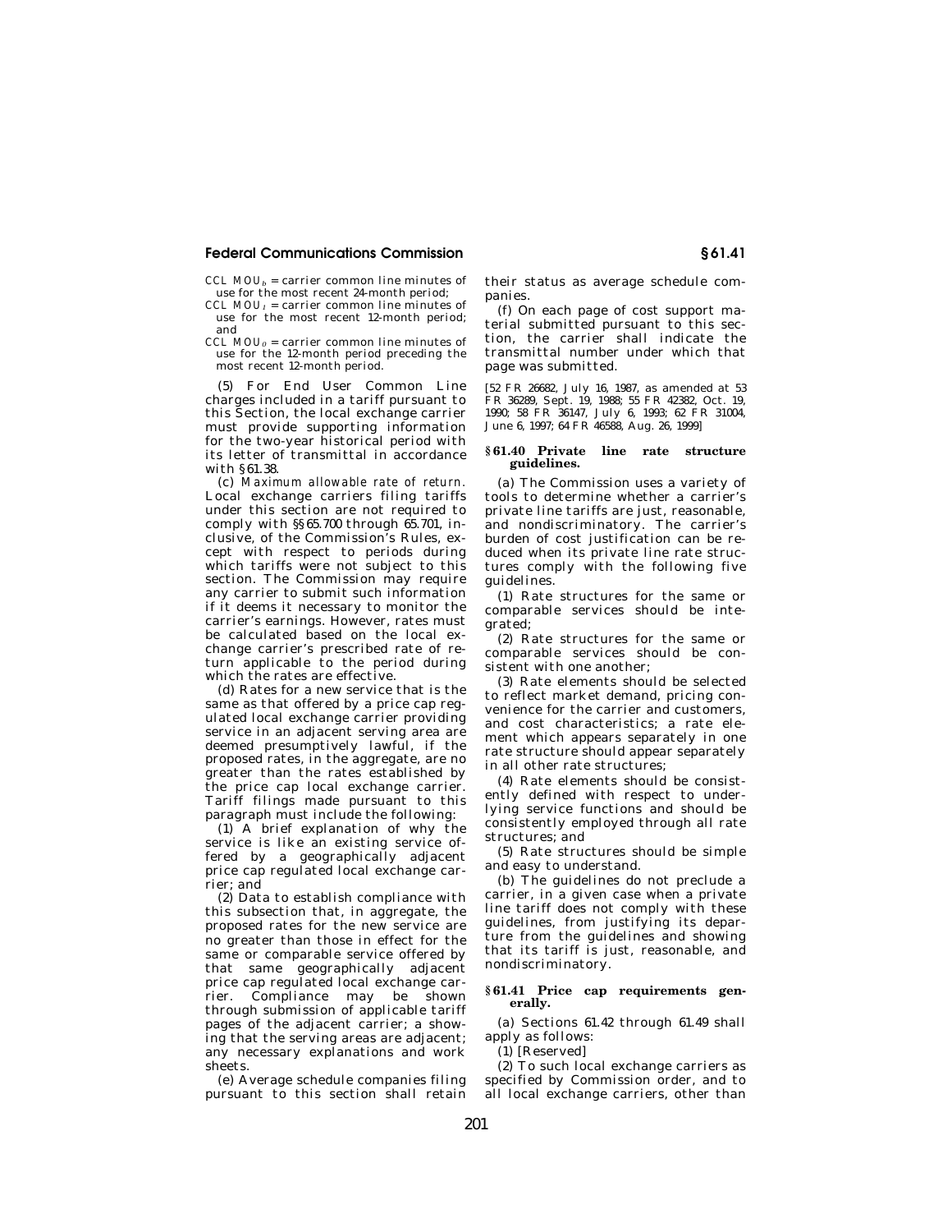$CCL\ MOU_b$ = carrier common line minutes of use for the most recent 24-month period;

$CCL\ MOU_1$ = carrier common line minutes of use for the most recent 12-month period; and

$CCL\ MOU_0$ = carrier common line minutes of use for the 12-month period preceding the most recent 12-month period.

(5) For End User Common Line charges included in a tariff pursuant to this Section, the local exchange carrier must provide supporting information for the two-year historical period with its letter of transmittal in accordance with §61.38.

(c) *Maximum allowable rate of return.* Local exchange carriers filing tariffs under this section are not required to comply with §§65.700 through 65.701, inclusive, of the Commission's Rules, except with respect to periods during which tariffs were not subject to this section. The Commission may require any carrier to submit such information if it deems it necessary to monitor the carrier's earnings. However, rates must be calculated based on the local exchange carrier's prescribed rate of return applicable to the period during which the rates are effective.

(d) Rates for a new service that is the same as that offered by a price cap regulated local exchange carrier providing service in an adjacent serving area are deemed presumptively lawful, if the proposed rates, in the aggregate, are no greater than the rates established by the price cap local exchange carrier. Tariff filings made pursuant to this paragraph must include the following:

(1) A brief explanation of why the service is like an existing service offered by a geographically adjacent price cap regulated local exchange carrier; and

(2) Data to establish compliance with this subsection that, in aggregate, the proposed rates for the new service are no greater than those in effect for the same or comparable service offered by that same geographically adjacent price cap regulated local exchange carrier. Compliance may be shown through submission of applicable tariff pages of the adjacent carrier; a showing that the serving areas are adjacent; any necessary explanations and work sheets.

(e) Average schedule companies filing pursuant to this section shall retain their status as average schedule companies.

(f) On each page of cost support material submitted pursuant to this section, the carrier shall indicate the transmittal number under which that page was submitted.

[52 FR 26682, July 16, 1987, as amended at 53 FR 36289, Sept. 19, 1988; 55 FR 42382, Oct. 19, 1990; 58 FR 36147, July 6, 1993; 62 FR 31004, June 6, 1997; 64 FR 46588, Aug. 26, 1999]

### §61.40 Private line rate structure guidelines.

(a) The Commission uses a variety of tools to determine whether a carrier's private line tariffs are just, reasonable, and nondiscriminatory. The carrier's burden of cost justification can be reduced when its private line rate structures comply with the following five guidelines.

(1) Rate structures for the same or comparable services should be integrated;

(2) Rate structures for the same or comparable services should be consistent with one another;

(3) Rate elements should be selected to reflect market demand, pricing convenience for the carrier and customers, and cost characteristics; a rate element which appears separately in one rate structure should appear separately in all other rate structures;

(4) Rate elements should be consistently defined with respect to underlying service functions and should be consistently employed through all rate structures; and

(5) Rate structures should be simple and easy to understand.

(b) The guidelines do not preclude a carrier, in a given case when a private line tariff does not comply with these guidelines, from justifying its departure from the guidelines and showing that its tariff is just, reasonable, and nondiscriminatory.

### §61.41 Price cap requirements generally.

(a) Sections 61.42 through 61.49 shall apply as follows:

(1) [Reserved]

(2) To such local exchange carriers as specified by Commission order, and to all local exchange carriers, other than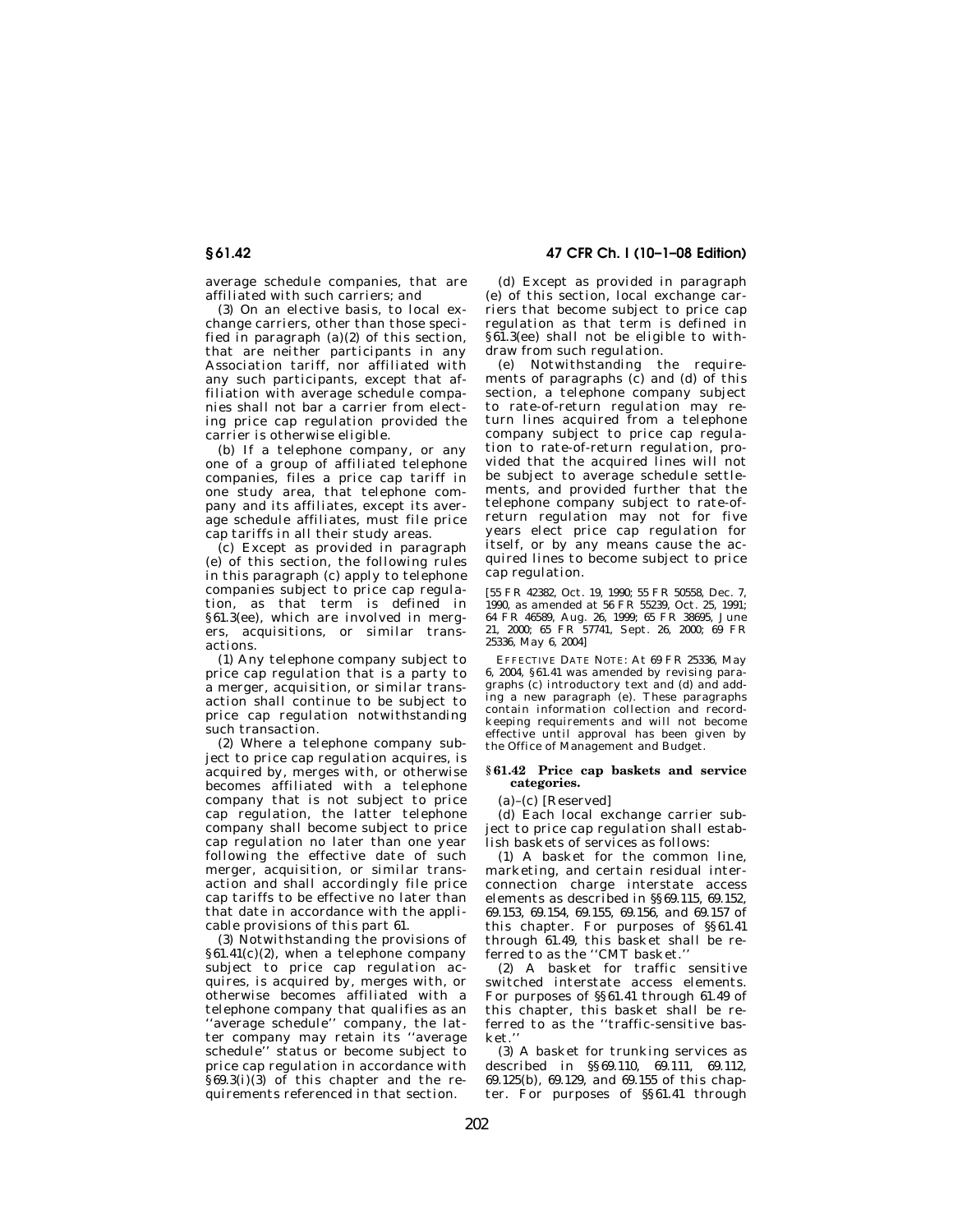average schedule companies, that are affiliated with such carriers; and

(3) On an elective basis, to local exchange carriers, other than those specified in paragraph (a)(2) of this section, that are neither participants in any Association tariff, nor affiliated with any such participants, except that affiliation with average schedule companies shall not bar a carrier from electing price cap regulation provided the carrier is otherwise eligible.

(b) If a telephone company, or any one of a group of affiliated telephone companies, files a price cap tariff in one study area, that telephone company and its affiliates, except its average schedule affiliates, must file price cap tariffs in all their study areas.

(c) Except as provided in paragraph (e) of this section, the following rules in this paragraph (c) apply to telephone companies subject to price cap regulation, as that term is defined in §61.3(ee), which are involved in mergers, acquisitions, or similar transactions.

(1) Any telephone company subject to price cap regulation that is a party to a merger, acquisition, or similar transaction shall continue to be subject to price cap regulation notwithstanding such transaction.

(2) Where a telephone company subject to price cap regulation acquires, is acquired by, merges with, or otherwise becomes affiliated with a telephone company that is not subject to price cap regulation, the latter telephone company shall become subject to price cap regulation no later than one year following the effective date of such merger, acquisition, or similar transaction and shall accordingly file price cap tariffs to be effective no later than that date in accordance with the applicable provisions of this part 61.

(3) Notwithstanding the provisions of §61.41(c)(2), when a telephone company subject to price cap regulation acquires, is acquired by, merges with, or otherwise becomes affiliated with a telephone company that qualifies as an "average schedule" company, the latter company may retain its "average schedule" status or become subject to price cap regulation in accordance with §69.3(i)(3) of this chapter and the requirements referenced in that section.

(d) Except as provided in paragraph (e) of this section, local exchange carriers that become subject to price cap regulation as that term is defined in §61.3(ee) shall not be eligible to withdraw from such regulation.

(e) Notwithstanding the requirements of paragraphs (c) and (d) of this section, a telephone company subject to rate-of-return regulation may return lines acquired from a telephone company subject to price cap regulation to rate-of-return regulation, provided that the acquired lines will not be subject to average schedule settlements, and provided further that the telephone company subject to rate-of-return regulation may not for five years elect price cap regulation for itself, or by any means cause the acquired lines to become subject to price cap regulation.

[55 FR 42382, Oct. 19, 1990; 55 FR 50558, Dec. 7, 1990, as amended at 56 FR 55239, Oct. 25, 1991; 64 FR 46589, Aug. 26, 1999; 65 FR 38695, June 21, 2000; 65 FR 57741, Sept. 26, 2000; 69 FR 25336, May 6, 2004]

EFFECTIVE DATE NOTE: At 69 FR 25336, May 6, 2004, §61.41 was amended by revising paragraphs (c) introductory text and (d) and adding a new paragraph (e). These paragraphs contain information collection and recordkeeping requirements and will not become effective until approval has been given by the Office of Management and Budget.

### §61.42 Price cap baskets and service categories.

(a)–(c) [Reserved]

(d) Each local exchange carrier subject to price cap regulation shall establish baskets of services as follows:

(1) A basket for the common line, marketing, and certain residual interconnection charge interstate access elements as described in §§69.115, 69.152, 69.153, 69.154, 69.155, 69.156, and 69.157 of this chapter. For purposes of §§61.41 through 61.49, this basket shall be referred to as the "CMT basket."

(2) A basket for traffic sensitive switched interstate access elements. For purposes of §§61.41 through 61.49 of this chapter, this basket shall be referred to as the "traffic-sensitive basket."

(3) A basket for trunking services as described in §§69.110, 69.111, 69.112, 69.125(b), 69.129, and 69.155 of this chapter. For purposes of §§61.41 through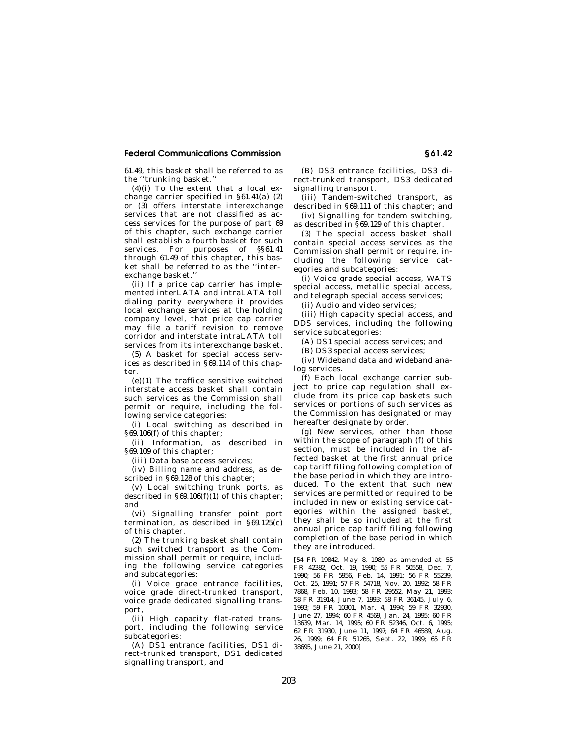61.49, this basket shall be referred to as the ''trunking basket.''

(4)(i) To the extent that a local exchange carrier specified in §61.41(a) (2) or (3) offers interstate interexchange services that are not classified as access services for the purpose of part 69 of this chapter, such exchange carrier shall establish a fourth basket for such services. For purposes of §§61.41 through 61.49 of this chapter, this basket shall be referred to as the ''interexchange basket.''

(ii) If a price cap carrier has implemented interLATA and intraLATA toll dialing parity everywhere it provides local exchange services at the holding company level, that price cap carrier may file a tariff revision to remove corridor and interstate intraLATA toll services from its interexchange basket.

(5) A basket for special access services as described in §69.114 of this chapter.

(e)(1) The traffice sensitive switched interstate access basket shall contain such services as the Commission shall permit or require, including the following service categories:

(i) Local switching as described in §69.106(f) of this chapter;

(ii) Information, as described in §69.109 of this chapter;

(iii) Data base access services;

(iv) Billing name and address, as described in §69.128 of this chapter;

(v) Local switching trunk ports, as described in §69.106(f)(1) of this chapter; and

(vi) Signalling transfer point port termination, as described in §69.125(c) of this chapter.

(2) The trunking basket shall contain such switched transport as the Commission shall permit or require, including the following service categories and subcategories:

(i) Voice grade entrance facilities, voice grade direct-trunked transport, voice grade dedicated signalling transport,

(ii) High capacity flat-rated transport, including the following service subcategories:

(A) DS1 entrance facilities, DS1 direct-trunked transport, DS1 dedicated signalling transport, and

(B) DS3 entrance facilities, DS3 direct-trunked transport, DS3 dedicated signalling transport.

(iii) Tandem-switched transport, as described in §69.111 of this chapter; and

(iv) Signalling for tandem switching, as described in §69.129 of this chapter.

(3) The special access basket shall contain special access services as the Commission shall permit or require, including the following service categories and subcategories:

(i) Voice grade special access, WATS special access, metallic special access, and telegraph special access services;

(ii) Audio and video services;

(iii) High capacity special access, and DDS services, including the following service subcategories:

(A) DS1 special access services; and

(B) DS3 special access services;

(iv) Wideband data and wideband analog services.

(f) Each local exchange carrier subject to price cap regulation shall exclude from its price cap baskets such services or portions of such services as the Commission has designated or may hereafter designate by order.

(g) New services, other than those within the scope of paragraph (f) of this section, must be included in the affected basket at the first annual price cap tariff filing following completion of the base period in which they are introduced. To the extent that such new services are permitted or required to be included in new or existing service categories within the assigned basket, they shall be so included at the first annual price cap tariff filing following completion of the base period in which they are introduced.

[54 FR 19842, May 8, 1989, as amended at 55 FR 42382, Oct. 19, 1990; 55 FR 50558, Dec. 7, 1990; 56 FR 5956, Feb. 14, 1991; 56 FR 55239, Oct. 25, 1991; 57 FR 54718, Nov. 20, 1992; 58 FR 7868, Feb. 10, 1993; 58 FR 29552, May 21, 1993; 58 FR 31914, June 7, 1993; 58 FR 36145, July 6, 1993; 59 FR 10301, Mar. 4, 1994; 59 FR 32930, June 27, 1994; 60 FR 4569, Jan. 24, 1995; 60 FR 13639, Mar. 14, 1995; 60 FR 52346, Oct. 6, 1995; 62 FR 31930, June 11, 1997; 64 FR 46589, Aug. 26, 1999; 64 FR 51265, Sept. 22, 1999; 65 FR 38695, June 21, 2000]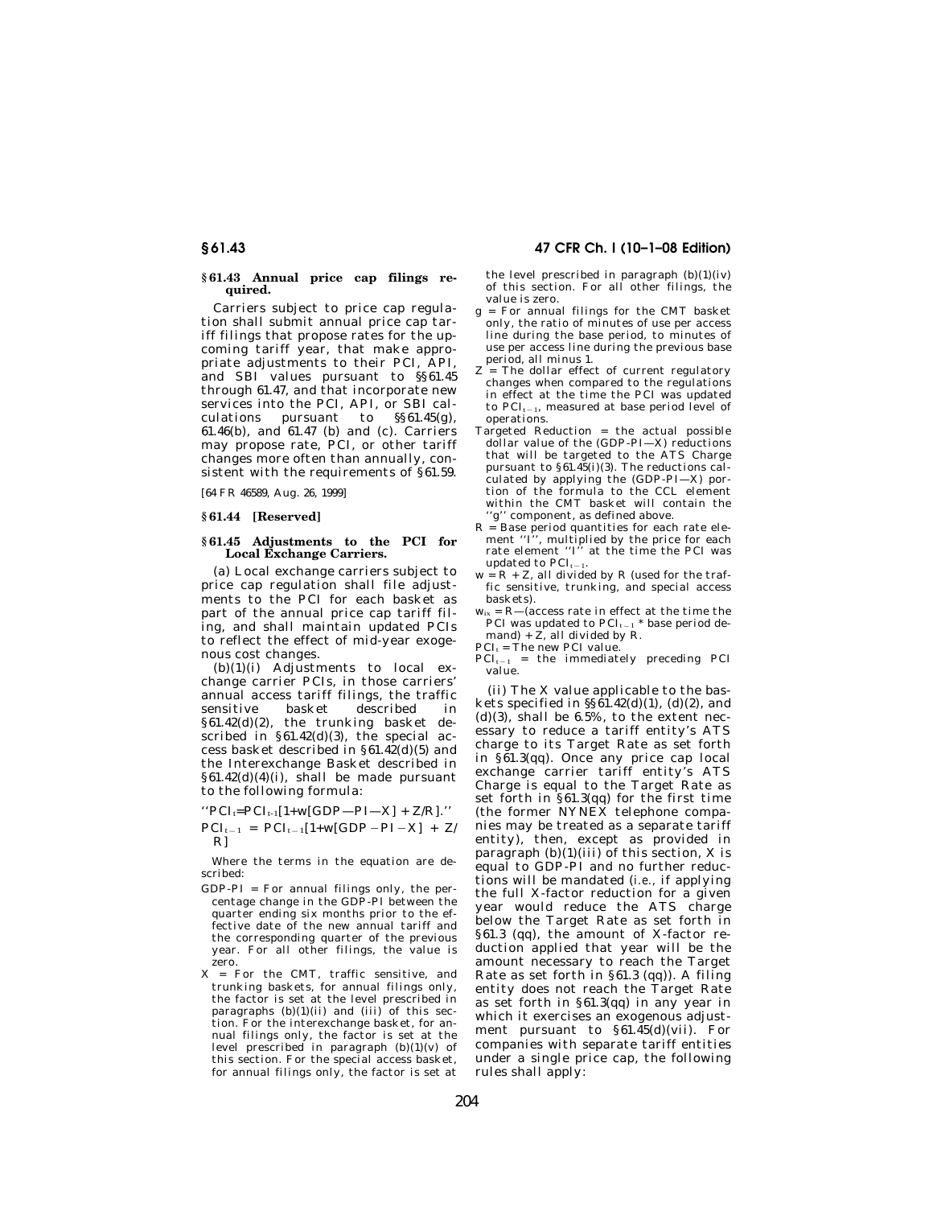## § 61.43 Annual price cap filings required.

Carriers subject to price cap regulation shall submit annual price cap tariff filings that propose rates for the upcoming tariff year, that make appropriate adjustments to their PCI, API, and SBI values pursuant to §§ 61.45 through 61.47, and that incorporate new services into the PCI, API, or SBI calculations pursuant to §§ 61.45(g), 61.46(b), and 61.47 (b) and (c). Carriers may propose rate, PCI, or other tariff changes more often than annually, consistent with the requirements of § 61.59.

[64 FR 46589, Aug. 26, 1999]

## § 61.44 [Reserved]

## § 61.45 Adjustments to the PCI for Local Exchange Carriers.

(a) Local exchange carriers subject to price cap regulation shall file adjustments to the PCI for each basket as part of the annual price cap tariff filing, and shall maintain updated PCIs to reflect the effect of mid-year exogenous cost changes.

(b)(1)(i) Adjustments to local exchange carrier PCIs, in those carriers' annual access tariff filings, the traffic sensitive basket described in § 61.42(d)(2), the trunking basket described in § 61.42(d)(3), the special access basket described in § 61.42(d)(5) and the Interexchange Basket described in § 61.42(d)(4)(i), shall be made pursuant to the following formula:

''$PCI_t = PCI_{t-1}[1 + w[GDP—PI—X] + Z/R]$.''

$$PCI_{t-1} = PCI_{t-1}[1 + w[GDP - PI - X] + Z/R]$$

Where the terms in the equation are described:

GDP-PI = For annual filings only, the percentage change in the GDP-PI between the quarter ending six months prior to the effective date of the new annual tariff and the corresponding quarter of the previous year. For all other filings, the value is zero.

X = For the CMT, traffic sensitive, and trunking baskets, for annual filings only, the factor is set at the level prescribed in paragraphs (b)(1)(ii) and (iii) of this section. For the interexchange basket, for annual filings only, the factor is set at the level prescribed in paragraph (b)(1)(v) of this section. For the special access basket, for annual filings only, the factor is set at the level prescribed in paragraph (b)(1)(iv) of this section. For all other filings, the value is zero.

g = For annual filings for the CMT basket only, the ratio of minutes of use per access line during the base period, to minutes of use per access line during the previous base period, all minus 1.

Z = The dollar effect of current regulatory changes when compared to the regulations in effect at the time the PCI was updated to $PCI_{t-1}$, measured at base period level of operations.

Targeted Reduction = the actual possible dollar value of the (GDP-PI—X) reductions that will be targeted to the ATS Charge pursuant to § 61.45(i)(3). The reductions calculated by applying the (GDP-PI—X) portion of the formula to the CCL element within the CMT basket will contain the ''g'' component, as defined above.

R = Base period quantities for each rate element ''I'', multiplied by the price for each rate element ''I'' at the time the PCI was updated to $PCI_{t-1}$.

w = R + Z, all divided by R (used for the traffic sensitive, trunking, and special access baskets).

$w_{ix}$ = R—(access rate in effect at the time the PCI was updated to $PCI_{t-1}$ * base period demand) + Z, all divided by R.

$PCI_t$ = The new PCI value.

$PCI_{t-1}$ = the immediately preceding PCI value.

(ii) The X value applicable to the baskets specified in §§ 61.42(d)(1), (d)(2), and (d)(3), shall be 6.5%, to the extent necessary to reduce a tariff entity's ATS charge to its Target Rate as set forth in § 61.3(qq). Once any price cap local exchange carrier tariff entity's ATS Charge is equal to the Target Rate as set forth in § 61.3(qq) for the first time (the former NYNEX telephone companies may be treated as a separate tariff entity), then, except as provided in paragraph (b)(1)(iii) of this section, X is equal to GDP-PI and no further reductions will be mandated (*i.e.*, if applying the full X-factor reduction for a given year would reduce the ATS charge below the Target Rate as set forth in § 61.3 (qq), the amount of X-factor reduction applied that year will be the amount necessary to reach the Target Rate as set forth in § 61.3 (qq)). A filing entity does not reach the Target Rate as set forth in § 61.3(qq) in any year in which it exercises an exogenous adjustment pursuant to § 61.45(d)(vii). For companies with separate tariff entities under a single price cap, the following rules shall apply: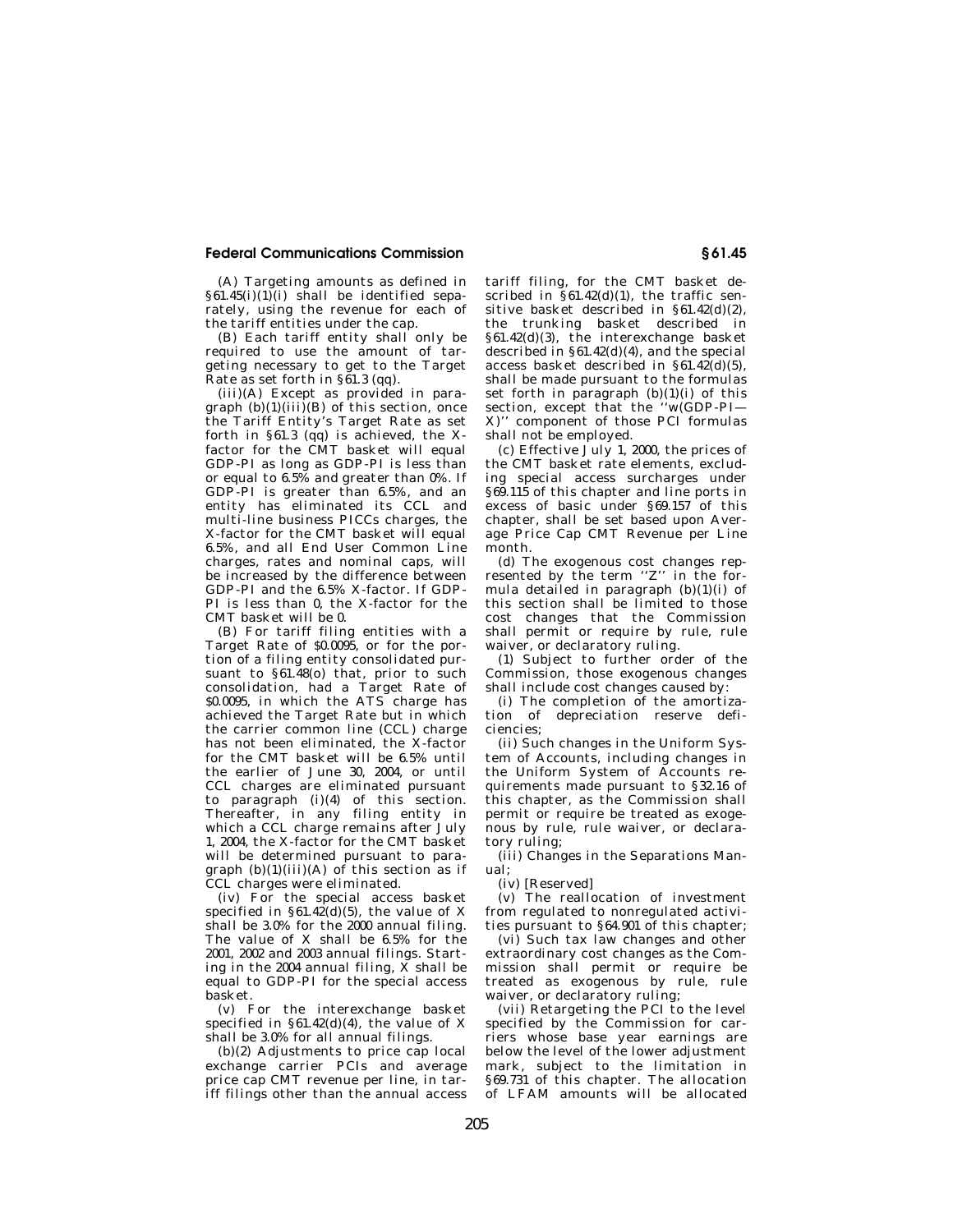(A) Targeting amounts as defined in §61.45(i)(1)(i) shall be identified separately, using the revenue for each of the tariff entities under the cap.

(B) Each tariff entity shall only be required to use the amount of targeting necessary to get to the Target Rate as set forth in §61.3 (qq).

(iii)(A) Except as provided in paragraph (b)(1)(iii)(B) of this section, once the Tariff Entity's Target Rate as set forth in §61.3 (qq) is achieved, the X-factor for the CMT basket will equal GDP-PI as long as GDP-PI is less than or equal to 6.5% and greater than 0%. If GDP-PI is greater than 6.5%, and an entity has eliminated its CCL and multi-line business PICCs charges, the X-factor for the CMT basket will equal 6.5%, and all End User Common Line charges, rates and nominal caps, will be increased by the difference between GDP-PI and the 6.5% X-factor. If GDP-PI is less than 0, the X-factor for the CMT basket will be 0.

(B) For tariff filing entities with a Target Rate of $0.0095, or for the portion of a filing entity consolidated pursuant to §61.48(o) that, prior to such consolidation, had a Target Rate of $0.0095, in which the ATS charge has achieved the Target Rate but in which the carrier common line (CCL) charge has not been eliminated, the X-factor for the CMT basket will be 6.5% until the earlier of June 30, 2004, or until CCL charges are eliminated pursuant to paragraph (i)(4) of this section. Thereafter, in any filing entity in which a CCL charge remains after July 1, 2004, the X-factor for the CMT basket will be determined pursuant to paragraph (b)(1)(iii)(A) of this section as if CCL charges were eliminated.

(iv) For the special access basket specified in §61.42(d)(5), the value of X shall be 3.0% for the 2000 annual filing. The value of X shall be 6.5% for the 2001, 2002 and 2003 annual filings. Starting in the 2004 annual filing, X shall be equal to GDP-PI for the special access basket.

(v) For the interexchange basket specified in §61.42(d)(4), the value of X shall be 3.0% for all annual filings.

(b)(2) Adjustments to price cap local exchange carrier PCIs and average price cap CMT revenue per line, in tariff filings other than the annual access tariff filing, for the CMT basket described in §61.42(d)(1), the traffic sensitive basket described in §61.42(d)(2), the trunking basket described in §61.42(d)(3), the interexchange basket described in §61.42(d)(4), and the special access basket described in §61.42(d)(5), shall be made pursuant to the formulas set forth in paragraph (b)(1)(i) of this section, except that the ''w(GDP-PI—X)'' component of those PCI formulas shall not be employed.

(c) Effective July 1, 2000, the prices of the CMT basket rate elements, excluding special access surcharges under §69.115 of this chapter and line ports in excess of basic under §69.157 of this chapter, shall be set based upon Average Price Cap CMT Revenue per Line month.

(d) The exogenous cost changes represented by the term ''Z'' in the formula detailed in paragraph (b)(1)(i) of this section shall be limited to those cost changes that the Commission shall permit or require by rule, rule waiver, or declaratory ruling.

(1) Subject to further order of the Commission, those exogenous changes shall include cost changes caused by:

(i) The completion of the amortization of depreciation reserve deficiencies;

(ii) Such changes in the Uniform System of Accounts, including changes in the Uniform System of Accounts requirements made pursuant to §32.16 of this chapter, as the Commission shall permit or require be treated as exogenous by rule, rule waiver, or declaratory ruling;

(iii) Changes in the Separations Manual;

(iv) [Reserved]

(v) The reallocation of investment from regulated to nonregulated activities pursuant to §64.901 of this chapter;

(vi) Such tax law changes and other extraordinary cost changes as the Commission shall permit or require be treated as exogenous by rule, rule waiver, or declaratory ruling;

(vii) Retargeting the PCI to the level specified by the Commission for carriers whose base year earnings are below the level of the lower adjustment mark, subject to the limitation in §69.731 of this chapter. The allocation of LFAM amounts will be allocated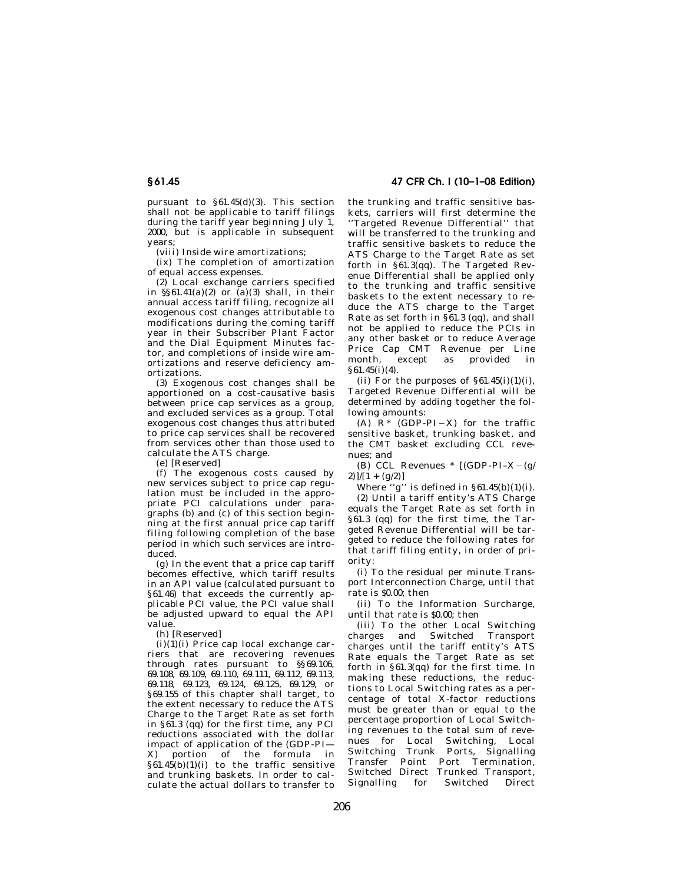pursuant to §61.45(d)(3). This section shall not be applicable to tariff filings during the tariff year beginning July 1, 2000, but is applicable in subsequent years;

(viii) Inside wire amortizations;

(ix) The completion of amortization of equal access expenses.

(2) Local exchange carriers specified in §§61.41(a)(2) or (a)(3) shall, in their annual access tariff filing, recognize all exogenous cost changes attributable to modifications during the coming tariff year in their Subscriber Plant Factor and the Dial Equipment Minutes factor, and completions of inside wire amortizations and reserve deficiency amortizations.

(3) Exogenous cost changes shall be apportioned on a cost-causative basis between price cap services as a group, and excluded services as a group. Total exogenous cost changes thus attributed to price cap services shall be recovered from services other than those used to calculate the ATS charge.

(e) [Reserved]

(f) The exogenous costs caused by new services subject to price cap regulation must be included in the appropriate PCI calculations under paragraphs (b) and (c) of this section beginning at the first annual price cap tariff filing following completion of the base period in which such services are introduced.

(g) In the event that a price cap tariff becomes effective, which tariff results in an API value (calculated pursuant to §61.46) that exceeds the currently applicable PCI value, the PCI value shall be adjusted upward to equal the API value.

(h) [Reserved]

(i)(1)(i) Price cap local exchange carriers that are recovering revenues through rates pursuant to §§69.106, 69.108, 69.109, 69.110, 69.111, 69.112, 69.113, 69.118, 69.123, 69.124, 69.125, 69.129, or §69.155 of this chapter shall target, to the extent necessary to reduce the ATS Charge to the Target Rate as set forth in §61.3 (qq) for the first time, any PCI reductions associated with the dollar impact of application of the (GDP-PI—X) portion of the formula in §61.45(b)(1)(i) to the traffic sensitive and trunking baskets. In order to calculate the actual dollars to transfer to the trunking and traffic sensitive baskets, carriers will first determine the "Targeted Revenue Differential" that will be transferred to the trunking and traffic sensitive baskets to reduce the ATS Charge to the Target Rate as set forth in §61.3(qq). The Targeted Revenue Differential shall be applied only to the trunking and traffic sensitive baskets to the extent necessary to reduce the ATS charge to the Target Rate as set forth in §61.3 (qq), and shall not be applied to reduce the PCIs in any other basket or to reduce Average Price Cap CMT Revenue per Line month, except as provided in §61.45(i)(4).

(ii) For the purposes of §61.45(i)(1)(i), Targeted Revenue Differential will be determined by adding together the following amounts:

(A) $R * (GDP\text{-}PI - X)$ for the traffic sensitive basket, trunking basket, and the CMT basket excluding CCL revenues; and

(B) CCL Revenues * $[(GDP\text{-}PI - X - (g/2))/[1 + (g/2)]$

Where "g" is defined in §61.45(b)(1)(i).

(2) Until a tariff entity's ATS Charge equals the Target Rate as set forth in §61.3 (qq) for the first time, the Targeted Revenue Differential will be targeted to reduce the following rates for that tariff filing entity, in order of priority:

(i) To the residual per minute Transport Interconnection Charge, until that rate is $0.00; then

(ii) To the Information Surcharge, until that rate is $0.00; then

(iii) To the other Local Switching charges and Switched Transport charges until the tariff entity's ATS Rate equals the Target Rate as set forth in §61.3(qq) for the first time. In making these reductions, the reductions to Local Switching rates as a percentage of total X-factor reductions must be greater than or equal to the percentage proportion of Local Switching revenues to the total sum of revenues for Local Switching, Local Switching Trunk Ports, Signalling Transfer Point Port Termination, Switched Direct Trunked Transport, Signalling for Switched Direct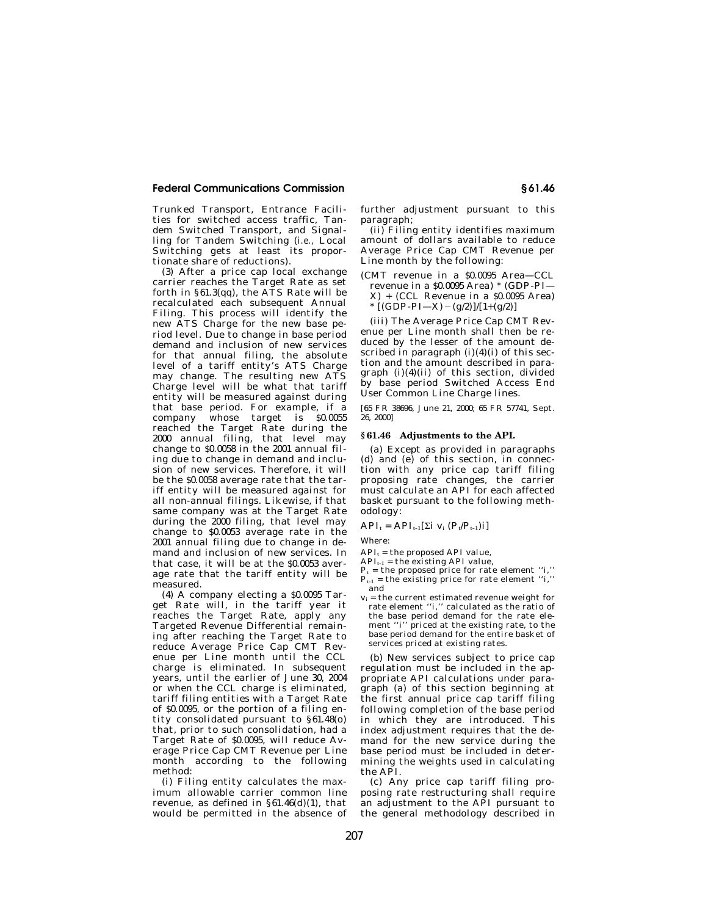Trunked Transport, Entrance Facilities for switched access traffic, Tandem Switched Transport, and Signalling for Tandem Switching (*i.e.,* Local Switching gets at least its proportionate share of reductions).

(3) After a price cap local exchange carrier reaches the Target Rate as set forth in §61.3(qq), the ATS Rate will be recalculated each subsequent Annual Filing. This process will identify the new ATS Charge for the new base period level. Due to change in base period demand and inclusion of new services for that annual filing, the absolute level of a tariff entity's ATS Charge may change. The resulting new ATS Charge level will be what that tariff entity will be measured against during that base period. For example, if a company whose target is $0.0055 reached the Target Rate during the 2000 annual filing, that level may change to $0.0058 in the 2001 annual filing due to change in demand and inclusion of new services. Therefore, it will be the $0.0058 average rate that the tariff entity will be measured against for all non-annual filings. Likewise, if that same company was at the Target Rate during the 2000 filing, that level may change to $0.0053 average rate in the 2001 annual filing due to change in demand and inclusion of new services. In that case, it will be at the $0.0053 average rate that the tariff entity will be measured.

(4) A company electing a $0.0095 Target Rate will, in the tariff year it reaches the Target Rate, apply any Targeted Revenue Differential remaining after reaching the Target Rate to reduce Average Price Cap CMT Revenue per Line month until the CCL charge is eliminated. In subsequent years, until the earlier of June 30, 2004 or when the CCL charge is eliminated, tariff filing entities with a Target Rate of $0.0095, or the portion of a filing entity consolidated pursuant to §61.48(o) that, prior to such consolidation, had a Target Rate of $0.0095, will reduce Average Price Cap CMT Revenue per Line month according to the following method:

(i) Filing entity calculates the maximum allowable carrier common line revenue, as defined in §61.46(d)(1), that would be permitted in the absence of further adjustment pursuant to this paragraph;

(ii) Filing entity identifies maximum amount of dollars available to reduce Average Price Cap CMT Revenue per Line month by the following:

(CMT revenue in a $0.0095 Area—CCL revenue in a $0.0095 Area) * (GDP-PI—X) + (CCL Revenue in a $0.0095 Area) * [(GDP-PI—X) − (g/2)]/[1+(g/2)]

(iii) The Average Price Cap CMT Revenue per Line month shall then be reduced by the lesser of the amount described in paragraph (i)(4)(i) of this section and the amount described in paragraph (i)(4)(ii) of this section, divided by base period Switched Access End User Common Line Charge lines.

[65 FR 38696, June 21, 2000; 65 FR 57741, Sept. 26, 2000]

## §61.46 Adjustments to the API.

(a) Except as provided in paragraphs (d) and (e) of this section, in connection with any price cap tariff filing proposing rate changes, the carrier must calculate an API for each affected basket pursuant to the following methodology:

$$API_t = API_{t-1}[\Sigma i\ v_i\ (P_t/P_{t-1})i]$$

Where:

$API_t$ = the proposed API value,
$API_{t-1}$ = the existing API value,
$P_t$ = the proposed price for rate element "i,"
$P_{t-1}$ = the existing price for rate element "i," and
$v_i$ = the current estimated revenue weight for rate element "i," calculated as the ratio of the base period demand for the rate element "i" priced at the existing rate, to the base period demand for the entire basket of services priced at existing rates.

(b) New services subject to price cap regulation must be included in the appropriate API calculations under paragraph (a) of this section beginning at the first annual price cap tariff filing following completion of the base period in which they are introduced. This index adjustment requires that the demand for the new service during the base period must be included in determining the weights used in calculating the API.

(c) Any price cap tariff filing proposing rate restructuring shall require an adjustment to the API pursuant to the general methodology described in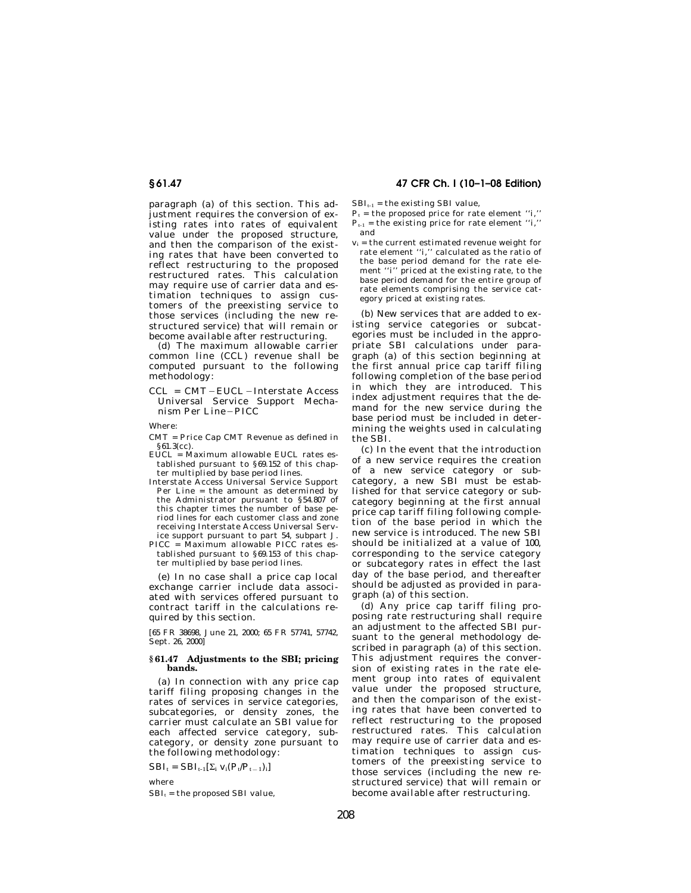paragraph (a) of this section. This adjustment requires the conversion of existing rates into rates of equivalent value under the proposed structure, and then the comparison of the existing rates that have been converted to reflect restructuring to the proposed restructured rates. This calculation may require use of carrier data and estimation techniques to assign customers of the preexisting service to those services (including the new restructured service) that will remain or become available after restructuring.

(d) The maximum allowable carrier common line (CCL) revenue shall be computed pursuant to the following methodology:

CCL = CMT − EUCL − Interstate Access Universal Service Support Mechanism Per Line − PICC

Where:

CMT = Price Cap CMT Revenue as defined in §61.3(cc).

EUCL = Maximum allowable EUCL rates established pursuant to §69.152 of this chapter multiplied by base period lines.

Interstate Access Universal Service Support Per Line = the amount as determined by the Administrator pursuant to §54.807 of this chapter times the number of base period lines for each customer class and zone receiving Interstate Access Universal Service support pursuant to part 54, subpart J.

PICC = Maximum allowable PICC rates established pursuant to §69.153 of this chapter multiplied by base period lines.

(e) In no case shall a price cap local exchange carrier include data associated with services offered pursuant to contract tariff in the calculations required by this section.

[65 FR 38698, June 21, 2000; 65 FR 57741, 57742, Sept. 26, 2000]

## §61.47 Adjustments to the SBI; pricing bands.

(a) In connection with any price cap tariff filing proposing changes in the rates of services in service categories, subcategories, or density zones, the carrier must calculate an SBI value for each affected service category, subcategory, or density zone pursuant to the following methodology:

$$SBI_t = SBI_{t-1}[\Sigma_i \, v_i(P_t/P_{t-1})_i]$$

where

$SBI_t$ = the proposed SBI value,

$SBI_{t-1}$ = the existing SBI value,

$P_t$ = the proposed price for rate element "i,"

$P_{t-1}$ = the existing price for rate element "i," and

$v_i$ = the current estimated revenue weight for rate element "i," calculated as the ratio of the base period demand for the rate element "i" priced at the existing rate, to the base period demand for the entire group of rate elements comprising the service category priced at existing rates.

(b) New services that are added to existing service categories or subcategories must be included in the appropriate SBI calculations under paragraph (a) of this section beginning at the first annual price cap tariff filing following completion of the base period in which they are introduced. This index adjustment requires that the demand for the new service during the base period must be included in determining the weights used in calculating the SBI.

(c) In the event that the introduction of a new service requires the creation of a new service category or subcategory, a new SBI must be established for that service category or subcategory beginning at the first annual price cap tariff filing following completion of the base period in which the new service is introduced. The new SBI should be initialized at a value of 100, corresponding to the service category or subcategory rates in effect the last day of the base period, and thereafter should be adjusted as provided in paragraph (a) of this section.

(d) Any price cap tariff filing proposing rate restructuring shall require an adjustment to the affected SBI pursuant to the general methodology described in paragraph (a) of this section. This adjustment requires the conversion of existing rates in the rate element group into rates of equivalent value under the proposed structure, and then the comparison of the existing rates that have been converted to reflect restructuring to the proposed restructured rates. This calculation may require use of carrier data and estimation techniques to assign customers of the preexisting service to those services (including the new restructured service) that will remain or become available after restructuring.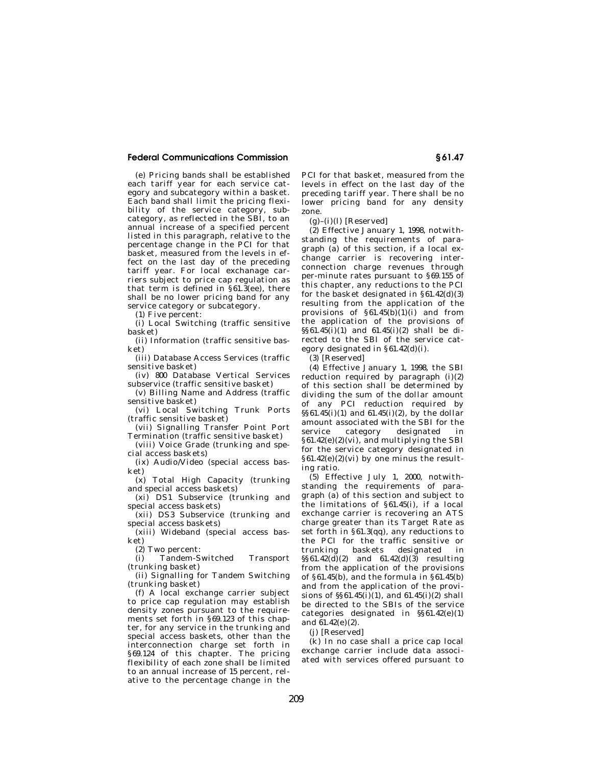(e) Pricing bands shall be established each tariff year for each service category and subcategory within a basket. Each band shall limit the pricing flexibility of the service category, subcategory, as reflected in the SBI, to an annual increase of a specified percent listed in this paragraph, relative to the percentage change in the PCI for that basket, measured from the levels in effect on the last day of the preceding tariff year. For local exchanage carriers subject to price cap regulation as that term is defined in §61.3(ee), there shall be no lower pricing band for any service category or subcategory.

(1) Five percent:

(i) Local Switching (traffic sensitive basket)

(ii) Information (traffic sensitive basket)

(iii) Database Access Services (traffic sensitive basket)

(iv) 800 Database Vertical Services subservice (traffic sensitive basket)

(v) Billing Name and Address (traffic sensitive basket)

(vi) Local Switching Trunk Ports (traffic sensitive basket)

(vii) Signalling Transfer Point Port Termination (traffic sensitive basket)

(viii) Voice Grade (trunking and special access baskets)

(ix) Audio/Video (special access basket)

(x) Total High Capacity (trunking and special access baskets)

(xi) DS1 Subservice (trunking and special access baskets)

(xii) DS3 Subservice (trunking and special access baskets)

(xiii) Wideband (special access basket)

(2) Two percent:

(i) Tandem-Switched Transport (trunking basket)

(ii) Signalling for Tandem Switching (trunking basket)

(f) A local exchange carrier subject to price cap regulation may establish density zones pursuant to the requirements set forth in §69.123 of this chapter, for any service in the trunking and special access baskets, other than the interconnection charge set forth in §69.124 of this chapter. The pricing flexibility of each zone shall be limited to an annual increase of 15 percent, relative to the percentage change in the PCI for that basket, measured from the levels in effect on the last day of the preceding tariff year. There shall be no lower pricing band for any density zone.

(g)–(i)(l) [Reserved]

(2) Effective January 1, 1998, notwithstanding the requirements of paragraph (a) of this section, if a local exchange carrier is recovering interconnection charge revenues through per-minute rates pursuant to §69.155 of this chapter, any reductions to the PCI for the basket designated in §61.42(d)(3) resulting from the application of the provisions of §61.45(b)(1)(i) and from the application of the provisions of §§61.45(i)(1) and 61.45(i)(2) shall be directed to the SBI of the service category designated in §61.42(d)(i).

(3) [Reserved]

(4) Effective January 1, 1998, the SBI reduction required by paragraph (i)(2) of this section shall be determined by dividing the sum of the dollar amount of any PCI reduction required by §§61.45(i)(1) and 61.45(i)(2), by the dollar amount associated with the SBI for the service category designated in §61.42(e)(2)(vi), and multiplying the SBI for the service category designated in §61.42(e)(2)(vi) by one minus the resulting ratio.

(5) Effective July 1, 2000, notwithstanding the requirements of paragraph (a) of this section and subject to the limitations of §61.45(i), if a local exchange carrier is recovering an ATS charge greater than its Target Rate as set forth in §61.3(qq), any reductions to the PCI for the traffic sensitive or trunking baskets designated in §§61.42(d)(2) and 61.42(d)(3) resulting from the application of the provisions of §61.45(b), and the formula in §61.45(b) and from the application of the provisions of §§61.45(i)(1), and 61.45(i)(2) shall be directed to the SBIs of the service categories designated in §§61.42(e)(1) and 61.42(e)(2).

(j) [Reserved]

(k) In no case shall a price cap local exchange carrier include data associated with services offered pursuant to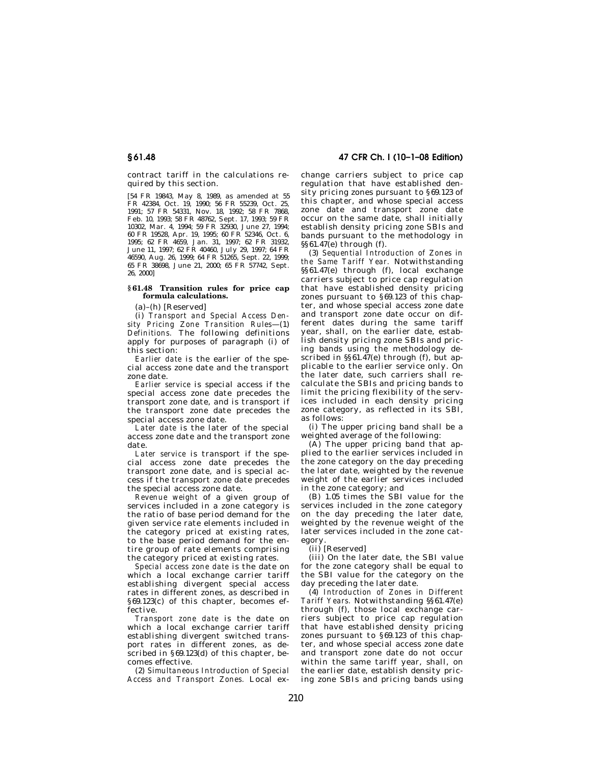contract tariff in the calculations required by this section.

[54 FR 19843, May 8, 1989, as amended at 55 FR 42384, Oct. 19, 1990; 56 FR 55239, Oct. 25, 1991; 57 FR 54331, Nov. 18, 1992; 58 FR 7868, Feb. 10, 1993; 58 FR 48762, Sept. 17, 1993; 59 FR 10302, Mar. 4, 1994; 59 FR 32930, June 27, 1994; 60 FR 19528, Apr. 19, 1995; 60 FR 52346, Oct. 6, 1995; 62 FR 4659, Jan. 31, 1997; 62 FR 31932, June 11, 1997; 62 FR 40460, July 29, 1997; 64 FR 46590, Aug. 26, 1999; 64 FR 51265, Sept. 22, 1999; 65 FR 38698, June 21, 2000; 65 FR 57742, Sept. 26, 2000]

### § 61.48 Transition rules for price cap formula calculations.

(a)–(h) [Reserved]

(i) *Transport and Special Access Density Pricing Zone Transition Rules*—(1) *Definitions.* The following definitions apply for purposes of paragraph (i) of this section:

*Earlier date* is the earlier of the special access zone date and the transport zone date.

*Earlier service* is special access if the special access zone date precedes the transport zone date, and is transport if the transport zone date precedes the special access zone date.

*Later date* is the later of the special access zone date and the transport zone date.

*Later service* is transport if the special access zone date precedes the transport zone date, and is special access if the transport zone date precedes the special access zone date.

*Revenue weight* of a given group of services included in a zone category is the ratio of base period demand for the given service rate elements included in the category priced at existing rates, to the base period demand for the entire group of rate elements comprising the category priced at existing rates.

*Special access zone date* is the date on which a local exchange carrier tariff establishing divergent special access rates in different zones, as described in §69.123(c) of this chapter, becomes effective.

*Transport zone date* is the date on which a local exchange carrier tariff establishing divergent switched transport rates in different zones, as described in §69.123(d) of this chapter, becomes effective.

(2) *Simultaneous Introduction of Special Access and Transport Zones.* Local exchange carriers subject to price cap regulation that have established density pricing zones pursuant to §69.123 of this chapter, and whose special access zone date and transport zone date occur on the same date, shall initially establish density pricing zone SBIs and bands pursuant to the methodology in §§61.47(e) through (f).

(3) *Sequential Introduction of Zones in the Same Tariff Year.* Notwithstanding §§61.47(e) through (f), local exchange carriers subject to price cap regulation that have established density pricing zones pursuant to §69.123 of this chapter, and whose special access zone date and transport zone date occur on different dates during the same tariff year, shall, on the earlier date, establish density pricing zone SBIs and pricing bands using the methodology described in §§61.47(e) through (f), but applicable to the earlier service only. On the later date, such carriers shall recalculate the SBIs and pricing bands to limit the pricing flexibility of the services included in each density pricing zone category, as reflected in its SBI, as follows:

(i) The upper pricing band shall be a weighted average of the following:

(A) The upper pricing band that applied to the earlier services included in the zone category on the day preceding the later date, weighted by the revenue weight of the earlier services included in the zone category; and

(B) 1.05 times the SBI value for the services included in the zone category on the day preceding the later date, weighted by the revenue weight of the later services included in the zone category.

(ii) [Reserved]

(iii) On the later date, the SBI value for the zone category shall be equal to the SBI value for the category on the day preceding the later date.

(4) *Introduction of Zones in Different Tariff Years.* Notwithstanding §§61.47(e) through (f), those local exchange carriers subject to price cap regulation that have established density pricing zones pursuant to §69.123 of this chapter, and whose special access zone date and transport zone date do not occur within the same tariff year, shall, on the earlier date, establish density pricing zone SBIs and pricing bands using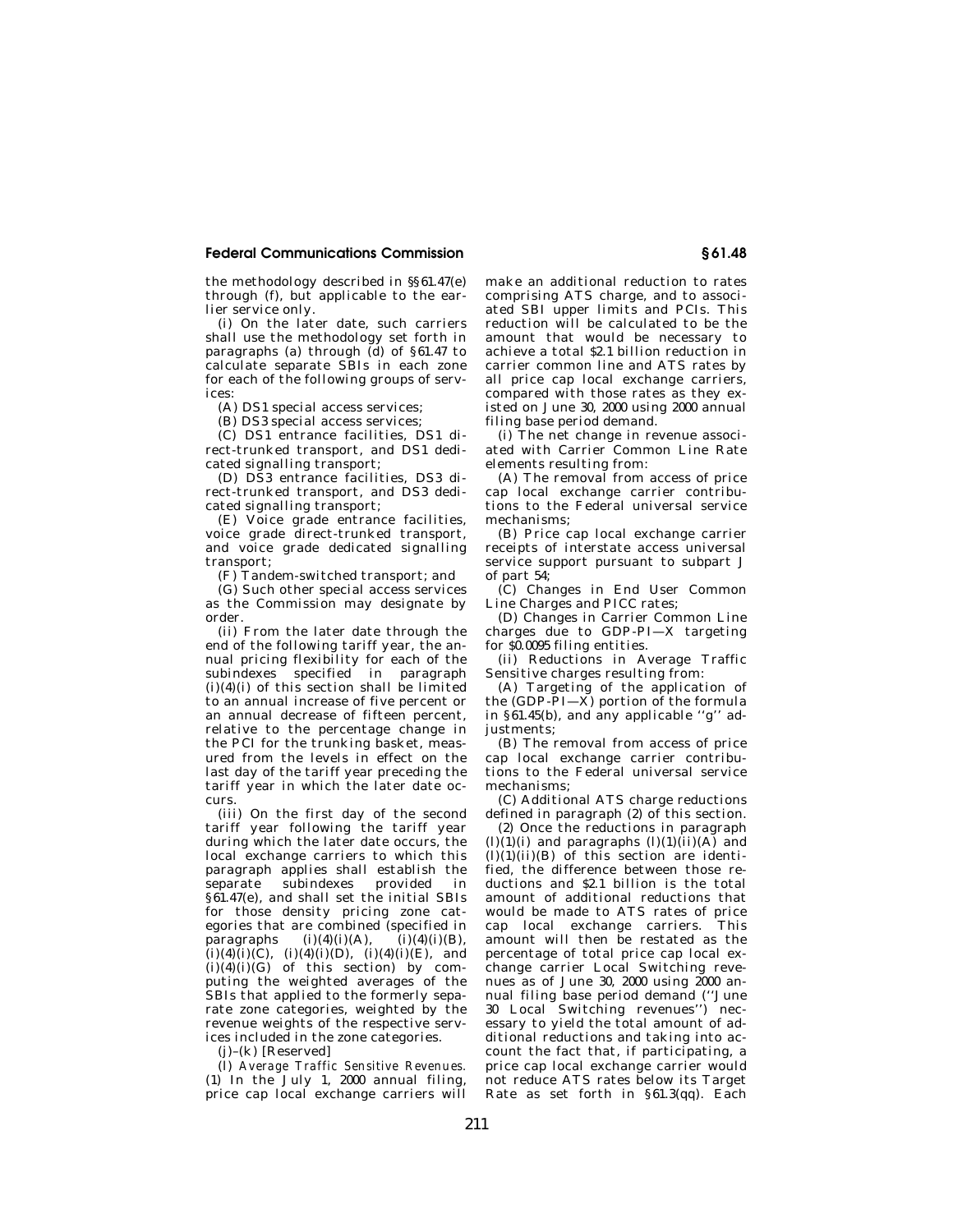the methodology described in §§61.47(e) through (f), but applicable to the earlier service only.

(i) On the later date, such carriers shall use the methodology set forth in paragraphs (a) through (d) of §61.47 to calculate separate SBIs in each zone for each of the following groups of services:

(A) DS1 special access services;

(B) DS3 special access services;

(C) DS1 entrance facilities, DS1 direct-trunked transport, and DS1 dedicated signalling transport;

(D) DS3 entrance facilities, DS3 direct-trunked transport, and DS3 dedicated signalling transport;

(E) Voice grade entrance facilities, voice grade direct-trunked transport, and voice grade dedicated signalling transport;

(F) Tandem-switched transport; and

(G) Such other special access services as the Commission may designate by order.

(ii) From the later date through the end of the following tariff year, the annual pricing flexibility for each of the subindexes specified in paragraph (i)(4)(i) of this section shall be limited to an annual increase of five percent or an annual decrease of fifteen percent, relative to the percentage change in the PCI for the trunking basket, measured from the levels in effect on the last day of the tariff year preceding the tariff year in which the later date occurs.

(iii) On the first day of the second tariff year following the tariff year during which the later date occurs, the local exchange carriers to which this paragraph applies shall establish the separate subindexes provided in §61.47(e), and shall set the initial SBIs for those density pricing zone categories that are combined (specified in paragraphs (i)(4)(i)(A), (i)(4)(i)(B), (i)(4)(i)(C), (i)(4)(i)(D), (i)(4)(i)(E), and (i)(4)(i)(G) of this section) by computing the weighted averages of the SBIs that applied to the formerly separate zone categories, weighted by the revenue weights of the respective services included in the zone categories.

(j)–(k) [Reserved]

(l) *Average Traffic Sensitive Revenues.* (1) In the July 1, 2000 annual filing, price cap local exchange carriers will make an additional reduction to rates comprising ATS charge, and to associated SBI upper limits and PCIs. This reduction will be calculated to be the amount that would be necessary to achieve a total $2.1 billion reduction in carrier common line and ATS rates by all price cap local exchange carriers, compared with those rates as they existed on June 30, 2000 using 2000 annual filing base period demand.

(i) The net change in revenue associated with Carrier Common Line Rate elements resulting from:

(A) The removal from access of price cap local exchange carrier contributions to the Federal universal service mechanisms;

(B) Price cap local exchange carrier receipts of interstate access universal service support pursuant to subpart J of part 54;

(C) Changes in End User Common Line Charges and PICC rates;

(D) Changes in Carrier Common Line charges due to GDP-PI—X targeting for $0.0095 filing entities.

(ii) Reductions in Average Traffic Sensitive charges resulting from:

(A) Targeting of the application of the (GDP-PI—X) portion of the formula in §61.45(b), and any applicable ''g'' adjustments;

(B) The removal from access of price cap local exchange carrier contributions to the Federal universal service mechanisms;

(C) Additional ATS charge reductions defined in paragraph (2) of this section.

(2) Once the reductions in paragraph (l)(1)(i) and paragraphs (l)(1)(ii)(A) and (l)(1)(ii)(B) of this section are identified, the difference between those reductions and $2.1 billion is the total amount of additional reductions that would be made to ATS rates of price cap local exchange carriers. This amount will then be restated as the percentage of total price cap local exchange carrier Local Switching revenues as of June 30, 2000 using 2000 annual filing base period demand (''June 30 Local Switching revenues'') necessary to yield the total amount of additional reductions and taking into account the fact that, if participating, a price cap local exchange carrier would not reduce ATS rates below its Target Rate as set forth in §61.3(qq). Each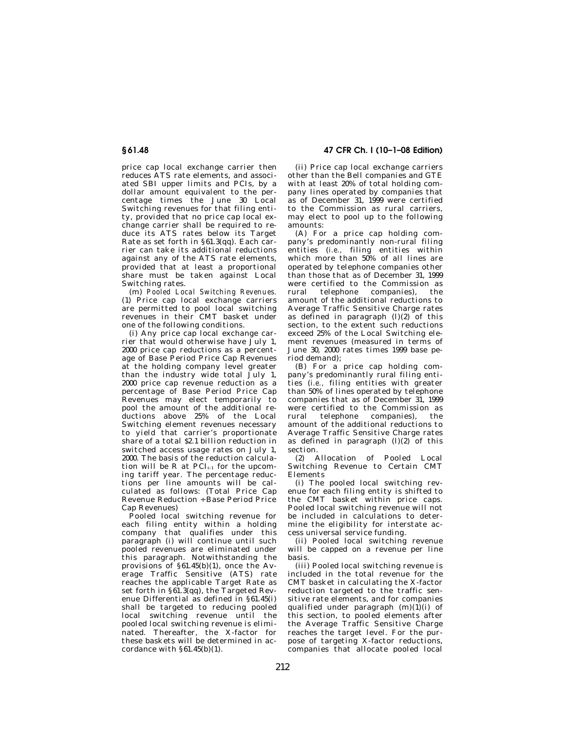price cap local exchange carrier then reduces ATS rate elements, and associated SBI upper limits and PCIs, by a dollar amount equivalent to the percentage times the June 30 Local Switching revenues for that filing entity, provided that no price cap local exchange carrier shall be required to reduce its ATS rates below its Target Rate as set forth in §61.3(qq). Each carrier can take its additional reductions against any of the ATS rate elements, provided that at least a proportional share must be taken against Local Switching rates.

(m) *Pooled Local Switching Revenues.* (1) Price cap local exchange carriers are permitted to pool local switching revenues in their CMT basket under one of the following conditions.

(i) Any price cap local exchange carrier that would otherwise have July 1, 2000 price cap reductions as a percentage of Base Period Price Cap Revenues at the holding company level greater than the industry wide total July 1, 2000 price cap revenue reduction as a percentage of Base Period Price Cap Revenues may elect temporarily to pool the amount of the additional reductions above 25% of the Local Switching element revenues necessary to yield that carrier's proportionate share of a total $2.1 billion reduction in switched access usage rates on July 1, 2000. The basis of the reduction calculation will be R at $PCI_{t-1}$ for the upcoming tariff year. The percentage reductions per line amounts will be calculated as follows: (Total Price Cap Revenue Reduction ÷ Base Period Price Cap Revenues)

Pooled local switching revenue for each filing entity within a holding company that qualifies under this paragraph (i) will continue until such pooled revenues are eliminated under this paragraph. Notwithstanding the provisions of §61.45(b)(1), once the Average Traffic Sensitive (ATS) rate reaches the applicable Target Rate as set forth in §61.3(qq), the Targeted Revenue Differential as defined in §61.45(i) shall be targeted to reducing pooled local switching revenue until the pooled local switching revenue is eliminated. Thereafter, the X-factor for these baskets will be determined in accordance with §61.45(b)(1).

(ii) Price cap local exchange carriers other than the Bell companies and GTE with at least 20% of total holding company lines operated by companies that as of December 31, 1999 were certified to the Commission as rural carriers, may elect to pool up to the following amounts:

(A) For a price cap holding company's predominantly non-rural filing entities (*i.e.*, filing entities within which more than 50% of all lines are operated by telephone companies other than those that as of December 31, 1999 were certified to the Commission as rural telephone companies), the amount of the additional reductions to Average Traffic Sensitive Charge rates as defined in paragraph (l)(2) of this section, to the extent such reductions exceed 25% of the Local Switching element revenues (measured in terms of June 30, 2000 rates times 1999 base period demand);

(B) For a price cap holding company's predominantly rural filing entities (*i.e.*, filing entities with greater than 50% of lines operated by telephone companies that as of December 31, 1999 were certified to the Commission as rural telephone companies), the amount of the additional reductions to Average Traffic Sensitive Charge rates as defined in paragraph (l)(2) of this section.

(2) Allocation of Pooled Local Switching Revenue to Certain CMT Elements

(i) The pooled local switching revenue for each filing entity is shifted to the CMT basket within price caps. Pooled local switching revenue will not be included in calculations to determine the eligibility for interstate access universal service funding.

(ii) Pooled local switching revenue will be capped on a revenue per line basis.

(iii) Pooled local switching revenue is included in the total revenue for the CMT basket in calculating the X-factor reduction targeted to the traffic sensitive rate elements, and for companies qualified under paragraph (m)(1)(i) of this section, to pooled elements after the Average Traffic Sensitive Charge reaches the target level. For the purpose of targeting X-factor reductions, companies that allocate pooled local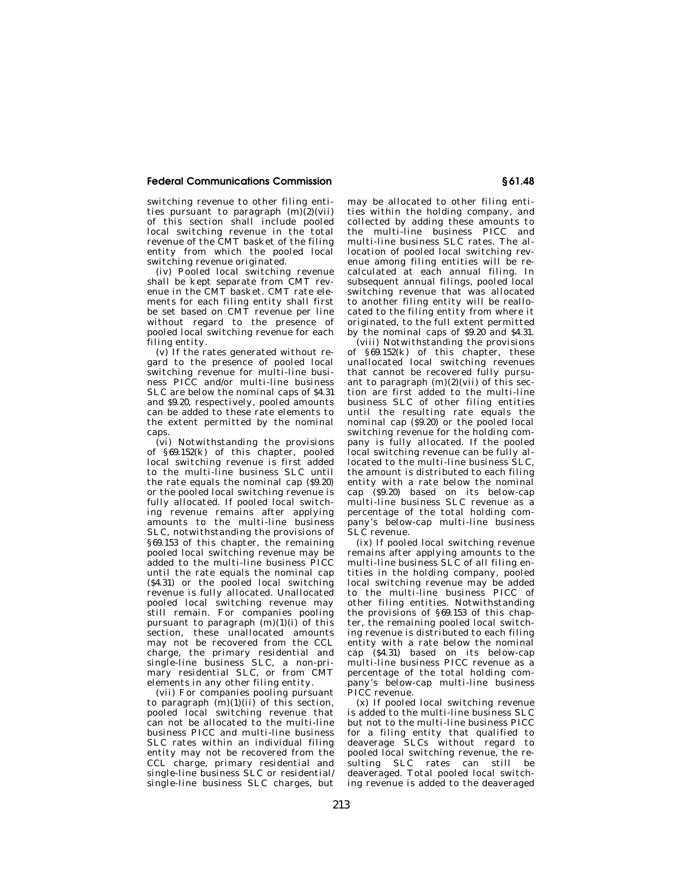switching revenue to other filing entities pursuant to paragraph (m)(2)(vii) of this section shall include pooled local switching revenue in the total revenue of the CMT basket of the filing entity from which the pooled local switching revenue originated.

(iv) Pooled local switching revenue shall be kept separate from CMT revenue in the CMT basket. CMT rate elements for each filing entity shall first be set based on CMT revenue per line without regard to the presence of pooled local switching revenue for each filing entity.

(v) If the rates generated without regard to the presence of pooled local switching revenue for multi-line business PICC and/or multi-line business SLC are below the nominal caps of $4.31 and $9.20, respectively, pooled amounts can be added to these rate elements to the extent permitted by the nominal caps.

(vi) Notwithstanding the provisions of §69.152(k) of this chapter, pooled local switching revenue is first added to the multi-line business SLC until the rate equals the nominal cap ($9.20) or the pooled local switching revenue is fully allocated. If pooled local switching revenue remains after applying amounts to the multi-line business SLC, notwithstanding the provisions of §69.153 of this chapter, the remaining pooled local switching revenue may be added to the multi-line business PICC until the rate equals the nominal cap ($4.31) or the pooled local switching revenue is fully allocated. Unallocated pooled local switching revenue may still remain. For companies pooling pursuant to paragraph (m)(1)(i) of this section, these unallocated amounts may not be recovered from the CCL charge, the primary residential and single-line business SLC, a non-primary residential SLC, or from CMT elements in any other filing entity.

(vii) For companies pooling pursuant to paragraph (m)(1)(ii) of this section, pooled local switching revenue that can not be allocated to the multi-line business PICC and multi-line business SLC rates within an individual filing entity may not be recovered from the CCL charge, primary residential and single-line business SLC or residential/single-line business SLC charges, but may be allocated to other filing entities within the holding company, and collected by adding these amounts to the multi-line business PICC and multi-line business SLC rates. The allocation of pooled local switching revenue among filing entities will be recalculated at each annual filing. In subsequent annual filings, pooled local switching revenue that was allocated to another filing entity will be reallocated to the filing entity from where it originated, to the full extent permitted by the nominal caps of $9.20 and $4.31.

(viii) Notwithstanding the provisions of §69.152(k) of this chapter, these unallocated local switching revenues that cannot be recovered fully pursuant to paragraph (m)(2)(vii) of this section are first added to the multi-line business SLC of other filing entities until the resulting rate equals the nominal cap ($9.20) or the pooled local switching revenue for the holding company is fully allocated. If the pooled local switching revenue can be fully allocated to the multi-line business SLC, the amount is distributed to each filing entity with a rate below the nominal cap ($9.20) based on its below-cap multi-line business SLC revenue as a percentage of the total holding company's below-cap multi-line business SLC revenue.

(ix) If pooled local switching revenue remains after applying amounts to the multi-line business SLC of all filing entities in the holding company, pooled local switching revenue may be added to the multi-line business PICC of other filing entities. Notwithstanding the provisions of §69.153 of this chapter, the remaining pooled local switching revenue is distributed to each filing entity with a rate below the nominal cap ($4.31) based on its below-cap multi-line business PICC revenue as a percentage of the total holding company's below-cap multi-line business PICC revenue.

(x) If pooled local switching revenue is added to the multi-line business SLC but not to the multi-line business PICC for a filing entity that qualified to deaverage SLCs without regard to pooled local switching revenue, the resulting SLC rates can still be deaveraged. Total pooled local switching revenue is added to the deaveraged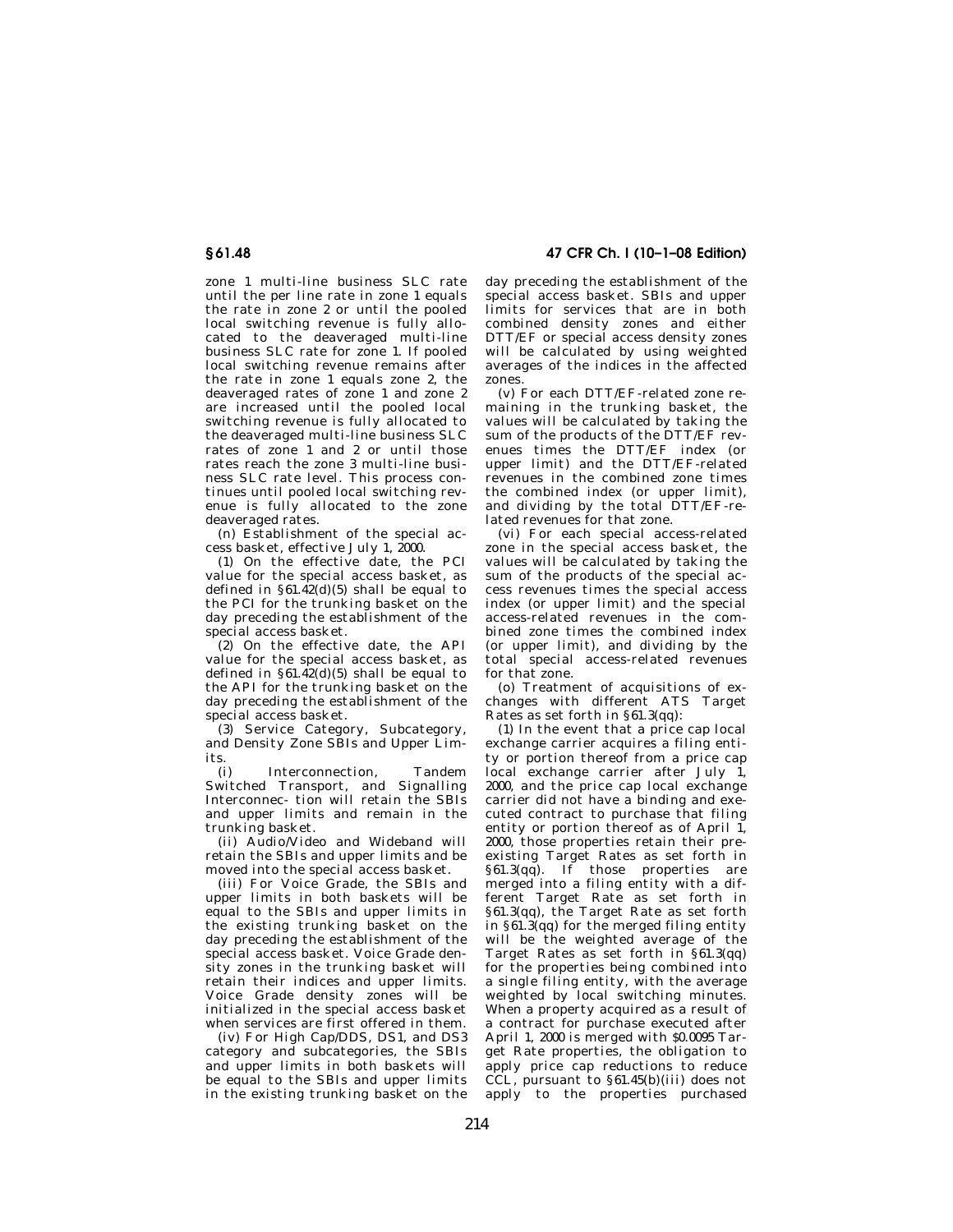zone 1 multi-line business SLC rate until the per line rate in zone 1 equals the rate in zone 2 or until the pooled local switching revenue is fully allocated to the deaveraged multi-line business SLC rate for zone 1. If pooled local switching revenue remains after the rate in zone 1 equals zone 2, the deaveraged rates of zone 1 and zone 2 are increased until the pooled local switching revenue is fully allocated to the deaveraged multi-line business SLC rates of zone 1 and 2 or until those rates reach the zone 3 multi-line business SLC rate level. This process continues until pooled local switching revenue is fully allocated to the zone deaveraged rates.

(n) Establishment of the special access basket, effective July 1, 2000.

(1) On the effective date, the PCI value for the special access basket, as defined in §61.42(d)(5) shall be equal to the PCI for the trunking basket on the day preceding the establishment of the special access basket.

(2) On the effective date, the API value for the special access basket, as defined in §61.42(d)(5) shall be equal to the API for the trunking basket on the day preceding the establishment of the special access basket.

(3) Service Category, Subcategory, and Density Zone SBIs and Upper Limits.

(i) Interconnection, Tandem Switched Transport, and Signalling Interconnec- tion will retain the SBIs and upper limits and remain in the trunking basket.

(ii) Audio/Video and Wideband will retain the SBIs and upper limits and be moved into the special access basket.

(iii) For Voice Grade, the SBIs and upper limits in both baskets will be equal to the SBIs and upper limits in the existing trunking basket on the day preceding the establishment of the special access basket. Voice Grade density zones in the trunking basket will retain their indices and upper limits. Voice Grade density zones will be initialized in the special access basket when services are first offered in them.

(iv) For High Cap/DDS, DS1, and DS3 category and subcategories, the SBIs and upper limits in both baskets will be equal to the SBIs and upper limits in the existing trunking basket on the day preceding the establishment of the special access basket. SBIs and upper limits for services that are in both combined density zones and either DTT/EF or special access density zones will be calculated by using weighted averages of the indices in the affected zones.

(v) For each DTT/EF-related zone remaining in the trunking basket, the values will be calculated by taking the sum of the products of the DTT/EF revenues times the DTT/EF index (or upper limit) and the DTT/EF-related revenues in the combined zone times the combined index (or upper limit), and dividing by the total DTT/EF-related revenues for that zone.

(vi) For each special access-related zone in the special access basket, the values will be calculated by taking the sum of the products of the special access revenues times the special access index (or upper limit) and the special access-related revenues in the combined zone times the combined index (or upper limit), and dividing by the total special access-related revenues for that zone.

(o) Treatment of acquisitions of exchanges with different ATS Target Rates as set forth in §61.3(qq):

(1) In the event that a price cap local exchange carrier acquires a filing entity or portion thereof from a price cap local exchange carrier after July 1, 2000, and the price cap local exchange carrier did not have a binding and executed contract to purchase that filing entity or portion thereof as of April 1, 2000, those properties retain their preexisting Target Rates as set forth in §61.3(qq). If those properties are merged into a filing entity with a different Target Rate as set forth in §61.3(qq), the Target Rate as set forth in §61.3(qq) for the merged filing entity will be the weighted average of the Target Rates as set forth in §61.3(qq) for the properties being combined into a single filing entity, with the average weighted by local switching minutes. When a property acquired as a result of a contract for purchase executed after April 1, 2000 is merged with $0.0095 Target Rate properties, the obligation to apply price cap reductions to reduce CCL, pursuant to §61.45(b)(iii) does not apply to the properties purchased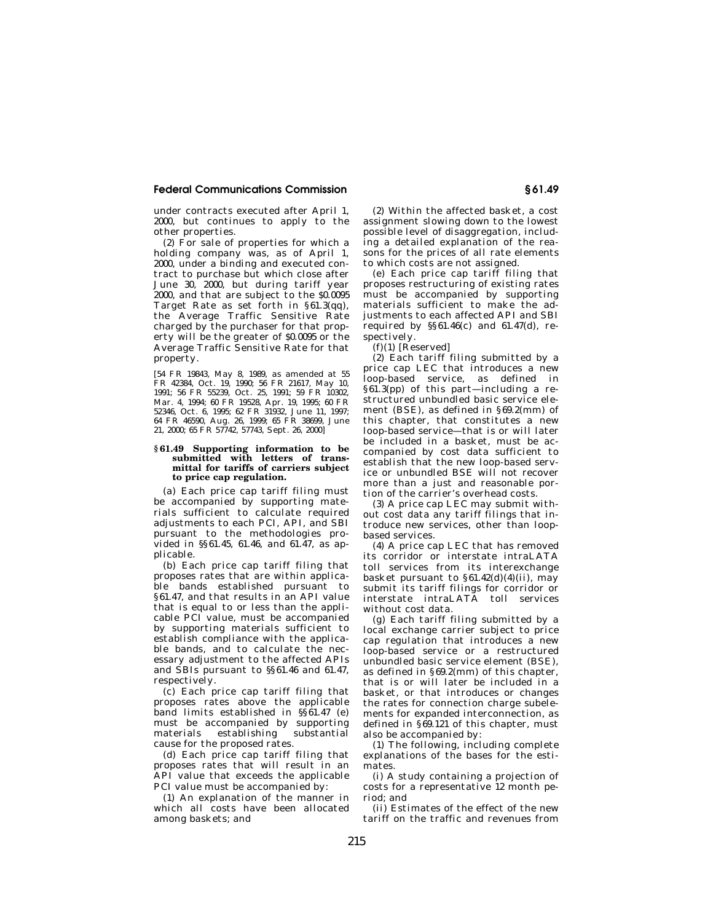under contracts executed after April 1, 2000, but continues to apply to the other properties.

(2) For sale of properties for which a holding company was, as of April 1, 2000, under a binding and executed contract to purchase but which close after June 30, 2000, but during tariff year 2000, and that are subject to the $0.0095 Target Rate as set forth in §61.3(qq), the Average Traffic Sensitive Rate charged by the purchaser for that property will be the greater of $0.0095 or the Average Traffic Sensitive Rate for that property.

[54 FR 19843, May 8, 1989, as amended at 55 FR 42384, Oct. 19, 1990; 56 FR 21617, May 10, 1991; 56 FR 55239, Oct. 25, 1991; 59 FR 10302, Mar. 4, 1994; 60 FR 19528, Apr. 19, 1995; 60 FR 52346, Oct. 6, 1995; 62 FR 31932, June 11, 1997; 64 FR 46590, Aug. 26, 1999; 65 FR 38699, June 21, 2000; 65 FR 57742, 57743, Sept. 26, 2000]

### §61.49 Supporting information to be submitted with letters of transmittal for tariffs of carriers subject to price cap regulation.

(a) Each price cap tariff filing must be accompanied by supporting materials sufficient to calculate required adjustments to each PCI, API, and SBI pursuant to the methodologies provided in §§61.45, 61.46, and 61.47, as applicable.

(b) Each price cap tariff filing that proposes rates that are within applicable bands established pursuant to §61.47, and that results in an API value that is equal to or less than the applicable PCI value, must be accompanied by supporting materials sufficient to establish compliance with the applicable bands, and to calculate the necessary adjustment to the affected APIs and SBIs pursuant to §§61.46 and 61.47, respectively.

(c) Each price cap tariff filing that proposes rates above the applicable band limits established in §§61.47 (e) must be accompanied by supporting materials establishing substantial cause for the proposed rates.

(d) Each price cap tariff filing that proposes rates that will result in an API value that exceeds the applicable PCI value must be accompanied by:

(1) An explanation of the manner in which all costs have been allocated among baskets; and

(2) Within the affected basket, a cost assignment slowing down to the lowest possible level of disaggregation, including a detailed explanation of the reasons for the prices of all rate elements to which costs are not assigned.

(e) Each price cap tariff filing that proposes restructuring of existing rates must be accompanied by supporting materials sufficient to make the adjustments to each affected API and SBI required by §§61.46(c) and 61.47(d), respectively.

(f)(1) [Reserved]

(2) Each tariff filing submitted by a price cap LEC that introduces a new loop-based service, as defined in §61.3(pp) of this part—including a restructured unbundled basic service element (BSE), as defined in §69.2(mm) of this chapter, that constitutes a new loop-based service—that is or will later be included in a basket, must be accompanied by cost data sufficient to establish that the new loop-based service or unbundled BSE will not recover more than a just and reasonable portion of the carrier's overhead costs.

(3) A price cap LEC may submit without cost data any tariff filings that introduce new services, other than loop-based services.

(4) A price cap LEC that has removed its corridor or interstate intraLATA toll services from its interexchange basket pursuant to §61.42(d)(4)(ii), may submit its tariff filings for corridor or interstate intraLATA toll services without cost data.

(g) Each tariff filing submitted by a local exchange carrier subject to price cap regulation that introduces a new loop-based service or a restructured unbundled basic service element (BSE), as defined in §69.2(mm) of this chapter, that is or will later be included in a basket, or that introduces or changes the rates for connection charge subelements for expanded interconnection, as defined in §69.121 of this chapter, must also be accompanied by:

(1) The following, including complete explanations of the bases for the estimates.

(i) A study containing a projection of costs for a representative 12 month period; and

(ii) Estimates of the effect of the new tariff on the traffic and revenues from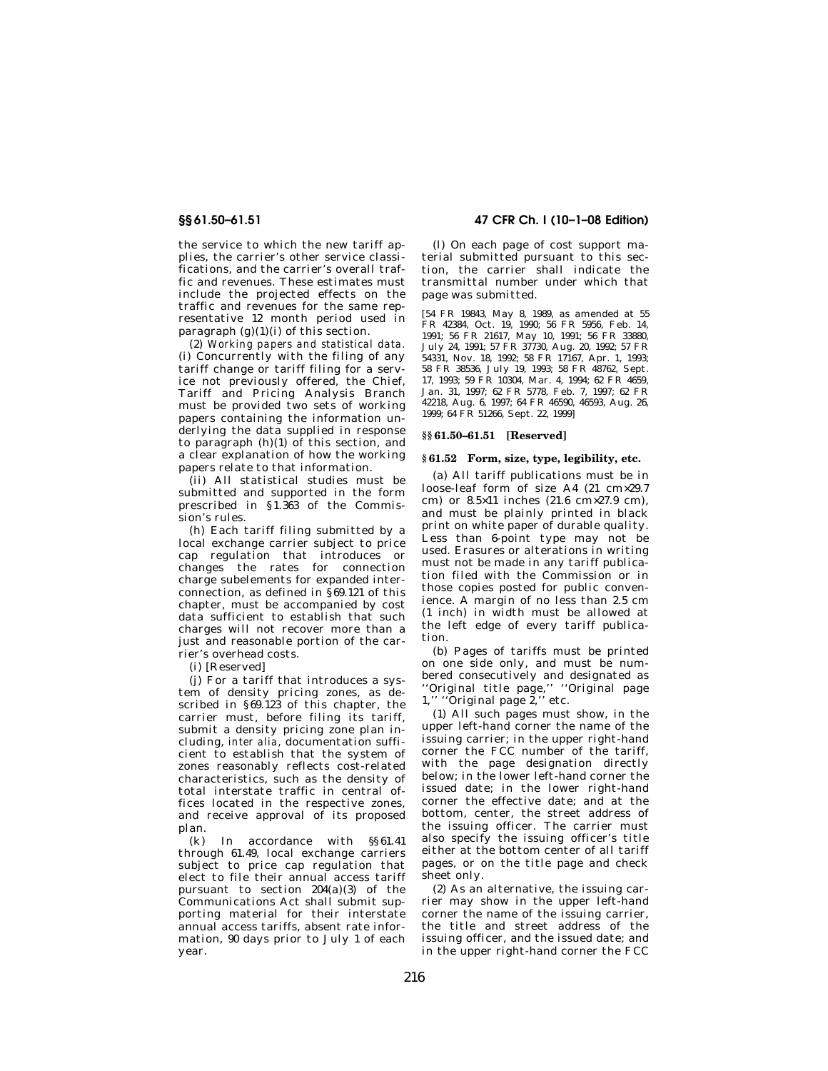the service to which the new tariff applies, the carrier's other service classifications, and the carrier's overall traffic and revenues. These estimates must include the projected effects on the traffic and revenues for the same representative 12 month period used in paragraph (g)(1)(i) of this section.

(2) *Working papers and statistical data.* (i) Concurrently with the filing of any tariff change or tariff filing for a service not previously offered, the Chief, Tariff and Pricing Analysis Branch must be provided two sets of working papers containing the information underlying the data supplied in response to paragraph (h)(1) of this section, and a clear explanation of how the working papers relate to that information.

(ii) All statistical studies must be submitted and supported in the form prescribed in §1.363 of the Commission's rules.

(h) Each tariff filing submitted by a local exchange carrier subject to price cap regulation that introduces or changes the rates for connection charge subelements for expanded interconnection, as defined in §69.121 of this chapter, must be accompanied by cost data sufficient to establish that such charges will not recover more than a just and reasonable portion of the carrier's overhead costs.

(i) [Reserved]

(j) For a tariff that introduces a system of density pricing zones, as described in §69.123 of this chapter, the carrier must, before filing its tariff, submit a density pricing zone plan including, *inter alia,* documentation sufficient to establish that the system of zones reasonably reflects cost-related characteristics, such as the density of total interstate traffic in central offices located in the respective zones, and receive approval of its proposed plan.

(k) In accordance with §§61.41 through 61.49, local exchange carriers subject to price cap regulation that elect to file their annual access tariff pursuant to section 204(a)(3) of the Communications Act shall submit supporting material for their interstate annual access tariffs, absent rate information, 90 days prior to July 1 of each year.

(l) On each page of cost support material submitted pursuant to this section, the carrier shall indicate the transmittal number under which that page was submitted.

[54 FR 19843, May 8, 1989, as amended at 55 FR 42384, Oct. 19, 1990; 56 FR 5956, Feb. 14, 1991; 56 FR 21617, May 10, 1991; 56 FR 33880, July 24, 1991; 57 FR 37730, Aug. 20, 1992; 57 FR 54331, Nov. 18, 1992; 58 FR 17167, Apr. 1, 1993; 58 FR 38536, July 19, 1993; 58 FR 48762, Sept. 17, 1993; 59 FR 10304, Mar. 4, 1994; 62 FR 4659, Jan. 31, 1997; 62 FR 5778, Feb. 7, 1997; 62 FR 42218, Aug. 6, 1997; 64 FR 46590, 46593, Aug. 26, 1999; 64 FR 51266, Sept. 22, 1999]

## §§61.50–61.51 [Reserved]

## §61.52 Form, size, type, legibility, etc.

(a) All tariff publications must be in loose-leaf form of size A4 (21 cm×29.7 cm) or 8.5×11 inches (21.6 cm×27.9 cm), and must be plainly printed in black print on white paper of durable quality. Less than 6-point type may not be used. Erasures or alterations in writing must not be made in any tariff publication filed with the Commission or in those copies posted for public convenience. A margin of no less than 2.5 cm (1 inch) in width must be allowed at the left edge of every tariff publication.

(b) Pages of tariffs must be printed on one side only, and must be numbered consecutively and designated as ''Original title page,'' ''Original page 1,'' ''Original page 2,'' etc.

(1) All such pages must show, in the upper left-hand corner the name of the issuing carrier; in the upper right-hand corner the FCC number of the tariff, with the page designation directly below; in the lower left-hand corner the issued date; in the lower right-hand corner the effective date; and at the bottom, center, the street address of the issuing officer. The carrier must also specify the issuing officer's title either at the bottom center of all tariff pages, or on the title page and check sheet only.

(2) As an alternative, the issuing carrier may show in the upper left-hand corner the name of the issuing carrier, the title and street address of the issuing officer, and the issued date; and in the upper right-hand corner the FCC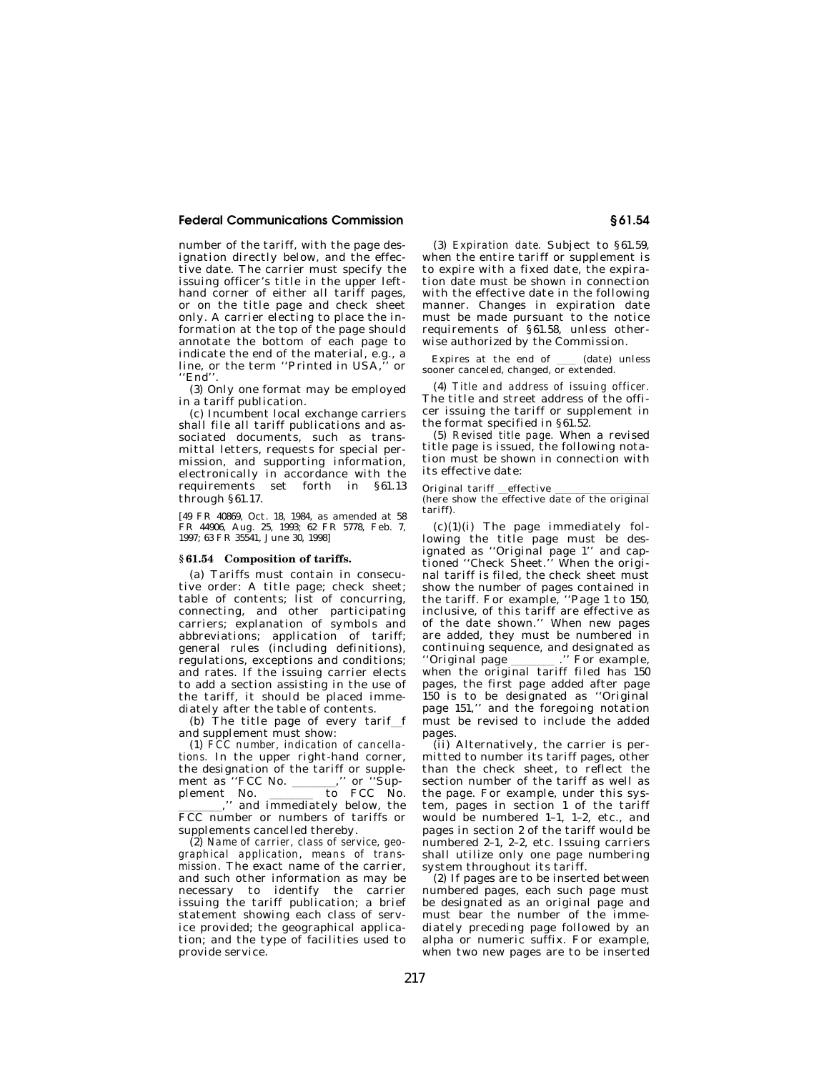number of the tariff, with the page designation directly below, and the effective date. The carrier must specify the issuing officer's title in the upper left-hand corner of either all tariff pages, or on the title page and check sheet only. A carrier electing to place the information at the top of the page should annotate the bottom of each page to indicate the end of the material, e.g., a line, or the term ''Printed in USA,'' or ''End''.

(3) Only one format may be employed in a tariff publication.

(c) Incumbent local exchange carriers shall file all tariff publications and associated documents, such as transmittal letters, requests for special permission, and supporting information, electronically in accordance with the requirements set forth in §61.13 through §61.17.

[49 FR 40869, Oct. 18, 1984, as amended at 58 FR 44906, Aug. 25, 1993; 62 FR 5778, Feb. 7, 1997; 63 FR 35541, June 30, 1998]

## §61.54 Composition of tariffs.

(a) Tariffs must contain in consecutive order: A title page; check sheet; table of contents; list of concurring, connecting, and other participating carriers; explanation of symbols and abbreviations; application of tariff; general rules (including definitions), regulations, exceptions and conditions; and rates. If the issuing carrier elects to add a section assisting in the use of the tariff, it should be placed immediately after the table of contents.

(b) The title page of every tarif f and supplement must show:

(1) *FCC number, indication of cancellations.* In the upper right-hand corner, the designation of the tariff or supplement as ''FCC No. \_\_\_\_\_\_,'' or ''Supplement No. \_\_\_\_\_\_ to FCC No. \_\_\_\_\_\_,'' and immediately below, the FCC number or numbers of tariffs or supplements cancelled thereby.

(2) *Name of carrier, class of service, geographical application, means of transmission.* The exact name of the carrier, and such other information as may be necessary to identify the carrier issuing the tariff publication; a brief statement showing each class of service provided; the geographical application; and the type of facilities used to provide service.

(3) *Expiration date.* Subject to §61.59, when the entire tariff or supplement is to expire with a fixed date, the expiration date must be shown in connection with the effective date in the following manner. Changes in expiration date must be made pursuant to the notice requirements of §61.58, unless otherwise authorized by the Commission.

Expires at the end of \_\_\_\_ (date) unless sooner canceled, changed, or extended.

(4) *Title and address of issuing officer.* The title and street address of the officer issuing the tariff or supplement in the format specified in §61.52.

(5) *Revised title page.* When a revised title page is issued, the following notation must be shown in connection with its effective date:

Original tariff \_effective \_\_\_\_\_\_\_\_\_\_
(here show the effective date of the original tariff).

(c)(1)(i) The page immediately following the title page must be designated as ''Original page 1'' and captioned ''Check Sheet.'' When the original tariff is filed, the check sheet must show the number of pages contained in the tariff. For example, ''Page 1 to 150, inclusive, of this tariff are effective as of the date shown.'' When new pages are added, they must be numbered in continuing sequence, and designated as ''Original page \_\_\_\_\_\_.'' For example, when the original tariff filed has 150 pages, the first page added after page 150 is to be designated as ''Original page 151,'' and the foregoing notation must be revised to include the added pages.

(ii) Alternatively, the carrier is permitted to number its tariff pages, other than the check sheet, to reflect the section number of the tariff as well as the page. For example, under this system, pages in section 1 of the tariff would be numbered 1–1, 1–2, etc., and pages in section 2 of the tariff would be numbered 2–1, 2–2, etc. Issuing carriers shall utilize only one page numbering system throughout its tariff.

(2) If pages are to be inserted between numbered pages, each such page must be designated as an original page and must bear the number of the immediately preceding page followed by an alpha or numeric suffix. For example, when two new pages are to be inserted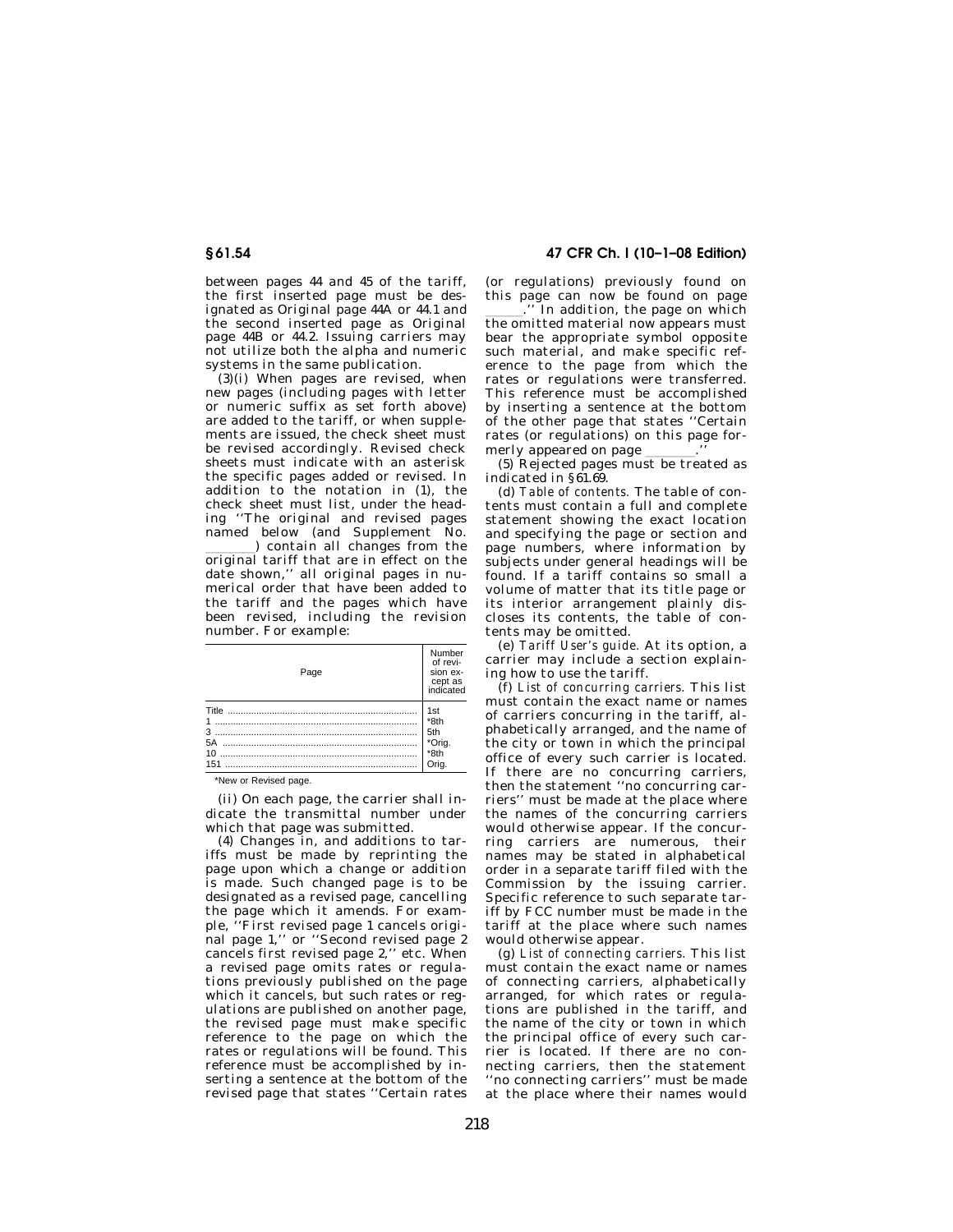between pages 44 and 45 of the tariff, the first inserted page must be designated as Original page 44A or 44.1 and the second inserted page as Original page 44B or 44.2. Issuing carriers may not utilize both the alpha and numeric systems in the same publication.

(3)(i) When pages are revised, when new pages (including pages with letter or numeric suffix as set forth above) are added to the tariff, or when supplements are issued, the check sheet must be revised accordingly. Revised check sheets must indicate with an asterisk the specific pages added or revised. In addition to the notation in (1), the check sheet must list, under the heading ''The original and revised pages named below (and Supplement No. _______) contain all changes from the original tariff that are in effect on the date shown,'' all original pages in numerical order that have been added to the tariff and the pages which have been revised, including the revision number. For example:

| Page | Number of revision except as indicated |
|---|---|
| Title | 1st |
| 1 | *8th |
| 3 | 5th |
| 5A | *Orig. |
| 10 | *8th |
| 151 | Orig. |

*New or Revised page.

(ii) On each page, the carrier shall indicate the transmittal number under which that page was submitted.

(4) Changes in, and additions to tariffs must be made by reprinting the page upon which a change or addition is made. Such changed page is to be designated as a revised page, cancelling the page which it amends. For example, ''First revised page 1 cancels original page 1,'' or ''Second revised page 2 cancels first revised page 2,'' etc. When a revised page omits rates or regulations previously published on the page which it cancels, but such rates or regulations are published on another page, the revised page must make specific reference to the page on which the rates or regulations will be found. This reference must be accomplished by inserting a sentence at the bottom of the revised page that states ''Certain rates (or regulations) previously found on this page can now be found on page _____.'' In addition, the page on which the omitted material now appears must bear the appropriate symbol opposite such material, and make specific reference to the page from which the rates or regulations were transferred. This reference must be accomplished by inserting a sentence at the bottom of the other page that states ''Certain rates (or regulations) on this page formerly appeared on page _______.''

(5) Rejected pages must be treated as indicated in §61.69.

(d) *Table of contents.* The table of contents must contain a full and complete statement showing the exact location and specifying the page or section and page numbers, where information by subjects under general headings will be found. If a tariff contains so small a volume of matter that its title page or its interior arrangement plainly discloses its contents, the table of contents may be omitted.

(e) *Tariff User's guide.* At its option, a carrier may include a section explaining how to use the tariff.

(f) *List of concurring carriers.* This list must contain the exact name or names of carriers concurring in the tariff, alphabetically arranged, and the name of the city or town in which the principal office of every such carrier is located. If there are no concurring carriers, then the statement ''no concurring carriers'' must be made at the place where the names of the concurring carriers would otherwise appear. If the concurring carriers are numerous, their names may be stated in alphabetical order in a separate tariff filed with the Commission by the issuing carrier. Specific reference to such separate tariff by FCC number must be made in the tariff at the place where such names would otherwise appear.

(g) *List of connecting carriers.* This list must contain the exact name or names of connecting carriers, alphabetically arranged, for which rates or regulations are published in the tariff, and the name of the city or town in which the principal office of every such carrier is located. If there are no connecting carriers, then the statement ''no connecting carriers'' must be made at the place where their names would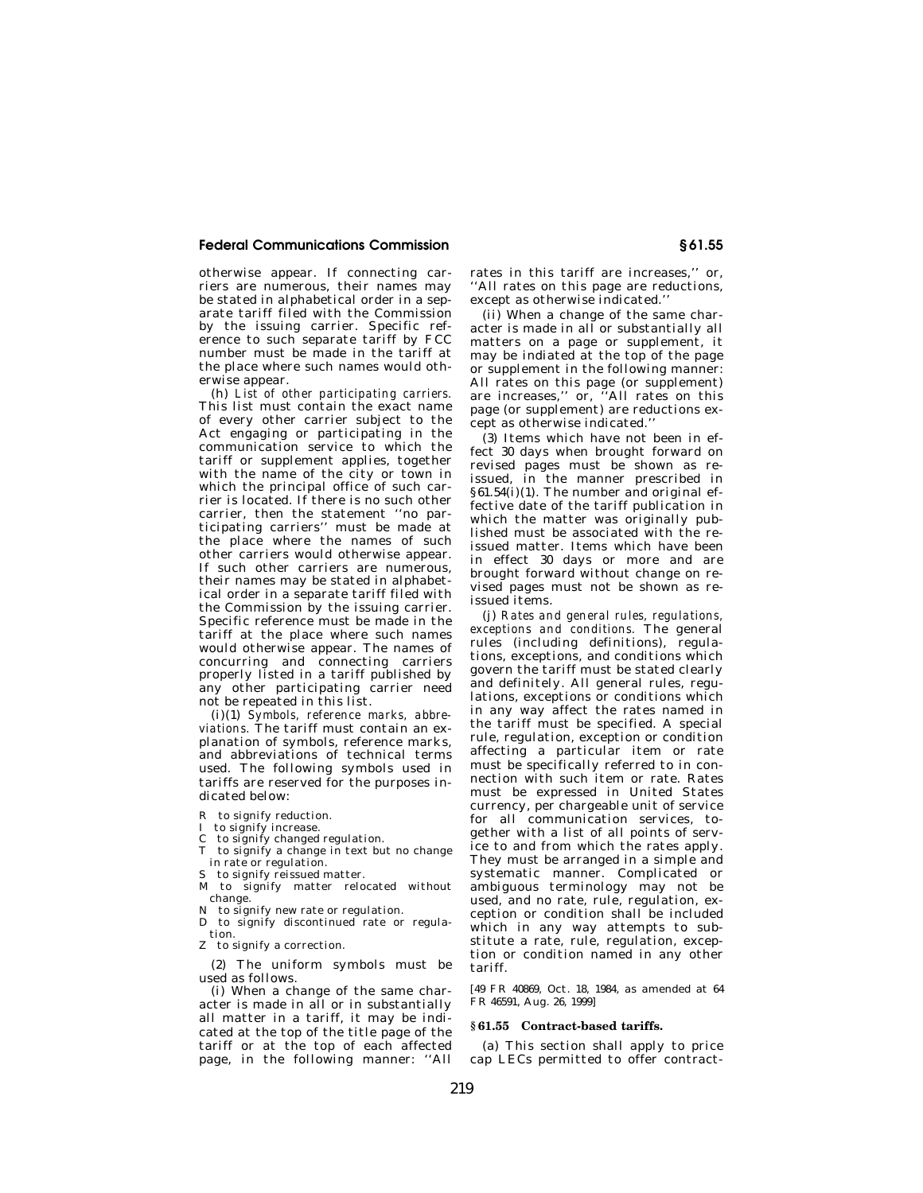otherwise appear. If connecting carriers are numerous, their names may be stated in alphabetical order in a separate tariff filed with the Commission by the issuing carrier. Specific reference to such separate tariff by FCC number must be made in the tariff at the place where such names would otherwise appear.

(h) *List of other participating carriers.* This list must contain the exact name of every other carrier subject to the Act engaging or participating in the communication service to which the tariff or supplement applies, together with the name of the city or town in which the principal office of such carrier is located. If there is no such other carrier, then the statement ''no participating carriers'' must be made at the place where the names of such other carriers would otherwise appear. If such other carriers are numerous, their names may be stated in alphabetical order in a separate tariff filed with the Commission by the issuing carrier. Specific reference must be made in the tariff at the place where such names would otherwise appear. The names of concurring and connecting carriers properly listed in a tariff published by any other participating carrier need not be repeated in this list.

(i)(1) *Symbols, reference marks, abbreviations.* The tariff must contain an explanation of symbols, reference marks, and abbreviations of technical terms used. The following symbols used in tariffs are reserved for the purposes indicated below:

R to signify reduction.
I to signify increase.
C to signify changed regulation.
T to signify a change in text but no change in rate or regulation.
S to signify reissued matter.
M to signify matter relocated without change.
N to signify new rate or regulation.
D to signify discontinued rate or regulation.
Z to signify a correction.

(2) The uniform symbols must be used as follows.

(i) When a change of the same character is made in all or in substantially all matter in a tariff, it may be indicated at the top of the title page of the tariff or at the top of each affected page, in the following manner: ''All rates in this tariff are increases,'' or, ''All rates on this page are reductions, except as otherwise indicated.''

(ii) When a change of the same character is made in all or substantially all matters on a page or supplement, it may be indiated at the top of the page or supplement in the following manner: All rates on this page (or supplement) are increases,'' or, ''All rates on this page (or supplement) are reductions except as otherwise indicated.''

(3) Items which have not been in effect 30 days when brought forward on revised pages must be shown as reissued, in the manner prescribed in §61.54(i)(1). The number and original effective date of the tariff publication in which the matter was originally published must be associated with the reissued matter. Items which have been in effect 30 days or more and are brought forward without change on revised pages must not be shown as reissued items.

(j) *Rates and general rules, regulations, exceptions and conditions.* The general rules (including definitions), regulations, exceptions, and conditions which govern the tariff must be stated clearly and definitely. All general rules, regulations, exceptions or conditions which in any way affect the rates named in the tariff must be specified. A special rule, regulation, exception or condition affecting a particular item or rate must be specifically referred to in connection with such item or rate. Rates must be expressed in United States currency, per chargeable unit of service for all communication services, together with a list of all points of service to and from which the rates apply. They must be arranged in a simple and systematic manner. Complicated or ambiguous terminology may not be used, and no rate, rule, regulation, exception or condition shall be included which in any way attempts to substitute a rate, rule, regulation, exception or condition named in any other tariff.

[49 FR 40869, Oct. 18, 1984, as amended at 64 FR 46591, Aug. 26, 1999]

## §61.55 Contract-based tariffs.

(a) This section shall apply to price cap LECs permitted to offer contract-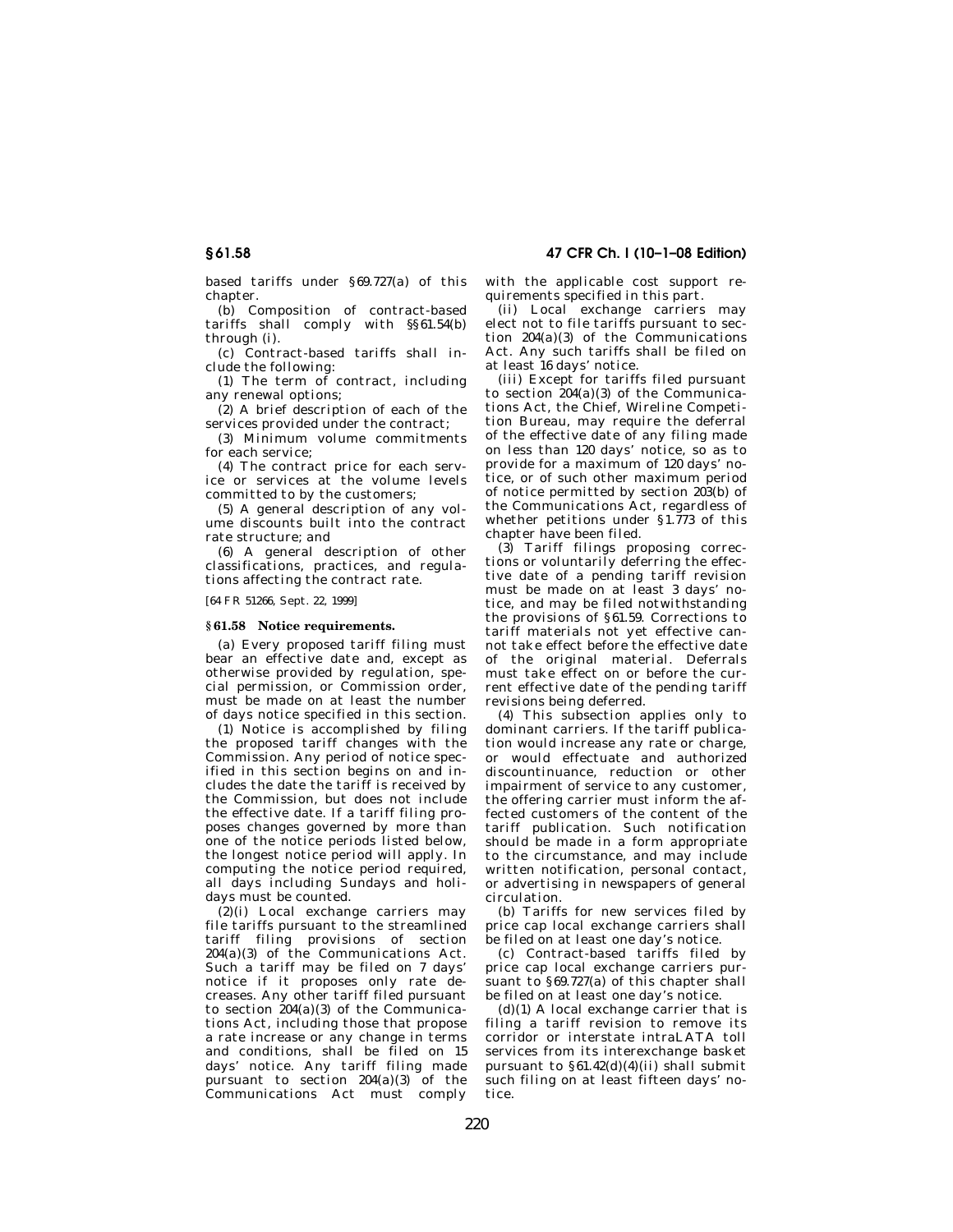based tariffs under §69.727(a) of this chapter.

(b) Composition of contract-based tariffs shall comply with §§61.54(b) through (i).

(c) Contract-based tariffs shall include the following:

(1) The term of contract, including any renewal options;

(2) A brief description of each of the services provided under the contract;

(3) Minimum volume commitments for each service;

(4) The contract price for each service or services at the volume levels committed to by the customers;

(5) A general description of any volume discounts built into the contract rate structure; and

(6) A general description of other classifications, practices, and regulations affecting the contract rate.

[64 FR 51266, Sept. 22, 1999]

## §61.58 Notice requirements.

(a) Every proposed tariff filing must bear an effective date and, except as otherwise provided by regulation, special permission, or Commission order, must be made on at least the number of days notice specified in this section.

(1) Notice is accomplished by filing the proposed tariff changes with the Commission. Any period of notice specified in this section begins on and includes the date the tariff is received by the Commission, but does not include the effective date. If a tariff filing proposes changes governed by more than one of the notice periods listed below, the longest notice period will apply. In computing the notice period required, all days including Sundays and holidays must be counted.

(2)(i) Local exchange carriers may file tariffs pursuant to the streamlined tariff filing provisions of section 204(a)(3) of the Communications Act. Such a tariff may be filed on 7 days' notice if it proposes only rate decreases. Any other tariff filed pursuant to section 204(a)(3) of the Communications Act, including those that propose a rate increase or any change in terms and conditions, shall be filed on 15 days' notice. Any tariff filing made pursuant to section 204(a)(3) of the Communications Act must comply with the applicable cost support requirements specified in this part.

(ii) Local exchange carriers may elect not to file tariffs pursuant to section 204(a)(3) of the Communications Act. Any such tariffs shall be filed on at least 16 days' notice.

(iii) Except for tariffs filed pursuant to section 204(a)(3) of the Communications Act, the Chief, Wireline Competition Bureau, may require the deferral of the effective date of any filing made on less than 120 days' notice, so as to provide for a maximum of 120 days' notice, or of such other maximum period of notice permitted by section 203(b) of the Communications Act, regardless of whether petitions under §1.773 of this chapter have been filed.

(3) Tariff filings proposing corrections or voluntarily deferring the effective date of a pending tariff revision must be made on at least 3 days' notice, and may be filed notwithstanding the provisions of §61.59. Corrections to tariff materials not yet effective cannot take effect before the effective date of the original material. Deferrals must take effect on or before the current effective date of the pending tariff revisions being deferred.

(4) This subsection applies only to dominant carriers. If the tariff publication would increase any rate or charge, or would effectuate and authorized discountinuance, reduction or other impairment of service to any customer, the offering carrier must inform the affected customers of the content of the tariff publication. Such notification should be made in a form appropriate to the circumstance, and may include written notification, personal contact, or advertising in newspapers of general circulation.

(b) Tariffs for new services filed by price cap local exchange carriers shall be filed on at least one day's notice.

(c) Contract-based tariffs filed by price cap local exchange carriers pursuant to §69.727(a) of this chapter shall be filed on at least one day's notice.

(d)(1) A local exchange carrier that is filing a tariff revision to remove its corridor or interstate intraLATA toll services from its interexchange basket pursuant to §61.42(d)(4)(ii) shall submit such filing on at least fifteen days' notice.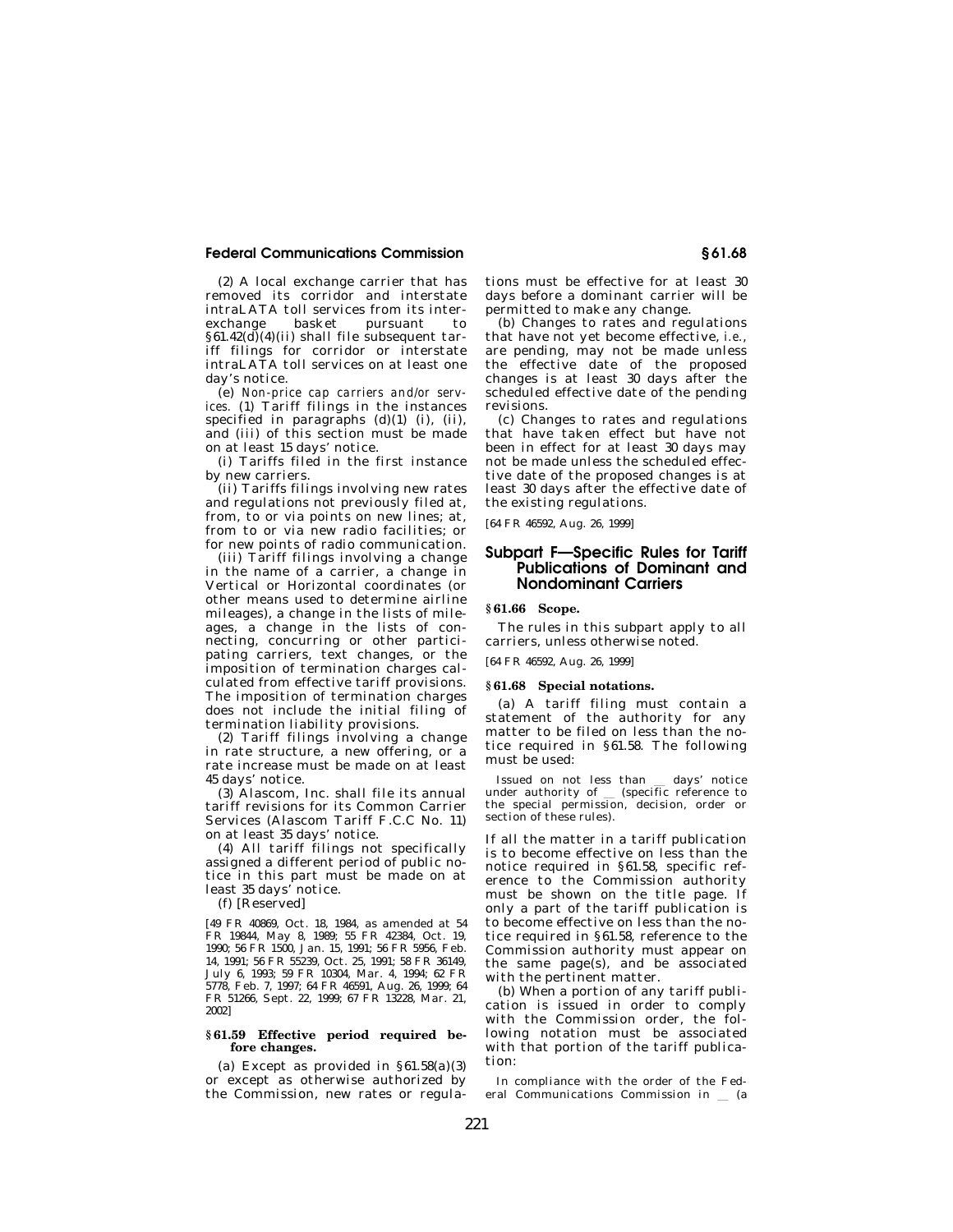(2) A local exchange carrier that has removed its corridor and interstate intraLATA toll services from its interexchange basket pursuant to §61.42(d)(4)(ii) shall file subsequent tariff filings for corridor or interstate intraLATA toll services on at least one day's notice.

(e) *Non-price cap carriers and/or services.* (1) Tariff filings in the instances specified in paragraphs (d)(1) (i), (ii), and (iii) of this section must be made on at least 15 days' notice.

(i) Tariffs filed in the first instance by new carriers.

(ii) Tariffs filings involving new rates and regulations not previously filed at, from, to or via points on new lines; at, from to or via new radio facilities; or for new points of radio communication.

(iii) Tariff filings involving a change in the name of a carrier, a change in Vertical or Horizontal coordinates (or other means used to determine airline mileages), a change in the lists of mileages, a change in the lists of connecting, concurring or other participating carriers, text changes, or the imposition of termination charges calculated from effective tariff provisions. The imposition of termination charges does not include the initial filing of termination liability provisions.

(2) Tariff filings involving a change in rate structure, a new offering, or a rate increase must be made on at least 45 days' notice.

(3) Alascom, Inc. shall file its annual tariff revisions for its Common Carrier Services (Alascom Tariff F.C.C No. 11) on at least 35 days' notice.

(4) All tariff filings not specifically assigned a different period of public notice in this part must be made on at least 35 days' notice.

(f) [Reserved]

[49 FR 40869, Oct. 18, 1984, as amended at 54 FR 19844, May 8, 1989; 55 FR 42384, Oct. 19, 1990; 56 FR 1500, Jan. 15, 1991; 56 FR 5956, Feb. 14, 1991; 56 FR 55239, Oct. 25, 1991; 58 FR 36149, July 6, 1993; 59 FR 10304, Mar. 4, 1994; 62 FR 5778, Feb. 7, 1997; 64 FR 46591, Aug. 26, 1999; 64 FR 51266, Sept. 22, 1999; 67 FR 13228, Mar. 21, 2002]

### §61.59 Effective period required before changes.

(a) Except as provided in §61.58(a)(3) or except as otherwise authorized by the Commission, new rates or regulations must be effective for at least 30 days before a dominant carrier will be permitted to make any change.

(b) Changes to rates and regulations that have not yet become effective, *i.e.*, are pending, may not be made unless the effective date of the proposed changes is at least 30 days after the scheduled effective date of the pending revisions.

(c) Changes to rates and regulations that have taken effect but have not been in effect for at least 30 days may not be made unless the scheduled effective date of the proposed changes is at least 30 days after the effective date of the existing regulations.

[64 FR 46592, Aug. 26, 1999]

## Subpart F—Specific Rules for Tariff Publications of Dominant and Nondominant Carriers

### §61.66 Scope.

The rules in this subpart apply to all carriers, unless otherwise noted.

[64 FR 46592, Aug. 26, 1999]

### §61.68 Special notations.

(a) A tariff filing must contain a statement of the authority for any matter to be filed on less than the notice required in §61.58. The following must be used:

Issued on not less than __ days' notice under authority of __ (specific reference to the special permission, decision, order or section of these rules).

If all the matter in a tariff publication is to become effective on less than the notice required in §61.58, specific reference to the Commission authority must be shown on the title page. If only a part of the tariff publication is to become effective on less than the notice required in §61.58, reference to the Commission authority must appear on the same page(s), and be associated with the pertinent matter.

(b) When a portion of any tariff publication is issued in order to comply with the Commission order, the following notation must be associated with that portion of the tariff publication:

In compliance with the order of the Federal Communications Commission in __ (a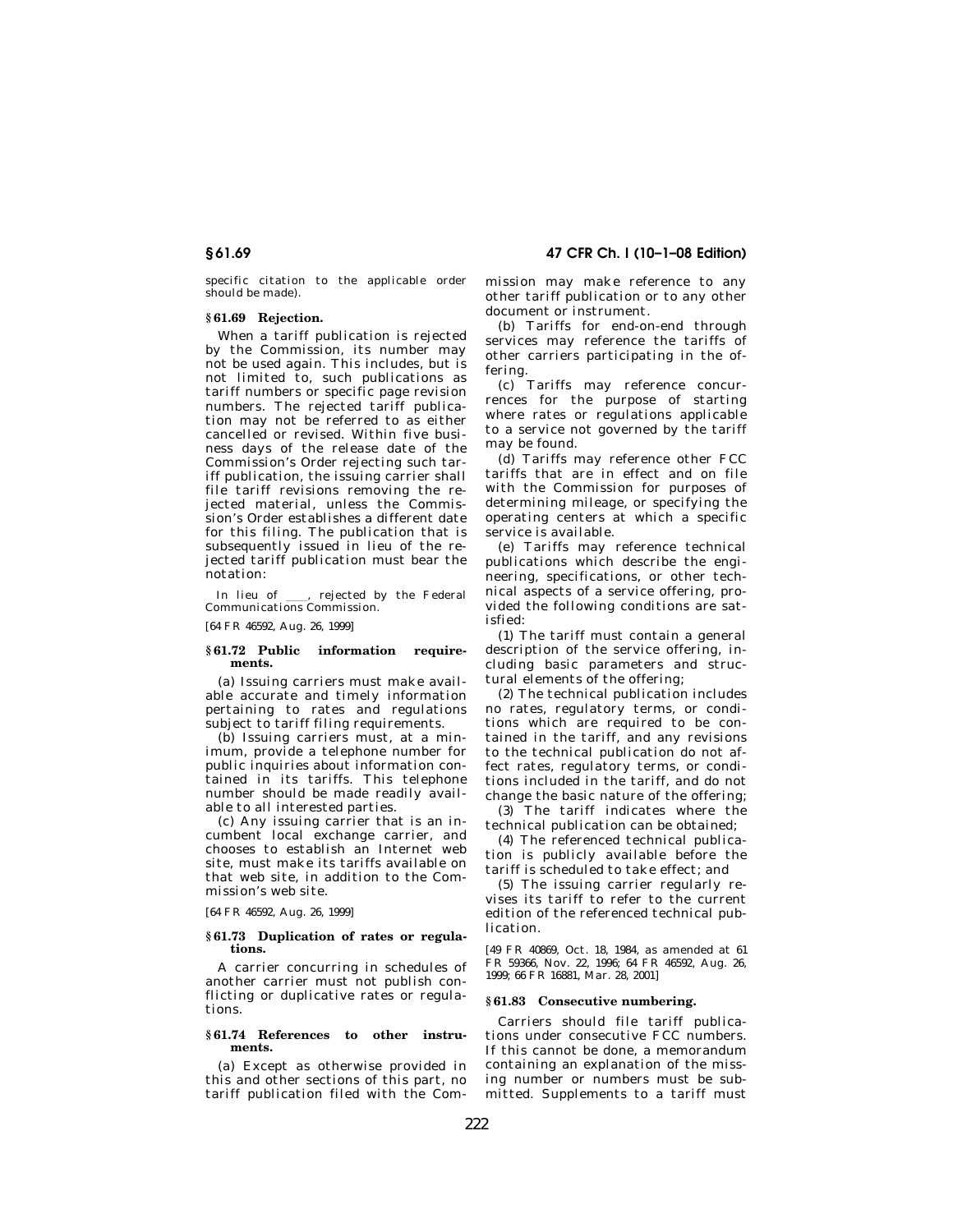specific citation to the applicable order should be made).

### § 61.69 Rejection.

When a tariff publication is rejected by the Commission, its number may not be used again. This includes, but is not limited to, such publications as tariff numbers or specific page revision numbers. The rejected tariff publication may not be referred to as either cancelled or revised. Within five business days of the release date of the Commission's Order rejecting such tariff publication, the issuing carrier shall file tariff revisions removing the rejected material, unless the Commission's Order establishes a different date for this filing. The publication that is subsequently issued in lieu of the rejected tariff publication must bear the notation:

In lieu of \_\_\_\_, rejected by the Federal Communications Commission.

[64 FR 46592, Aug. 26, 1999]

### § 61.72 Public information requirements.

(a) Issuing carriers must make available accurate and timely information pertaining to rates and regulations subject to tariff filing requirements.

(b) Issuing carriers must, at a minimum, provide a telephone number for public inquiries about information contained in its tariffs. This telephone number should be made readily available to all interested parties.

(c) Any issuing carrier that is an incumbent local exchange carrier, and chooses to establish an Internet web site, must make its tariffs available on that web site, in addition to the Commission's web site.

[64 FR 46592, Aug. 26, 1999]

### § 61.73 Duplication of rates or regulations.

A carrier concurring in schedules of another carrier must not publish conflicting or duplicative rates or regulations.

### § 61.74 References to other instruments.

(a) Except as otherwise provided in this and other sections of this part, no tariff publication filed with the Commission may make reference to any other tariff publication or to any other document or instrument.

(b) Tariffs for end-on-end through services may reference the tariffs of other carriers participating in the offering.

(c) Tariffs may reference concurrences for the purpose of starting where rates or regulations applicable to a service not governed by the tariff may be found.

(d) Tariffs may reference other FCC tariffs that are in effect and on file with the Commission for purposes of determining mileage, or specifying the operating centers at which a specific service is available.

(e) Tariffs may reference technical publications which describe the engineering, specifications, or other technical aspects of a service offering, provided the following conditions are satisfied:

(1) The tariff must contain a general description of the service offering, including basic parameters and structural elements of the offering;

(2) The technical publication includes no rates, regulatory terms, or conditions which are required to be contained in the tariff, and any revisions to the technical publication do not affect rates, regulatory terms, or conditions included in the tariff, and do not change the basic nature of the offering;

(3) The tariff indicates where the technical publication can be obtained;

(4) The referenced technical publication is publicly available before the tariff is scheduled to take effect; and

(5) The issuing carrier regularly revises its tariff to refer to the current edition of the referenced technical publication.

[49 FR 40869, Oct. 18, 1984, as amended at 61 FR 59366, Nov. 22, 1996; 64 FR 46592, Aug. 26, 1999; 66 FR 16881, Mar. 28, 2001]

### § 61.83 Consecutive numbering.

Carriers should file tariff publications under consecutive FCC numbers. If this cannot be done, a memorandum containing an explanation of the missing number or numbers must be submitted. Supplements to a tariff must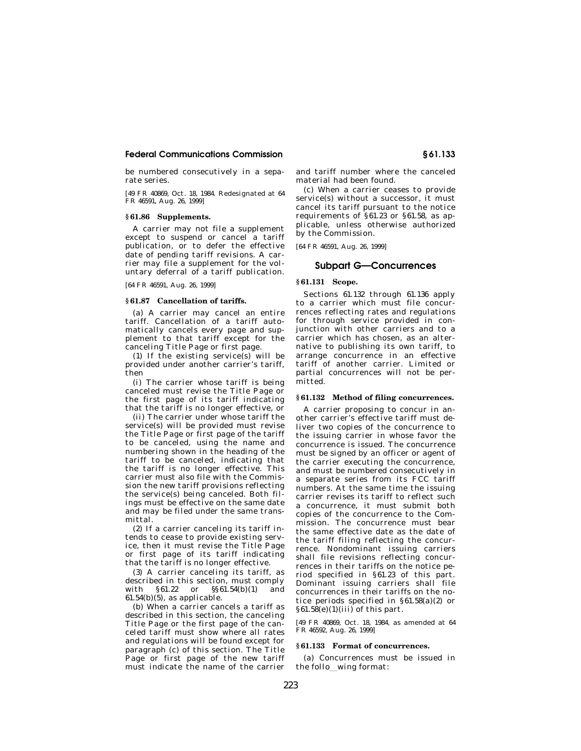be numbered consecutively in a separate series.

[49 FR 40869, Oct. 18, 1984. Redesignated at 64 FR 46591, Aug. 26, 1999]

### § 61.86 Supplements.

A carrier may not file a supplement except to suspend or cancel a tariff publication, or to defer the effective date of pending tariff revisions. A carrier may file a supplement for the voluntary deferral of a tariff publication.

[64 FR 46591, Aug. 26, 1999]

### § 61.87 Cancellation of tariffs.

(a) A carrier may cancel an entire tariff. Cancellation of a tariff automatically cancels every page and supplement to that tariff except for the canceling Title Page or first page.

(1) If the existing service(s) will be provided under another carrier's tariff, then

(i) The carrier whose tariff is being canceled must revise the Title Page or the first page of its tariff indicating that the tariff is no longer effective, or

(ii) The carrier under whose tariff the service(s) will be provided must revise the Title Page or first page of the tariff to be canceled, using the name and numbering shown in the heading of the tariff to be canceled, indicating that the tariff is no longer effective. This carrier must also file with the Commission the new tariff provisions reflecting the service(s) being canceled. Both filings must be effective on the same date and may be filed under the same transmittal.

(2) If a carrier canceling its tariff intends to cease to provide existing service, then it must revise the Title Page or first page of its tariff indicating that the tariff is no longer effective.

(3) A carrier canceling its tariff, as described in this section, must comply with §61.22 or §§61.54(b)(1) and 61.54(b)(5), as applicable.

(b) When a carrier cancels a tariff as described in this section, the canceling Title Page or the first page of the canceled tariff must show where all rates and regulations will be found except for paragraph (c) of this section. The Title Page or first page of the new tariff must indicate the name of the carrier and tariff number where the canceled material had been found.

(c) When a carrier ceases to provide service(s) without a successor, it must cancel its tariff pursuant to the notice requirements of §61.23 or §61.58, as applicable, unless otherwise authorized by the Commission.

[64 FR 46591, Aug. 26, 1999]

## Subpart G—Concurrences

### § 61.131 Scope.

Sections 61.132 through 61.136 apply to a carrier which must file concurrences reflecting rates and regulations for through service provided in conjunction with other carriers and to a carrier which has chosen, as an alternative to publishing its own tariff, to arrange concurrence in an effective tariff of another carrier. Limited or partial concurrences will not be permitted.

### § 61.132 Method of filing concurrences.

A carrier proposing to concur in another carrier's effective tariff must deliver two copies of the concurrence to the issuing carrier in whose favor the concurrence is issued. The concurrence must be signed by an officer or agent of the carrier executing the concurrence, and must be numbered consecutively in a separate series from its FCC tariff numbers. At the same time the issuing carrier revises its tariff to reflect such a concurrence, it must submit both copies of the concurrence to the Commission. The concurrence must bear the same effective date as the date of the tariff filing reflecting the concurrence. Nondominant issuing carriers shall file revisions reflecting concurrences in their tariffs on the notice period specified in §61.23 of this part. Dominant issuing carriers shall file concurrences in their tariffs on the notice periods specified in §61.58(a)(2) or §61.58(e)(1)(iii) of this part.

[49 FR 40869, Oct. 18, 1984, as amended at 64 FR 46592, Aug. 26, 1999]

### § 61.133 Format of concurrences.

(a) Concurrences must be issued in the follo_wing format: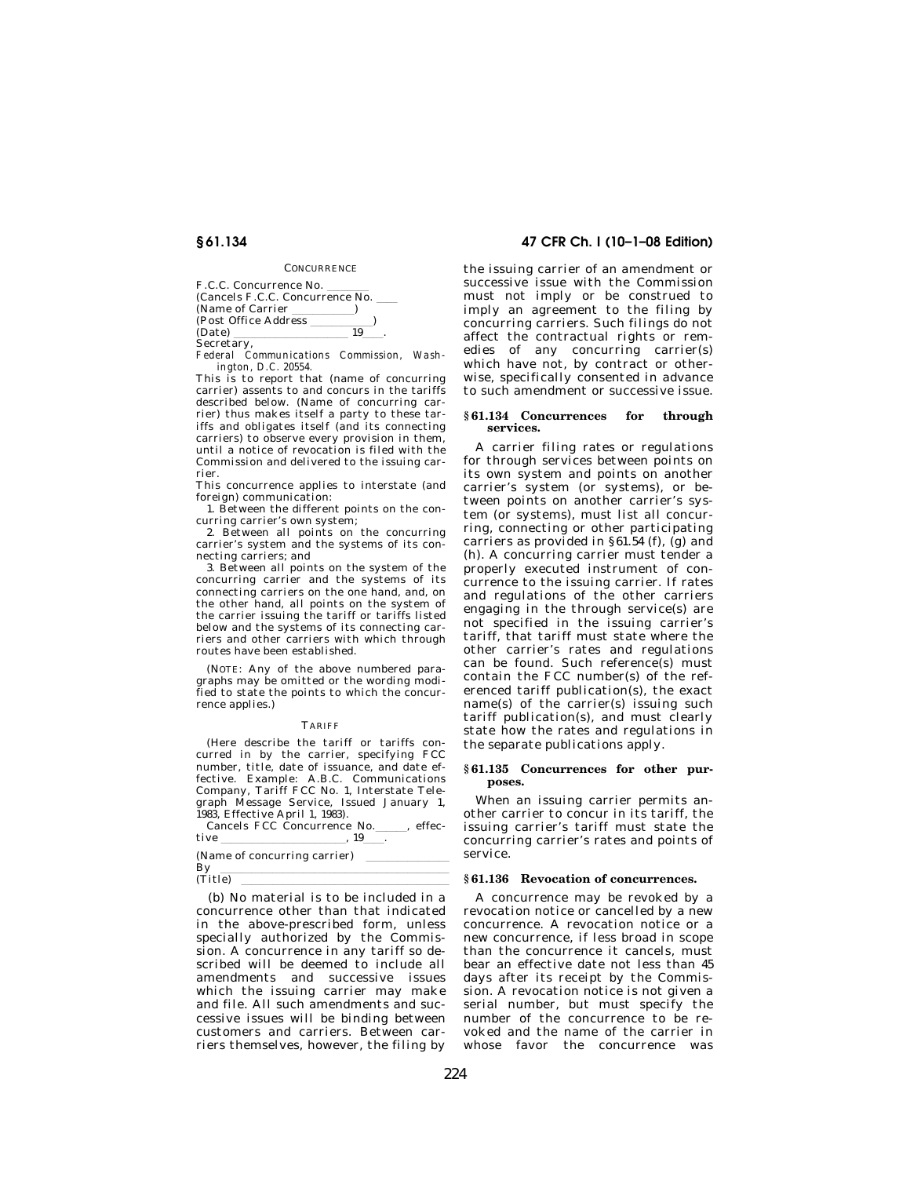CONCURRENCE

F.C.C. Concurrence No. \_\_\_\_\_\_\_
(Cancels F.C.C. Concurrence No. \_\_\_\_
(Name of Carrier \_\_\_\_\_\_\_\_\_\_\_)
(Post Office Address \_\_\_\_\_\_\_\_\_\_\_)
(Date) \_\_\_\_\_\_\_\_\_\_\_\_\_\_\_\_\_\_\_\_ 19\_\_\_\_.
Secretary,
*Federal Communications Commission, Washington, D.C. 20554.*

This is to report that (name of concurring carrier) assents to and concurs in the tariffs described below. (Name of concurring carrier) thus makes itself a party to these tariffs and obligates itself (and its connecting carriers) to observe every provision in them, until a notice of revocation is filed with the Commission and delivered to the issuing carrier.

This concurrence applies to interstate (and foreign) communication:

1. Between the different points on the concurring carrier's own system;

2. Between all points on the concurring carrier's system and the systems of its connecting carriers; and

3. Between all points on the system of the concurring carrier and the systems of its connecting carriers on the one hand, and, on the other hand, all points on the system of the carrier issuing the tariff or tariffs listed below and the systems of its connecting carriers and other carriers with which through routes have been established.

(NOTE: Any of the above numbered paragraphs may be omitted or the wording modified to state the points to which the concurrence applies.)

TARIFF

(Here describe the tariff or tariffs concurred in by the carrier, specifying FCC number, title, date of issuance, and date effective. Example: A.B.C. Communications Company, Tariff FCC No. 1, Interstate Telegraph Message Service, Issued January 1, 1983, Effective April 1, 1983).

Cancels FCC Concurrence No.\_\_\_\_\_, effective \_\_\_\_\_\_\_\_\_\_\_\_\_\_\_\_\_\_\_\_\_, 19\_\_\_\_.

(Name of concurring carrier) \_\_\_\_\_\_\_\_\_\_\_\_\_\_
By \_\_\_\_\_\_\_\_\_\_\_\_\_\_\_\_\_\_\_\_\_\_\_\_\_\_\_\_\_\_\_\_\_\_\_\_
(Title) \_\_\_\_\_\_\_\_\_\_\_\_\_\_\_\_\_\_\_\_\_\_\_\_\_\_\_\_\_\_\_\_

(b) No material is to be included in a concurrence other than that indicated in the above-prescribed form, unless specially authorized by the Commission. A concurrence in any tariff so described will be deemed to include all amendments and successive issues which the issuing carrier may make and file. All such amendments and successive issues will be binding between customers and carriers. Between carriers themselves, however, the filing by the issuing carrier of an amendment or successive issue with the Commission must not imply or be construed to imply an agreement to the filing by concurring carriers. Such filings do not affect the contractual rights or remedies of any concurring carrier(s) which have not, by contract or otherwise, specifically consented in advance to such amendment or successive issue.

### § 61.134 Concurrences for through services.

A carrier filing rates or regulations for through services between points on its own system and points on another carrier's system (or systems), or between points on another carrier's system (or systems), must list all concurring, connecting or other participating carriers as provided in § 61.54 (f), (g) and (h). A concurring carrier must tender a properly executed instrument of concurrence to the issuing carrier. If rates and regulations of the other carriers engaging in the through service(s) are not specified in the issuing carrier's tariff, that tariff must state where the other carrier's rates and regulations can be found. Such reference(s) must contain the FCC number(s) of the referenced tariff publication(s), the exact name(s) of the carrier(s) issuing such tariff publication(s), and must clearly state how the rates and regulations in the separate publications apply.

### § 61.135 Concurrences for other purposes.

When an issuing carrier permits another carrier to concur in its tariff, the issuing carrier's tariff must state the concurring carrier's rates and points of service.

### § 61.136 Revocation of concurrences.

A concurrence may be revoked by a revocation notice or cancelled by a new concurrence. A revocation notice or a new concurrence, if less broad in scope than the concurrence it cancels, must bear an effective date not less than 45 days after its receipt by the Commission. A revocation notice is not given a serial number, but must specify the number of the concurrence to be revoked and the name of the carrier in whose favor the concurrence was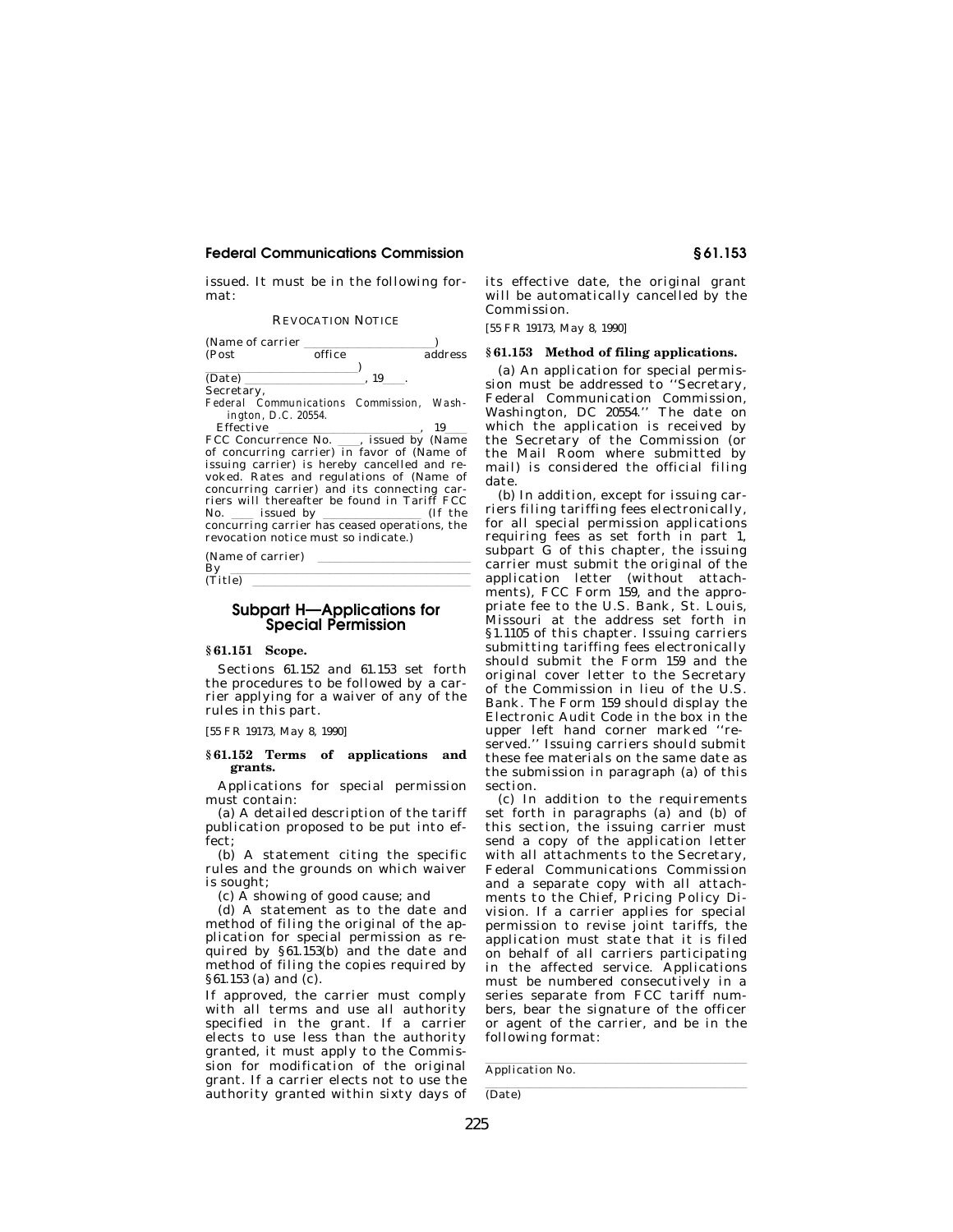issued. It must be in the following format:

REVOCATION NOTICE

(Name of carrier ____________________)
(Post office address ____________________)
(Date) ____________________, 19___.

Secretary,
Federal Communications Commission, Washington, D.C. 20554.

Effective ____________________, 19___ FCC Concurrence No. ___, issued by (Name of concurring carrier) in favor of (Name of issuing carrier) is hereby cancelled and revoked. Rates and regulations of (Name of concurring carrier) and its connecting carriers will thereafter be found in Tariff FCC No. ___ issued by ____________ (If the concurring carrier has ceased operations, the revocation notice must so indicate.)

(Name of carrier) ____________________
By ____________________
(Title) ____________________

## Subpart H—Applications for Special Permission

### § 61.151 Scope.

Sections 61.152 and 61.153 set forth the procedures to be followed by a carrier applying for a waiver of any of the rules in this part.

[55 FR 19173, May 8, 1990]

### § 61.152 Terms of applications and grants.

Applications for special permission must contain:

(a) A detailed description of the tariff publication proposed to be put into effect;

(b) A statement citing the specific rules and the grounds on which waiver is sought;

(c) A showing of good cause; and

(d) A statement as to the date and method of filing the original of the application for special permission as required by §61.153(b) and the date and method of filing the copies required by §61.153 (a) and (c).

If approved, the carrier must comply with all terms and use all authority specified in the grant. If a carrier elects to use less than the authority granted, it must apply to the Commission for modification of the original grant. If a carrier elects not to use the authority granted within sixty days of its effective date, the original grant will be automatically cancelled by the Commission.

[55 FR 19173, May 8, 1990]

### § 61.153 Method of filing applications.

(a) An application for special permission must be addressed to ''Secretary, Federal Communication Commission, Washington, DC 20554.'' The date on which the application is received by the Secretary of the Commission (or the Mail Room where submitted by mail) is considered the official filing date.

(b) In addition, except for issuing carriers filing tariffing fees electronically, for all special permission applications requiring fees as set forth in part 1, subpart G of this chapter, the issuing carrier must submit the original of the application letter (without attachments), FCC Form 159, and the appropriate fee to the U.S. Bank, St. Louis, Missouri at the address set forth in §1.1105 of this chapter. Issuing carriers submitting tariffing fees electronically should submit the Form 159 and the original cover letter to the Secretary of the Commission in lieu of the U.S. Bank. The Form 159 should display the Electronic Audit Code in the box in the upper left hand corner marked ''reserved.'' Issuing carriers should submit these fee materials on the same date as the submission in paragraph (a) of this section.

(c) In addition to the requirements set forth in paragraphs (a) and (b) of this section, the issuing carrier must send a copy of the application letter with all attachments to the Secretary, Federal Communications Commission and a separate copy with all attachments to the Chief, Pricing Policy Division. If a carrier applies for special permission to revise joint tariffs, the application must state that it is filed on behalf of all carriers participating in the affected service. Applications must be numbered consecutively in a series separate from FCC tariff numbers, bear the signature of the officer or agent of the carrier, and be in the following format:

____________________
Application No.

____________________
(Date)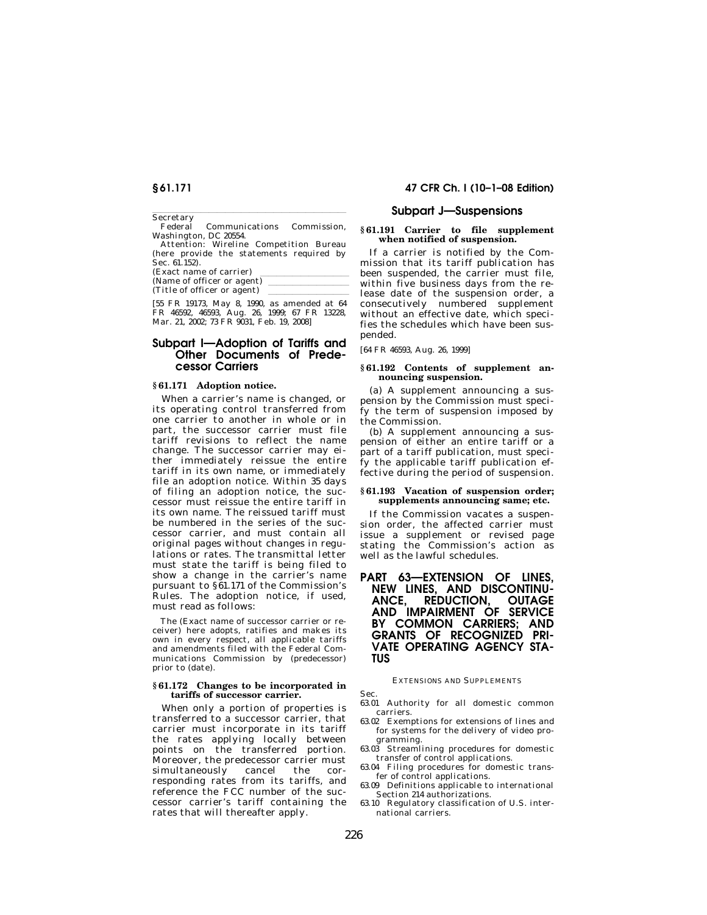Secretary
Federal Communications Commission, Washington, DC 20554.
Attention: Wireline Competition Bureau (here provide the statements required by Sec. 61.152).

(Exact name of carrier) ____________
(Name of officer or agent) ____________
(Title of officer or agent) ____________

[55 FR 19173, May 8, 1990, as amended at 64 FR 46592, 46593, Aug. 26, 1999; 67 FR 13228, Mar. 21, 2002; 73 FR 9031, Feb. 19, 2008]

## Subpart I—Adoption of Tariffs and Other Documents of Predecessor Carriers

### § 61.171 Adoption notice.

When a carrier's name is changed, or its operating control transferred from one carrier to another in whole or in part, the successor carrier must file tariff revisions to reflect the name change. The successor carrier may either immediately reissue the entire tariff in its own name, or immediately file an adoption notice. Within 35 days of filing an adoption notice, the successor must reissue the entire tariff in its own name. The reissued tariff must be numbered in the series of the successor carrier, and must contain all original pages without changes in regulations or rates. The transmittal letter must state the tariff is being filed to show a change in the carrier's name pursuant to §61.171 of the Commission's Rules. The adoption notice, if used, must read as follows:

The (Exact name of successor carrier or receiver) here adopts, ratifies and makes its own in every respect, all applicable tariffs and amendments filed with the Federal Communications Commission by (predecessor) prior to (date).

### § 61.172 Changes to be incorporated in tariffs of successor carrier.

When only a portion of properties is transferred to a successor carrier, that carrier must incorporate in its tariff the rates applying locally between points on the transferred portion. Moreover, the predecessor carrier must simultaneously cancel the corresponding rates from its tariffs, and reference the FCC number of the successor carrier's tariff containing the rates that will thereafter apply.

## Subpart J—Suspensions

### § 61.191 Carrier to file supplement when notified of suspension.

If a carrier is notified by the Commission that its tariff publication has been suspended, the carrier must file, within five business days from the release date of the suspension order, a consecutively numbered supplement without an effective date, which specifies the schedules which have been suspended.

[64 FR 46593, Aug. 26, 1999]

### § 61.192 Contents of supplement announcing suspension.

(a) A supplement announcing a suspension by the Commission must specify the term of suspension imposed by the Commission.

(b) A supplement announcing a suspension of either an entire tariff or a part of a tariff publication, must specify the applicable tariff publication effective during the period of suspension.

### § 61.193 Vacation of suspension order; supplements announcing same; etc.

If the Commission vacates a suspension order, the affected carrier must issue a supplement or revised page stating the Commission's action as well as the lawful schedules.

# PART 63—EXTENSION OF LINES, NEW LINES, AND DISCONTINUANCE, REDUCTION, OUTAGE AND IMPAIRMENT OF SERVICE BY COMMON CARRIERS; AND GRANTS OF RECOGNIZED PRIVATE OPERATING AGENCY STATUS

EXTENSIONS AND SUPPLEMENTS

Sec.
63.01 Authority for all domestic common carriers.
63.02 Exemptions for extensions of lines and for systems for the delivery of video programming.
63.03 Streamlining procedures for domestic transfer of control applications.
63.04 Filing procedures for domestic transfer of control applications.
63.09 Definitions applicable to international Section 214 authorizations.
63.10 Regulatory classification of U.S. international carriers.